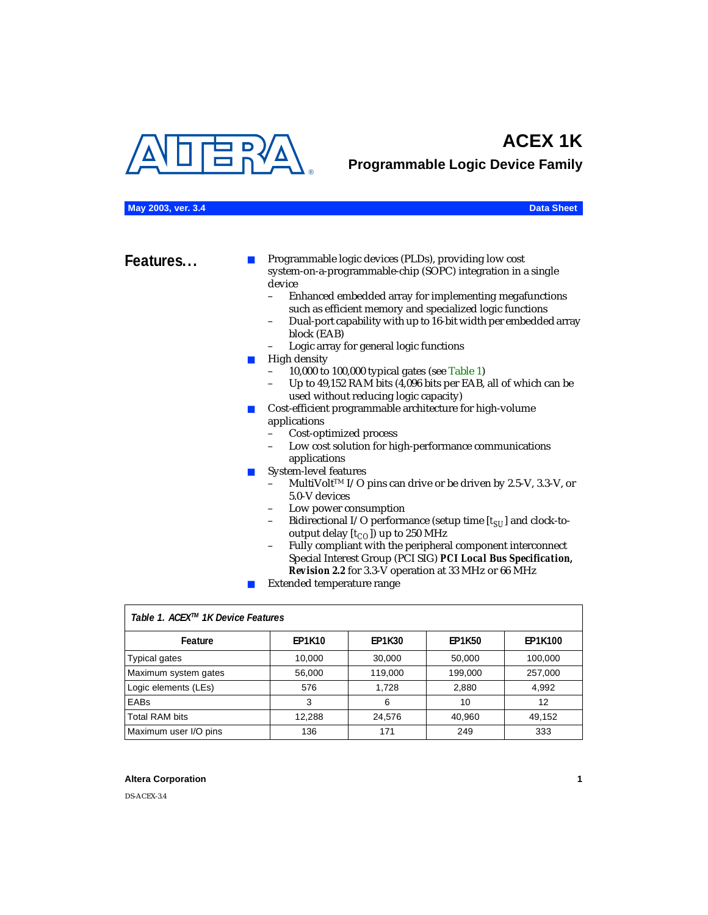# ACEX 1K

## Programmable Logic Device Family

May 2003, ver. 3.4 — Data Sheet

## Features...

- Programmable logic devices (PLDs), providing low cost system-on-a-programmable-chip (SOPC) integration in a single device
  - Enhanced embedded array for implementing megafunctions such as efficient memory and specialized logic functions
  - Dual-port capability with up to 16-bit width per embedded array block (EAB)
  - Logic array for general logic functions
- High density
  - 10,000 to 100,000 typical gates (see Table 1)
  - Up to 49,152 RAM bits (4,096 bits per EAB, all of which can be used without reducing logic capacity)
- Cost-efficient programmable architecture for high-volume applications
  - Cost-optimized process
  - Low cost solution for high-performance communications applications
- System-level features
  - MultiVolt™ I/O pins can drive or be driven by 2.5-V, 3.3-V, or 5.0-V devices
  - Low power consumption
  - Bidirectional I/O performance (setup time [$t_{SU}$] and clock-to-output delay [$t_{CO}$]) up to 250 MHz
  - Fully compliant with the peripheral component interconnect Special Interest Group (PCI SIG) ***PCI Local Bus Specification, Revision 2.2*** for 3.3-V operation at 33 MHz or 66 MHz
- Extended temperature range

*Table 1. ACEX™ 1K Device Features*

| Feature | EP1K10 | EP1K30 | EP1K50 | EP1K100 |
|---|---|---|---|---|
| Typical gates | 10,000 | 30,000 | 50,000 | 100,000 |
| Maximum system gates | 56,000 | 119,000 | 199,000 | 257,000 |
| Logic elements (LEs) | 576 | 1,728 | 2,880 | 4,992 |
| EABs | 3 | 6 | 10 | 12 |
| Total RAM bits | 12,288 | 24,576 | 40,960 | 49,152 |
| Maximum user I/O pins | 136 | 171 | 249 | 333 |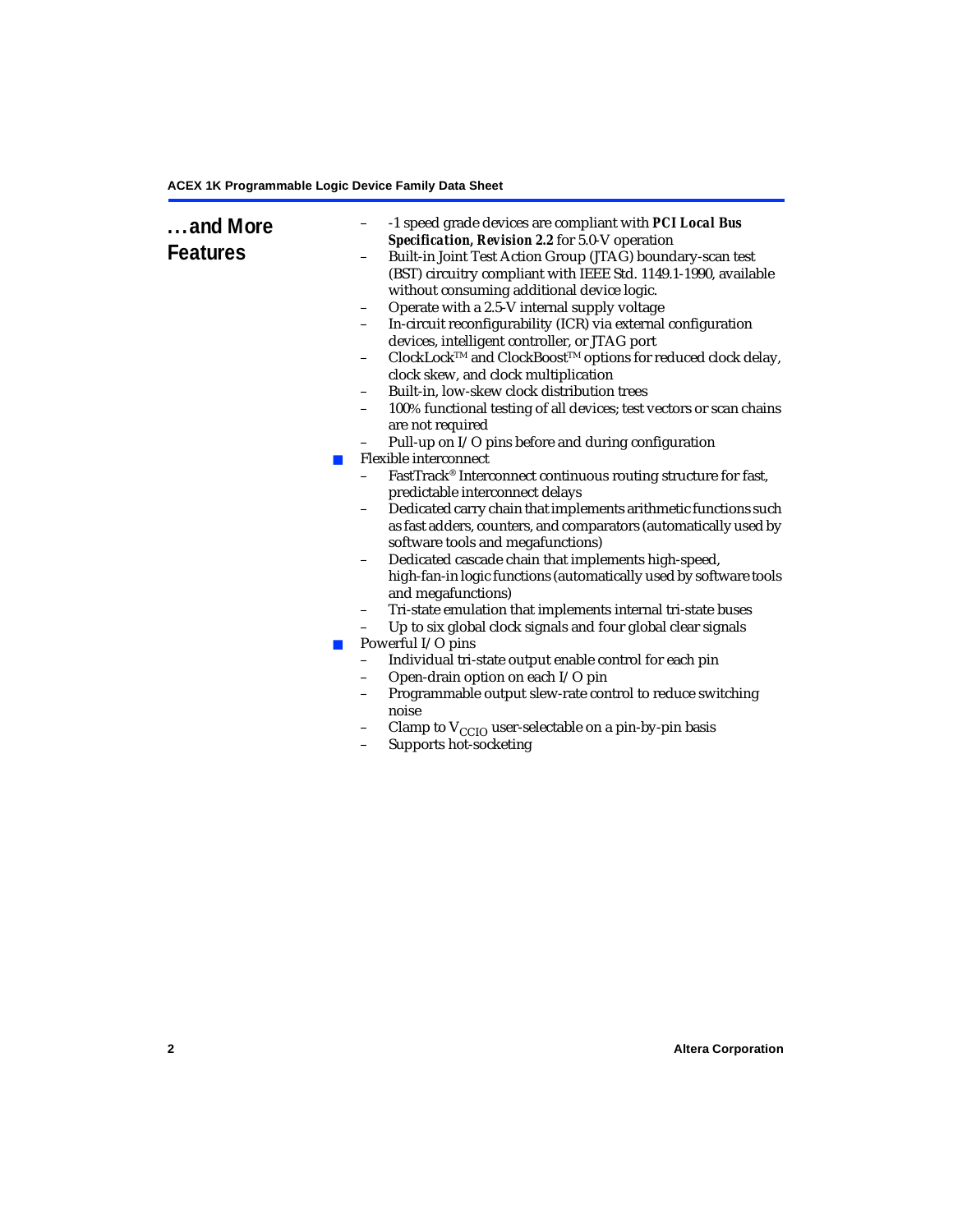## ...and More Features

- -1 speed grade devices are compliant with ***PCI Local Bus Specification, Revision 2.2*** for 5.0-V operation
- Built-in Joint Test Action Group (JTAG) boundary-scan test (BST) circuitry compliant with IEEE Std. 1149.1-1990, available without consuming additional device logic.
- Operate with a 2.5-V internal supply voltage
- In-circuit reconfigurability (ICR) via external configuration devices, intelligent controller, or JTAG port
- ClockLock™ and ClockBoost™ options for reduced clock delay, clock skew, and clock multiplication
- Built-in, low-skew clock distribution trees
- 100% functional testing of all devices; test vectors or scan chains are not required
- Pull-up on I/O pins before and during configuration

- Flexible interconnect
  - FastTrack® Interconnect continuous routing structure for fast, predictable interconnect delays
  - Dedicated carry chain that implements arithmetic functions such as fast adders, counters, and comparators (automatically used by software tools and megafunctions)
  - Dedicated cascade chain that implements high-speed, high-fan-in logic functions (automatically used by software tools and megafunctions)
  - Tri-state emulation that implements internal tri-state buses
  - Up to six global clock signals and four global clear signals
- Powerful I/O pins
  - Individual tri-state output enable control for each pin
  - Open-drain option on each I/O pin
  - Programmable output slew-rate control to reduce switching noise
  - Clamp to $V_{CCIO}$ user-selectable on a pin-by-pin basis
  - Supports hot-socketing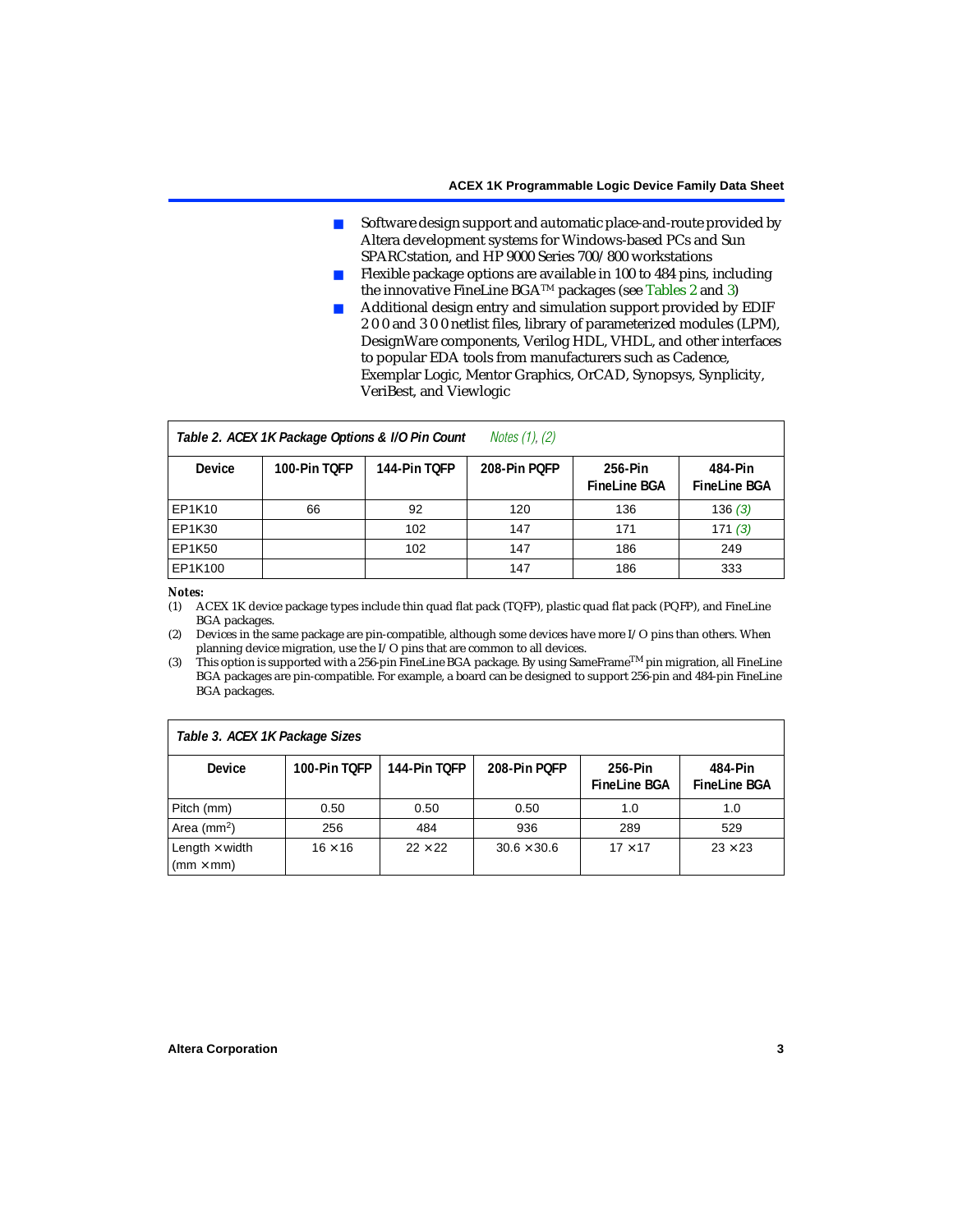- Software design support and automatic place-and-route provided by Altera development systems for Windows-based PCs and Sun SPARCstation, and HP 9000 Series 700/800 workstations
- Flexible package options are available in 100 to 484 pins, including the innovative FineLine BGA™ packages (see Tables 2 and 3)
- Additional design entry and simulation support provided by EDIF 2 0 0 and 3 0 0 netlist files, library of parameterized modules (LPM), DesignWare components, Verilog HDL, VHDL, and other interfaces to popular EDA tools from manufacturers such as Cadence, Exemplar Logic, Mentor Graphics, OrCAD, Synopsys, Synplicity, VeriBest, and Viewlogic

*Table 2. ACEX 1K Package Options & I/O Pin Count* *Notes (1), (2)*

| Device | 100-Pin TQFP | 144-Pin TQFP | 208-Pin PQFP | 256-Pin FineLine BGA | 484-Pin FineLine BGA |
|---|---|---|---|---|---|
| EP1K10 | 66 | 92 | 120 | 136 | 136 *(3)* |
| EP1K30 | | 102 | 147 | 171 | 171 *(3)* |
| EP1K50 | | 102 | 147 | 186 | 249 |
| EP1K100 | | | 147 | 186 | 333 |

***Notes:***

(1) ACEX 1K device package types include thin quad flat pack (TQFP), plastic quad flat pack (PQFP), and FineLine BGA packages.

(2) Devices in the same package are pin-compatible, although some devices have more I/O pins than others. When planning device migration, use the I/O pins that are common to all devices.

(3) This option is supported with a 256-pin FineLine BGA package. By using SameFrame™ pin migration, all FineLine BGA packages are pin-compatible. For example, a board can be designed to support 256-pin and 484-pin FineLine BGA packages.

*Table 3. ACEX 1K Package Sizes*

| Device | 100-Pin TQFP | 144-Pin TQFP | 208-Pin PQFP | 256-Pin FineLine BGA | 484-Pin FineLine BGA |
|---|---|---|---|---|---|
| Pitch (mm) | 0.50 | 0.50 | 0.50 | 1.0 | 1.0 |
| Area ($mm^2$) | 256 | 484 | 936 | 289 | 529 |
| Length × width (mm × mm) | 16 × 16 | 22 × 22 | 30.6 × 30.6 | 17 × 17 | 23 × 23 |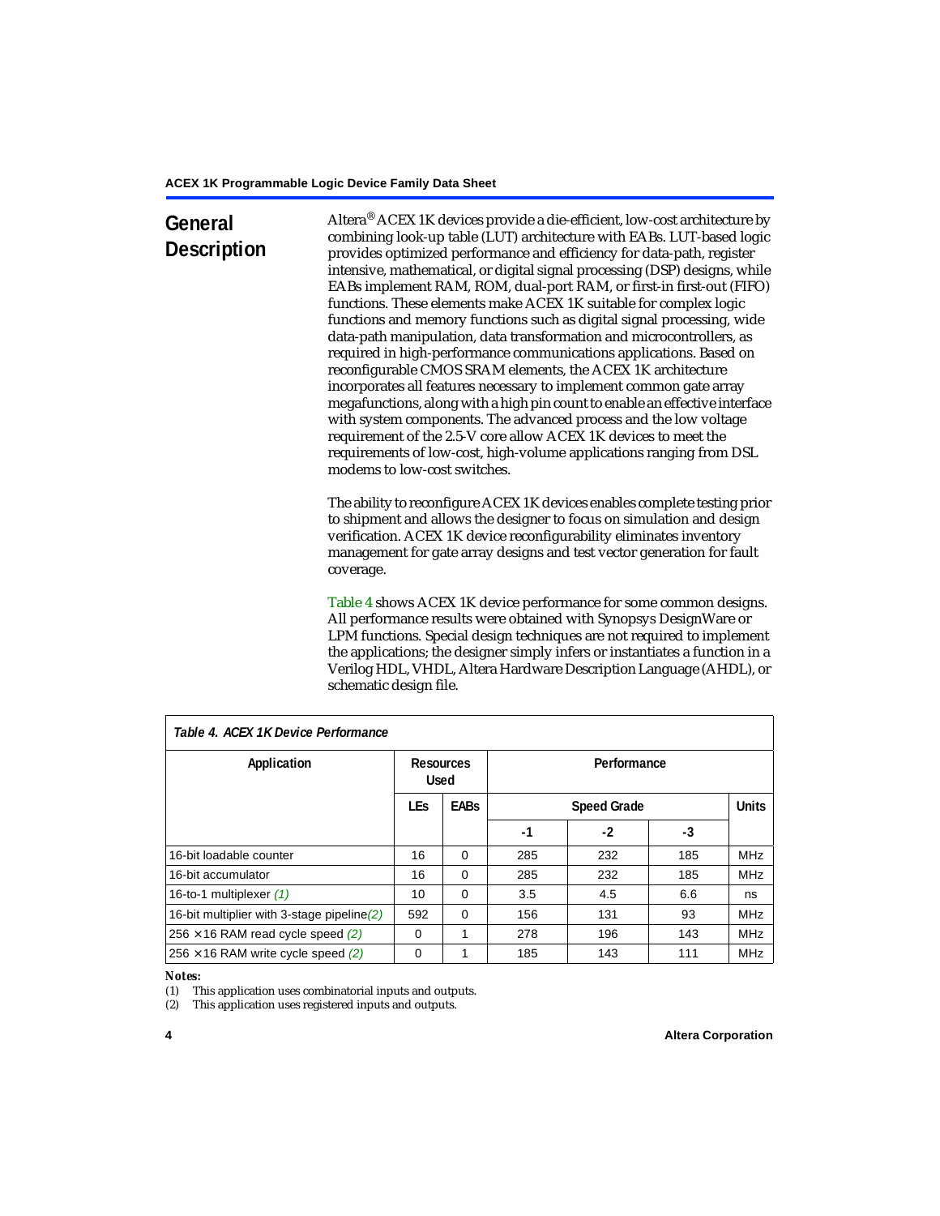# General Description

Altera® ACEX 1K devices provide a die-efficient, low-cost architecture by combining look-up table (LUT) architecture with EABs. LUT-based logic provides optimized performance and efficiency for data-path, register intensive, mathematical, or digital signal processing (DSP) designs, while EABs implement RAM, ROM, dual-port RAM, or first-in first-out (FIFO) functions. These elements make ACEX 1K suitable for complex logic functions and memory functions such as digital signal processing, wide data-path manipulation, data transformation and microcontrollers, as required in high-performance communications applications. Based on reconfigurable CMOS SRAM elements, the ACEX 1K architecture incorporates all features necessary to implement common gate array megafunctions, along with a high pin count to enable an effective interface with system components. The advanced process and the low voltage requirement of the 2.5-V core allow ACEX 1K devices to meet the requirements of low-cost, high-volume applications ranging from DSL modems to low-cost switches.

The ability to reconfigure ACEX 1K devices enables complete testing prior to shipment and allows the designer to focus on simulation and design verification. ACEX 1K device reconfigurability eliminates inventory management for gate array designs and test vector generation for fault coverage.

Table 4 shows ACEX 1K device performance for some common designs. All performance results were obtained with Synopsys DesignWare or LPM functions. Special design techniques are not required to implement the applications; the designer simply infers or instantiates a function in a Verilog HDL, VHDL, Altera Hardware Description Language (AHDL), or schematic design file.

*Table 4. ACEX 1K Device Performance*

| Application | Resources Used | | Performance | | | |
|---|---|---|---|---|---|---|
| | LEs | EABs | Speed Grade | | | Units |
| | | | -1 | -2 | -3 | |
| 16-bit loadable counter | 16 | 0 | 285 | 232 | 185 | MHz |
| 16-bit accumulator | 16 | 0 | 285 | 232 | 185 | MHz |
| 16-to-1 multiplexer *(1)* | 10 | 0 | 3.5 | 4.5 | 6.6 | ns |
| 16-bit multiplier with 3-stage pipeline *(2)* | 592 | 0 | 156 | 131 | 93 | MHz |
| 256 × 16 RAM read cycle speed *(2)* | 0 | 1 | 278 | 196 | 143 | MHz |
| 256 × 16 RAM write cycle speed *(2)* | 0 | 1 | 185 | 143 | 111 | MHz |

*Notes:*

(1) This application uses combinatorial inputs and outputs.

(2) This application uses registered inputs and outputs.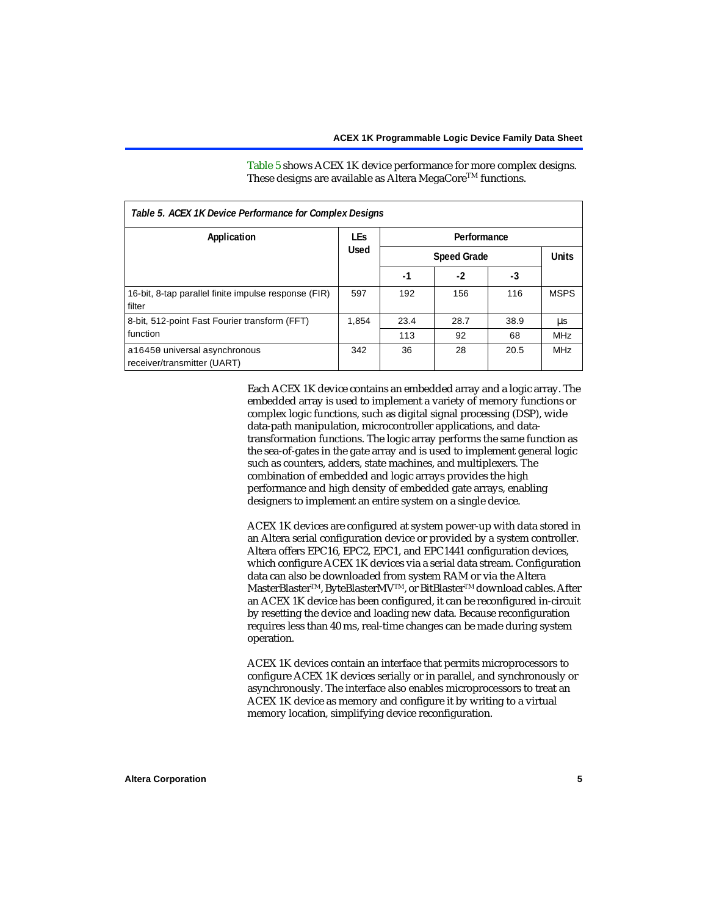Table 5 shows ACEX 1K device performance for more complex designs. These designs are available as Altera MegaCore™ functions.

*Table 5. ACEX 1K Device Performance for Complex Designs*

| Application | LEs Used | Performance | | | |
|---|---|---|---|---|---|
| | | Speed Grade | | | Units |
| | | -1 | -2 | -3 | |
| 16-bit, 8-tap parallel finite impulse response (FIR) filter | 597 | 192 | 156 | 116 | MSPS |
| 8-bit, 512-point Fast Fourier transform (FFT) function | 1,854 | 23.4 | 28.7 | 38.9 | µs |
| | | 113 | 92 | 68 | MHz |
| a16450 universal asynchronous receiver/transmitter (UART) | 342 | 36 | 28 | 20.5 | MHz |

Each ACEX 1K device contains an embedded array and a logic array. The embedded array is used to implement a variety of memory functions or complex logic functions, such as digital signal processing (DSP), wide data-path manipulation, microcontroller applications, and data-transformation functions. The logic array performs the same function as the sea-of-gates in the gate array and is used to implement general logic such as counters, adders, state machines, and multiplexers. The combination of embedded and logic arrays provides the high performance and high density of embedded gate arrays, enabling designers to implement an entire system on a single device.

ACEX 1K devices are configured at system power-up with data stored in an Altera serial configuration device or provided by a system controller. Altera offers EPC16, EPC2, EPC1, and EPC1441 configuration devices, which configure ACEX 1K devices via a serial data stream. Configuration data can also be downloaded from system RAM or via the Altera MasterBlaster™, ByteBlasterMV™, or BitBlaster™ download cables. After an ACEX 1K device has been configured, it can be reconfigured in-circuit by resetting the device and loading new data. Because reconfiguration requires less than 40 ms, real-time changes can be made during system operation.

ACEX 1K devices contain an interface that permits microprocessors to configure ACEX 1K devices serially or in parallel, and synchronously or asynchronously. The interface also enables microprocessors to treat an ACEX 1K device as memory and configure it by writing to a virtual memory location, simplifying device reconfiguration.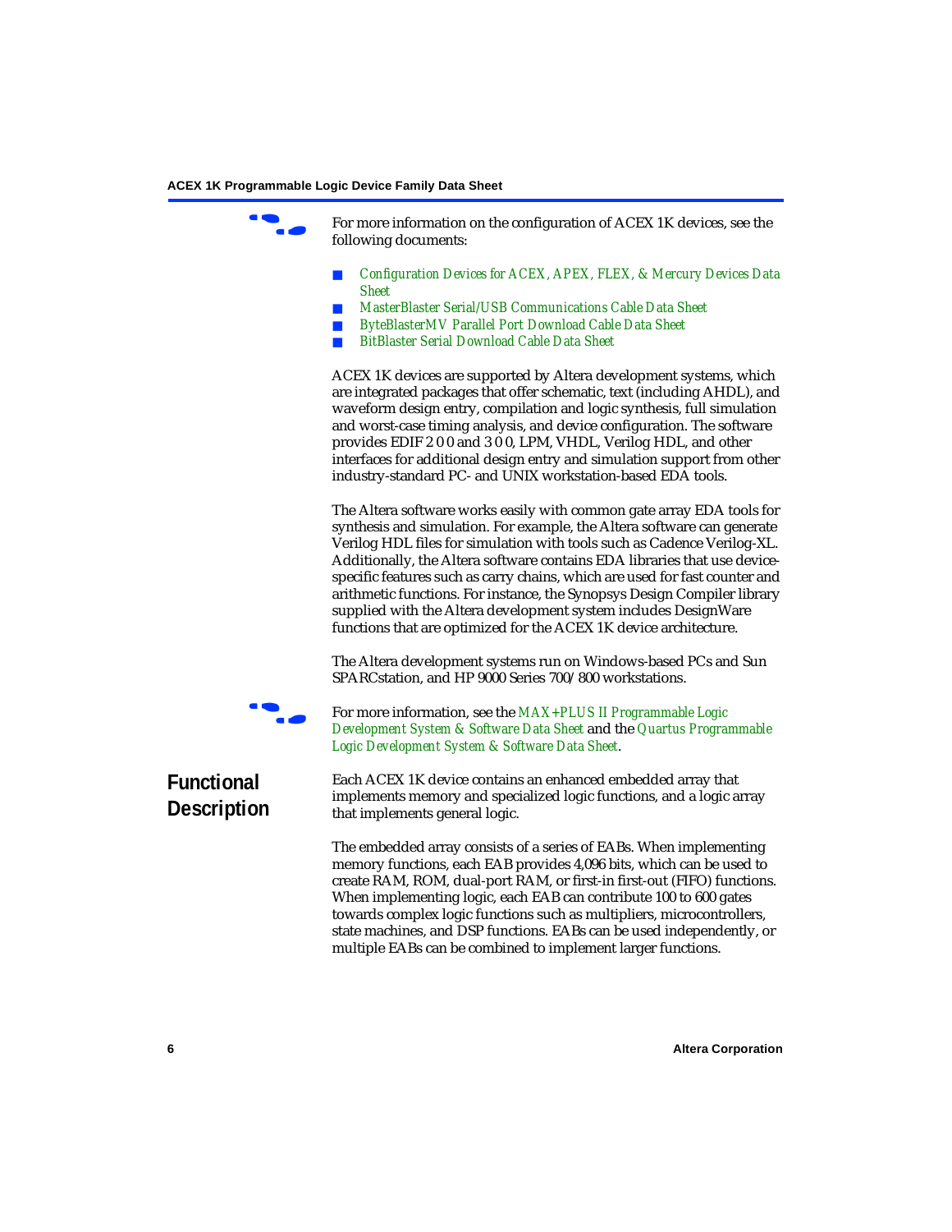For more information on the configuration of ACEX 1K devices, see the following documents:

- *Configuration Devices for ACEX, APEX, FLEX, & Mercury Devices Data Sheet*
- *MasterBlaster Serial/USB Communications Cable Data Sheet*
- *ByteBlasterMV Parallel Port Download Cable Data Sheet*
- *BitBlaster Serial Download Cable Data Sheet*

ACEX 1K devices are supported by Altera development systems, which are integrated packages that offer schematic, text (including AHDL), and waveform design entry, compilation and logic synthesis, full simulation and worst-case timing analysis, and device configuration. The software provides EDIF 2 0 0 and 3 0 0, LPM, VHDL, Verilog HDL, and other interfaces for additional design entry and simulation support from other industry-standard PC- and UNIX workstation-based EDA tools.

The Altera software works easily with common gate array EDA tools for synthesis and simulation. For example, the Altera software can generate Verilog HDL files for simulation with tools such as Cadence Verilog-XL. Additionally, the Altera software contains EDA libraries that use device-specific features such as carry chains, which are used for fast counter and arithmetic functions. For instance, the Synopsys Design Compiler library supplied with the Altera development system includes DesignWare functions that are optimized for the ACEX 1K device architecture.

The Altera development systems run on Windows-based PCs and Sun SPARCstation, and HP 9000 Series 700/800 workstations.

For more information, see the *MAX+PLUS II Programmable Logic Development System & Software Data Sheet* and the *Quartus Programmable Logic Development System & Software Data Sheet*.

## Functional Description

Each ACEX 1K device contains an enhanced embedded array that implements memory and specialized logic functions, and a logic array that implements general logic.

The embedded array consists of a series of EABs. When implementing memory functions, each EAB provides 4,096 bits, which can be used to create RAM, ROM, dual-port RAM, or first-in first-out (FIFO) functions. When implementing logic, each EAB can contribute 100 to 600 gates towards complex logic functions such as multipliers, microcontrollers, state machines, and DSP functions. EABs can be used independently, or multiple EABs can be combined to implement larger functions.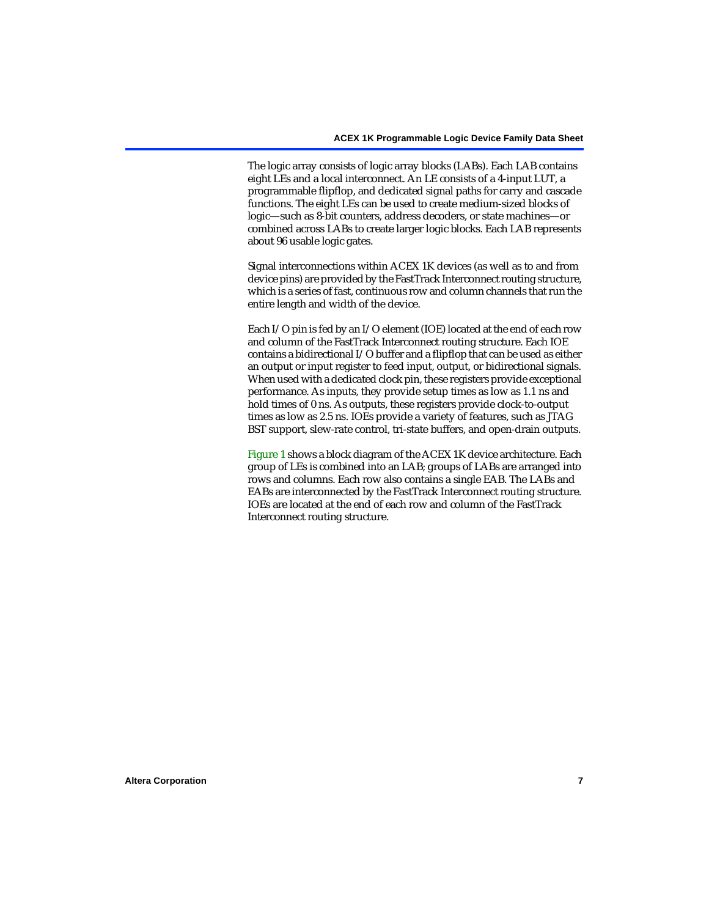The logic array consists of logic array blocks (LABs). Each LAB contains eight LEs and a local interconnect. An LE consists of a 4-input LUT, a programmable flipflop, and dedicated signal paths for carry and cascade functions. The eight LEs can be used to create medium-sized blocks of logic—such as 8-bit counters, address decoders, or state machines—or combined across LABs to create larger logic blocks. Each LAB represents about 96 usable logic gates.

Signal interconnections within ACEX 1K devices (as well as to and from device pins) are provided by the FastTrack Interconnect routing structure, which is a series of fast, continuous row and column channels that run the entire length and width of the device.

Each I/O pin is fed by an I/O element (IOE) located at the end of each row and column of the FastTrack Interconnect routing structure. Each IOE contains a bidirectional I/O buffer and a flipflop that can be used as either an output or input register to feed input, output, or bidirectional signals. When used with a dedicated clock pin, these registers provide exceptional performance. As inputs, they provide setup times as low as 1.1 ns and hold times of 0 ns. As outputs, these registers provide clock-to-output times as low as 2.5 ns. IOEs provide a variety of features, such as JTAG BST support, slew-rate control, tri-state buffers, and open-drain outputs.

Figure 1 shows a block diagram of the ACEX 1K device architecture. Each group of LEs is combined into an LAB; groups of LABs are arranged into rows and columns. Each row also contains a single EAB. The LABs and EABs are interconnected by the FastTrack Interconnect routing structure. IOEs are located at the end of each row and column of the FastTrack Interconnect routing structure.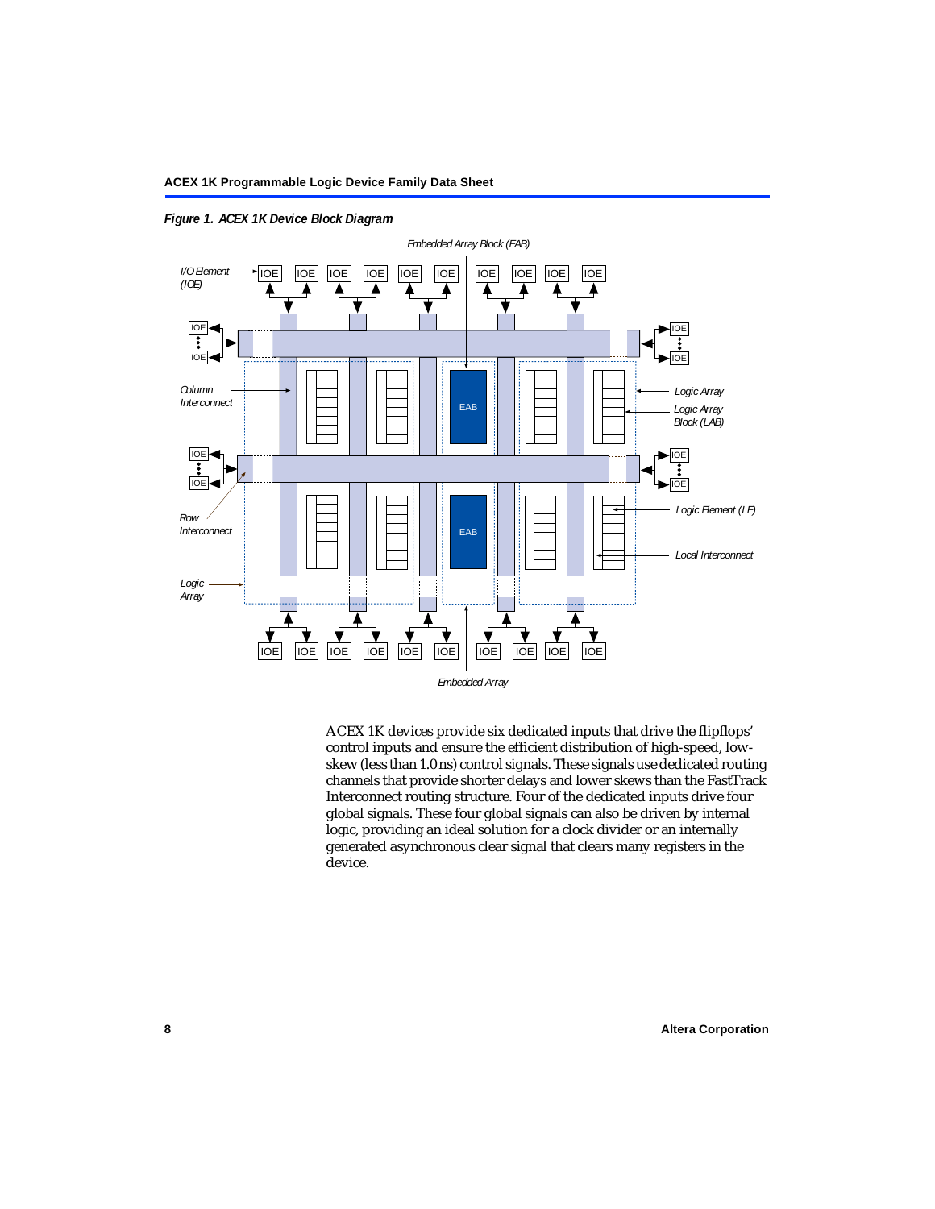*Figure 1. ACEX 1K Device Block Diagram*

ACEX 1K devices provide six dedicated inputs that drive the flipflops' control inputs and ensure the efficient distribution of high-speed, low-skew (less than 1.0 ns) control signals. These signals use dedicated routing channels that provide shorter delays and lower skews than the FastTrack Interconnect routing structure. Four of the dedicated inputs drive four global signals. These four global signals can also be driven by internal logic, providing an ideal solution for a clock divider or an internally generated asynchronous clear signal that clears many registers in the device.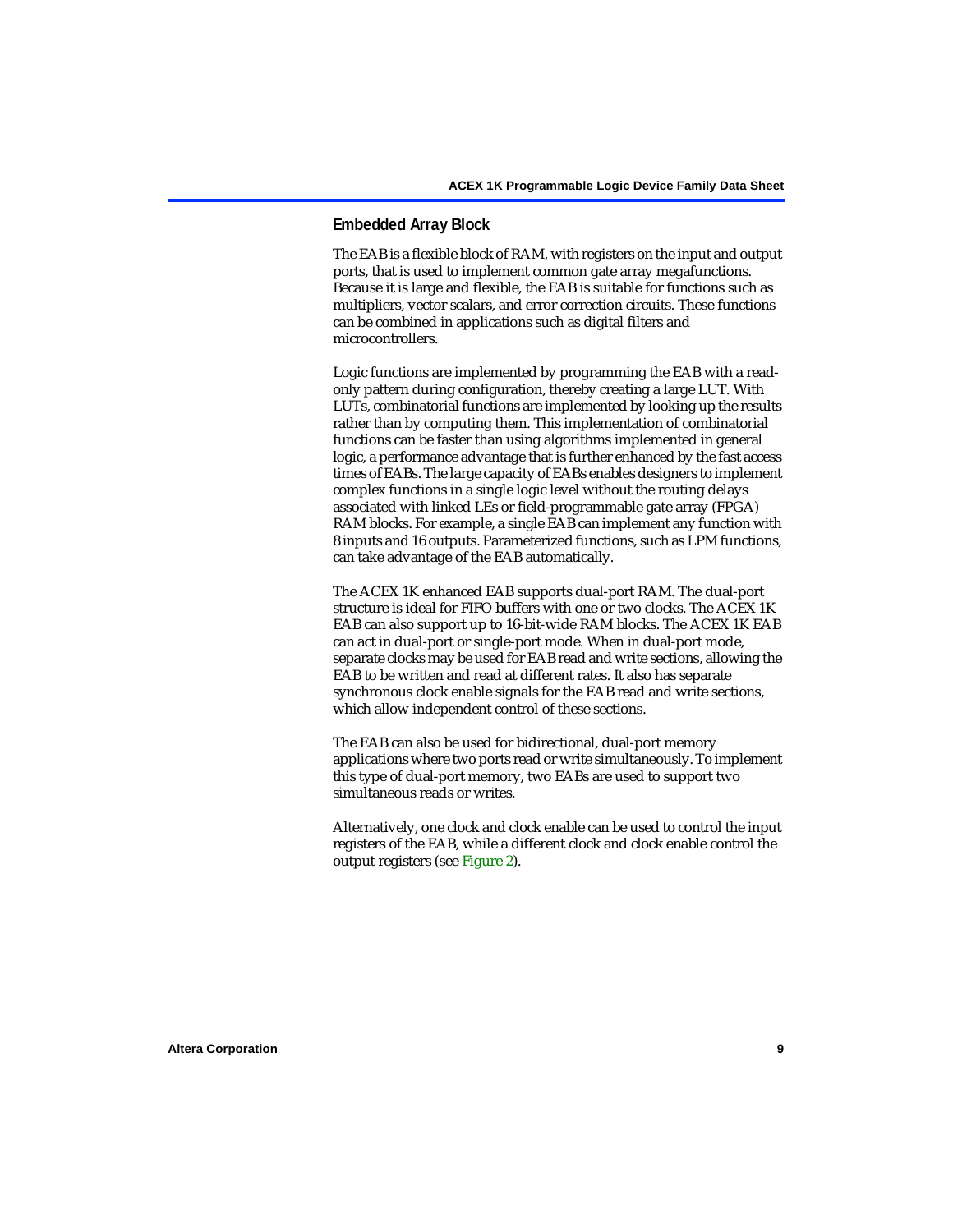## Embedded Array Block

The EAB is a flexible block of RAM, with registers on the input and output ports, that is used to implement common gate array megafunctions. Because it is large and flexible, the EAB is suitable for functions such as multipliers, vector scalars, and error correction circuits. These functions can be combined in applications such as digital filters and microcontrollers.

Logic functions are implemented by programming the EAB with a read-only pattern during configuration, thereby creating a large LUT. With LUTs, combinatorial functions are implemented by looking up the results rather than by computing them. This implementation of combinatorial functions can be faster than using algorithms implemented in general logic, a performance advantage that is further enhanced by the fast access times of EABs. The large capacity of EABs enables designers to implement complex functions in a single logic level without the routing delays associated with linked LEs or field-programmable gate array (FPGA) RAM blocks. For example, a single EAB can implement any function with 8 inputs and 16 outputs. Parameterized functions, such as LPM functions, can take advantage of the EAB automatically.

The ACEX 1K enhanced EAB supports dual-port RAM. The dual-port structure is ideal for FIFO buffers with one or two clocks. The ACEX 1K EAB can also support up to 16-bit-wide RAM blocks. The ACEX 1K EAB can act in dual-port or single-port mode. When in dual-port mode, separate clocks may be used for EAB read and write sections, allowing the EAB to be written and read at different rates. It also has separate synchronous clock enable signals for the EAB read and write sections, which allow independent control of these sections.

The EAB can also be used for bidirectional, dual-port memory applications where two ports read or write simultaneously. To implement this type of dual-port memory, two EABs are used to support two simultaneous reads or writes.

Alternatively, one clock and clock enable can be used to control the input registers of the EAB, while a different clock and clock enable control the output registers (see Figure 2).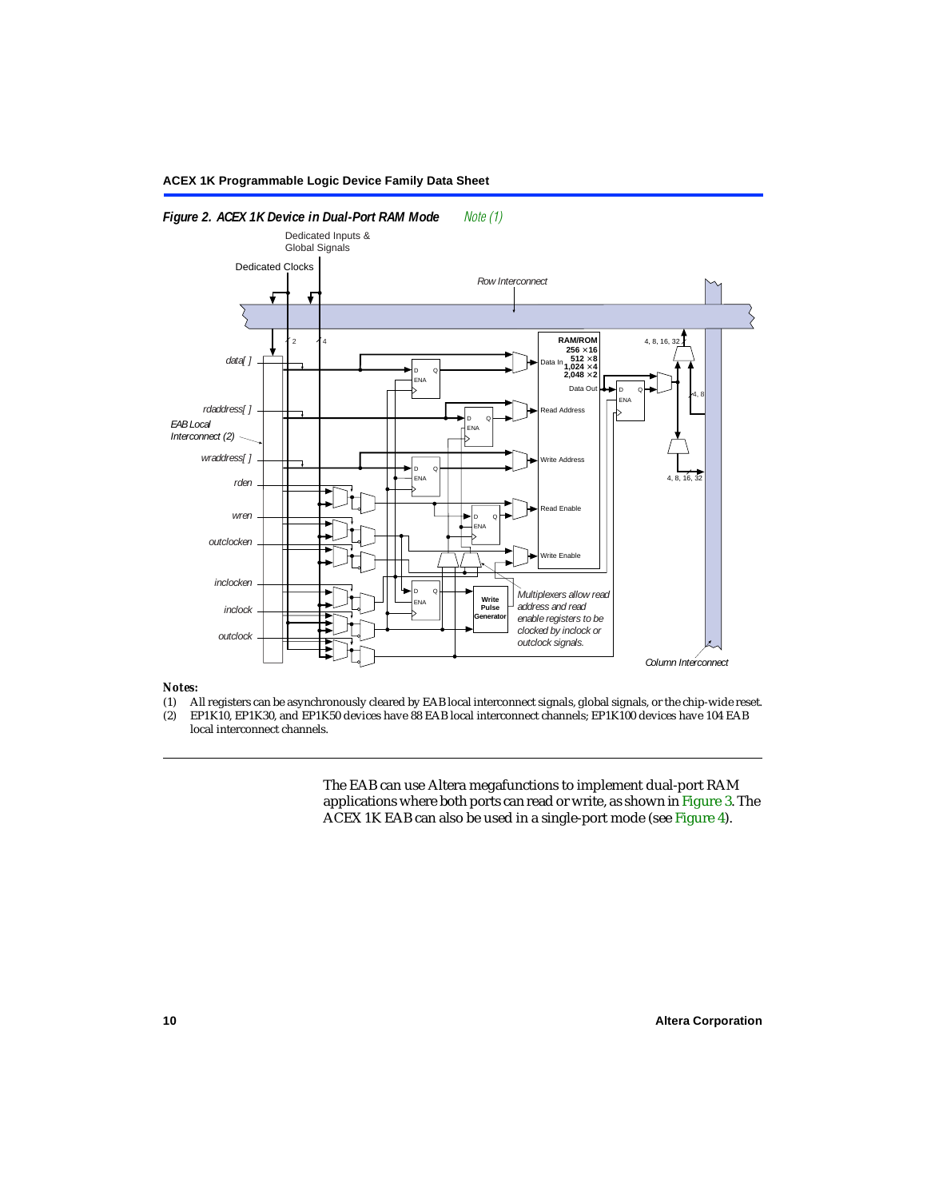*Figure 2. ACEX 1K Device in Dual-Port RAM Mode* *Note (1)*

*Notes:*

(1) All registers can be asynchronously cleared by EAB local interconnect signals, global signals, or the chip-wide reset.
(2) EP1K10, EP1K30, and EP1K50 devices have 88 EAB local interconnect channels; EP1K100 devices have 104 EAB local interconnect channels.

The EAB can use Altera megafunctions to implement dual-port RAM applications where both ports can read or write, as shown in Figure 3. The ACEX 1K EAB can also be used in a single-port mode (see Figure 4).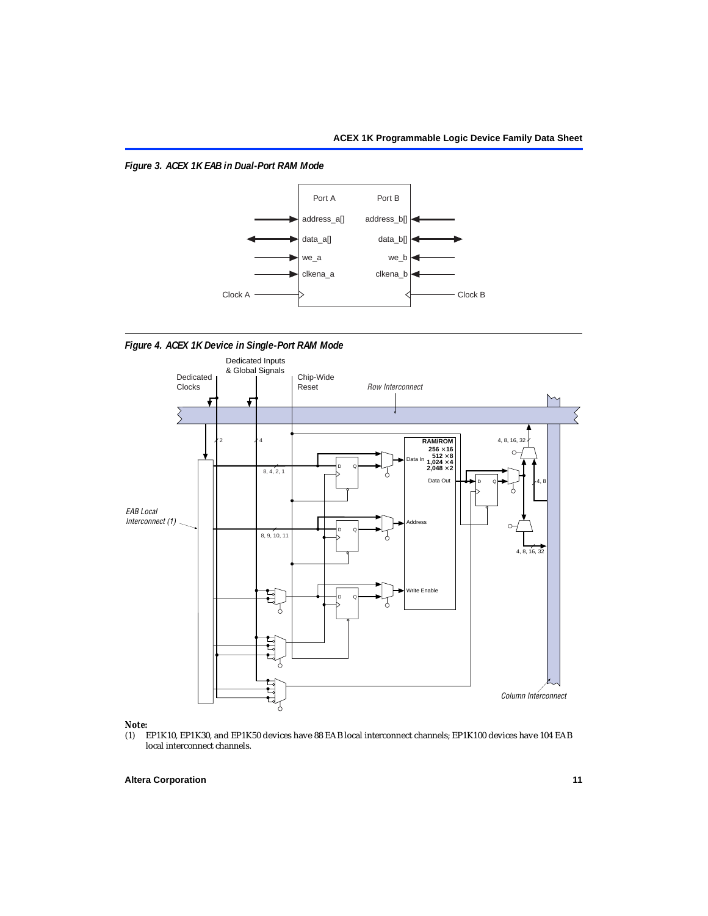*Figure 3. ACEX 1K EAB in Dual-Port RAM Mode*

*Figure 4. ACEX 1K Device in Single-Port RAM Mode*

**Note:**

(1) EP1K10, EP1K30, and EP1K50 devices have 88 EAB local interconnect channels; EP1K100 devices have 104 EAB local interconnect channels.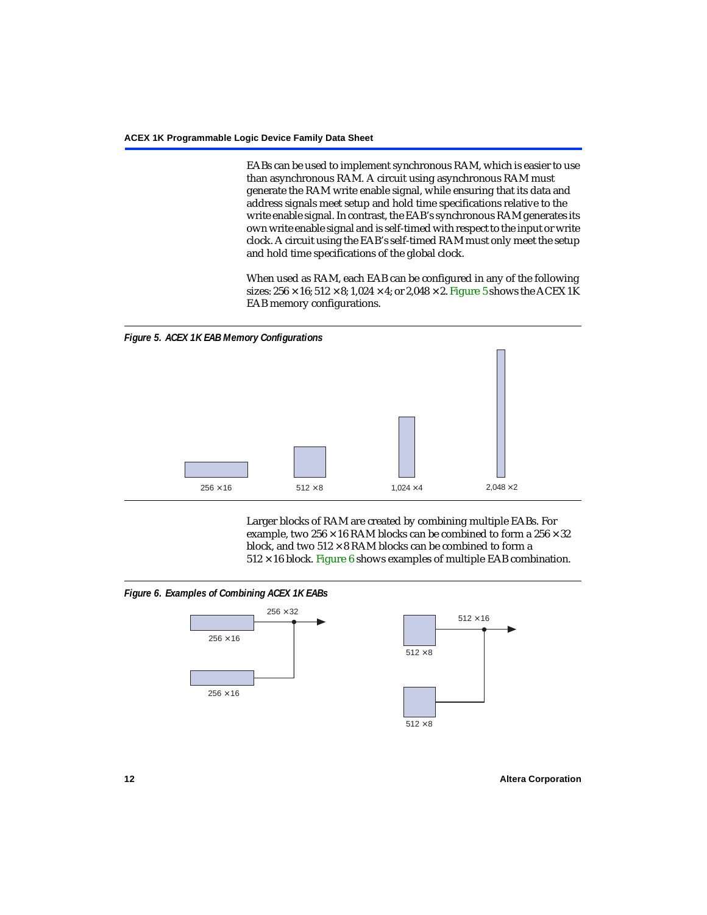EABs can be used to implement synchronous RAM, which is easier to use than asynchronous RAM. A circuit using asynchronous RAM must generate the RAM write enable signal, while ensuring that its data and address signals meet setup and hold time specifications relative to the write enable signal. In contrast, the EAB's synchronous RAM generates its own write enable signal and is self-timed with respect to the input or write clock. A circuit using the EAB's self-timed RAM must only meet the setup and hold time specifications of the global clock.

When used as RAM, each EAB can be configured in any of the following sizes: 256 × 16; 512 × 8; 1,024 × 4; or 2,048 × 2. Figure 5 shows the ACEX 1K EAB memory configurations.

*Figure 5. ACEX 1K EAB Memory Configurations*

256 × 16 512 × 8 1,024 × 4 2,048 × 2

Larger blocks of RAM are created by combining multiple EABs. For example, two 256 × 16 RAM blocks can be combined to form a 256 × 32 block, and two 512 × 8 RAM blocks can be combined to form a 512 × 16 block. Figure 6 shows examples of multiple EAB combination.

*Figure 6. Examples of Combining ACEX 1K EABs*

256 × 16, 256 × 16 → 256 × 32

512 × 8, 512 × 8 → 512 × 16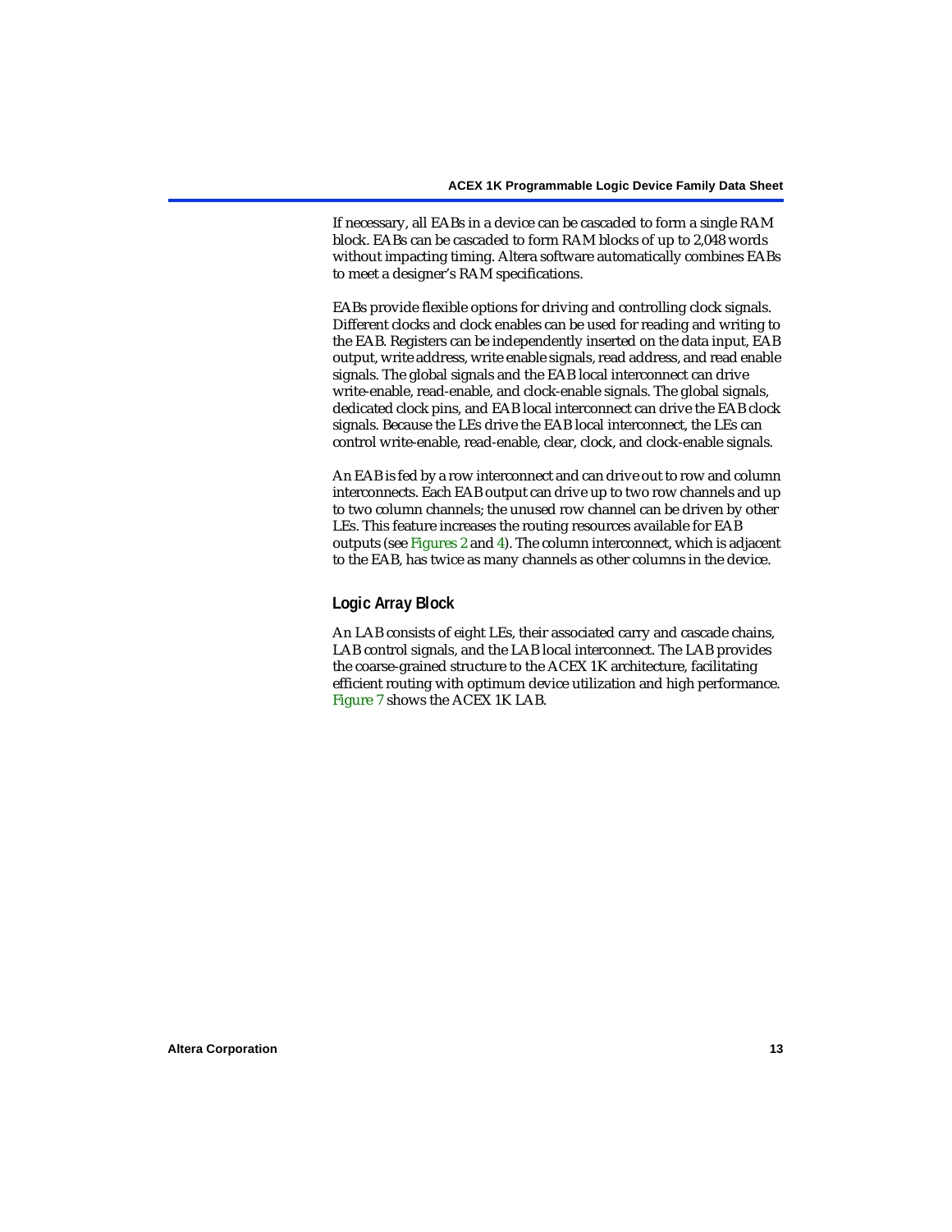If necessary, all EABs in a device can be cascaded to form a single RAM block. EABs can be cascaded to form RAM blocks of up to 2,048 words without impacting timing. Altera software automatically combines EABs to meet a designer's RAM specifications.

EABs provide flexible options for driving and controlling clock signals. Different clocks and clock enables can be used for reading and writing to the EAB. Registers can be independently inserted on the data input, EAB output, write address, write enable signals, read address, and read enable signals. The global signals and the EAB local interconnect can drive write-enable, read-enable, and clock-enable signals. The global signals, dedicated clock pins, and EAB local interconnect can drive the EAB clock signals. Because the LEs drive the EAB local interconnect, the LEs can control write-enable, read-enable, clear, clock, and clock-enable signals.

An EAB is fed by a row interconnect and can drive out to row and column interconnects. Each EAB output can drive up to two row channels and up to two column channels; the unused row channel can be driven by other LEs. This feature increases the routing resources available for EAB outputs (see Figures 2 and 4). The column interconnect, which is adjacent to the EAB, has twice as many channels as other columns in the device.

### Logic Array Block

An LAB consists of eight LEs, their associated carry and cascade chains, LAB control signals, and the LAB local interconnect. The LAB provides the coarse-grained structure to the ACEX 1K architecture, facilitating efficient routing with optimum device utilization and high performance. Figure 7 shows the ACEX 1K LAB.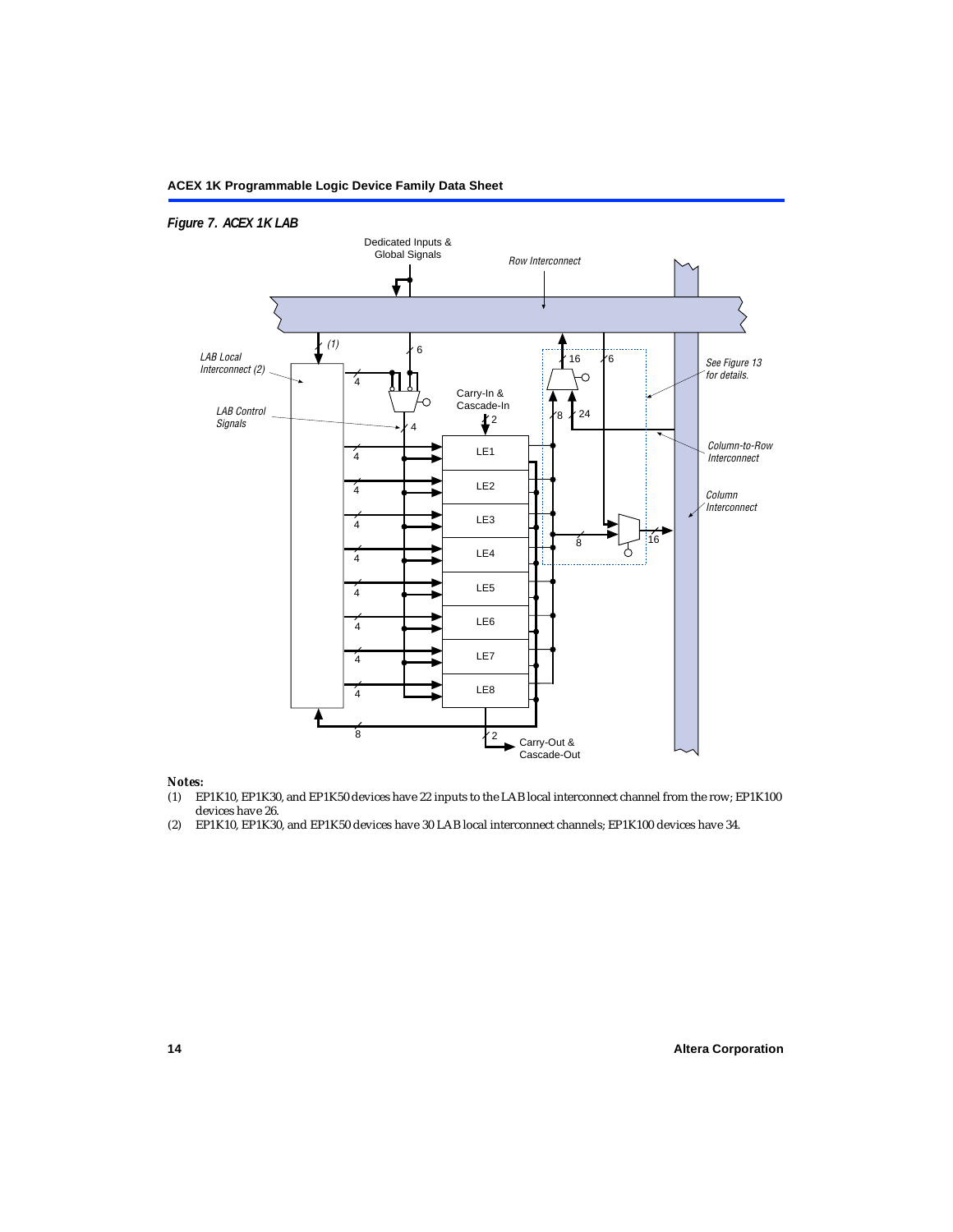*Figure 7. ACEX 1K LAB*

Dedicated Inputs & Global Signals

Row Interconnect

LAB Local Interconnect (2)

LAB Control Signals

Carry-In & Cascade-In

See Figure 13 for details.

Column-to-Row Interconnect

Column Interconnect

LE1

LE2

LE3

LE4

LE5

LE6

LE7

LE8

Carry-Out & Cascade-Out

***Notes:***

(1) EP1K10, EP1K30, and EP1K50 devices have 22 inputs to the LAB local interconnect channel from the row; EP1K100 devices have 26.

(2) EP1K10, EP1K30, and EP1K50 devices have 30 LAB local interconnect channels; EP1K100 devices have 34.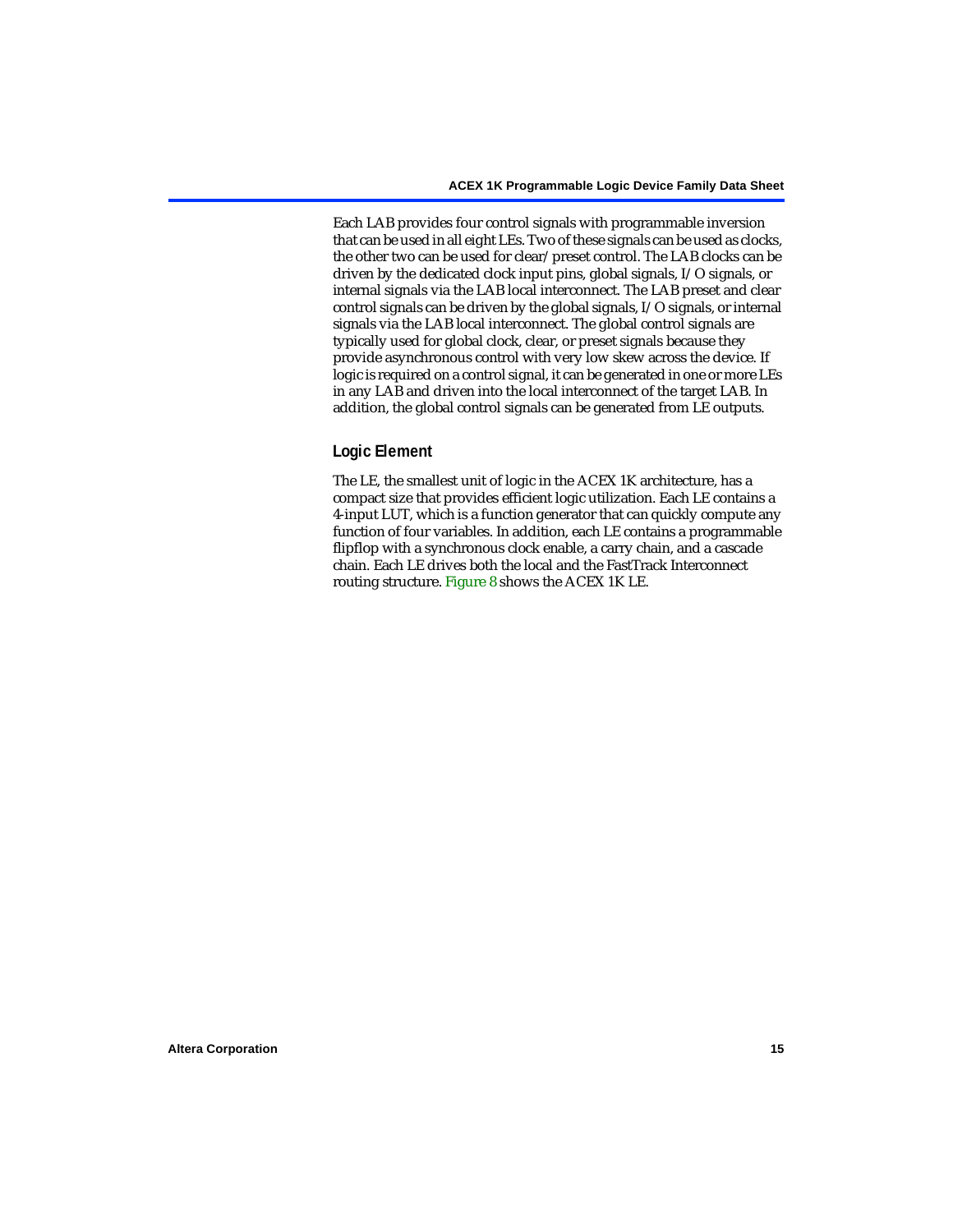Each LAB provides four control signals with programmable inversion that can be used in all eight LEs. Two of these signals can be used as clocks, the other two can be used for clear/preset control. The LAB clocks can be driven by the dedicated clock input pins, global signals, I/O signals, or internal signals via the LAB local interconnect. The LAB preset and clear control signals can be driven by the global signals, I/O signals, or internal signals via the LAB local interconnect. The global control signals are typically used for global clock, clear, or preset signals because they provide asynchronous control with very low skew across the device. If logic is required on a control signal, it can be generated in one or more LEs in any LAB and driven into the local interconnect of the target LAB. In addition, the global control signals can be generated from LE outputs.

### Logic Element

The LE, the smallest unit of logic in the ACEX 1K architecture, has a compact size that provides efficient logic utilization. Each LE contains a 4-input LUT, which is a function generator that can quickly compute any function of four variables. In addition, each LE contains a programmable flipflop with a synchronous clock enable, a carry chain, and a cascade chain. Each LE drives both the local and the FastTrack Interconnect routing structure. Figure 8 shows the ACEX 1K LE.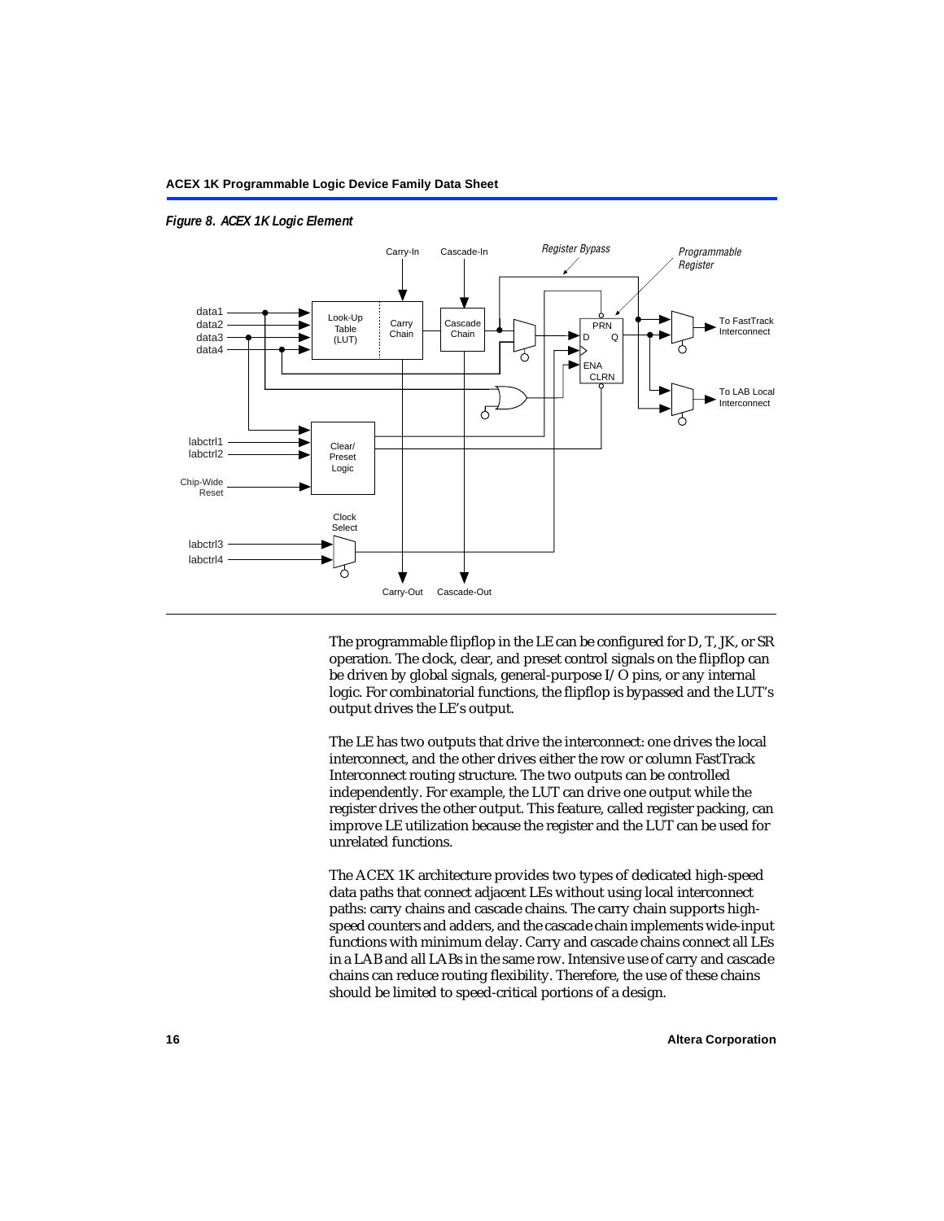*Figure 8. ACEX 1K Logic Element*

The programmable flipflop in the LE can be configured for D, T, JK, or SR operation. The clock, clear, and preset control signals on the flipflop can be driven by global signals, general-purpose I/O pins, or any internal logic. For combinatorial functions, the flipflop is bypassed and the LUT's output drives the LE's output.

The LE has two outputs that drive the interconnect: one drives the local interconnect, and the other drives either the row or column FastTrack Interconnect routing structure. The two outputs can be controlled independently. For example, the LUT can drive one output while the register drives the other output. This feature, called register packing, can improve LE utilization because the register and the LUT can be used for unrelated functions.

The ACEX 1K architecture provides two types of dedicated high-speed data paths that connect adjacent LEs without using local interconnect paths: carry chains and cascade chains. The carry chain supports high-speed counters and adders, and the cascade chain implements wide-input functions with minimum delay. Carry and cascade chains connect all LEs in a LAB and all LABs in the same row. Intensive use of carry and cascade chains can reduce routing flexibility. Therefore, the use of these chains should be limited to speed-critical portions of a design.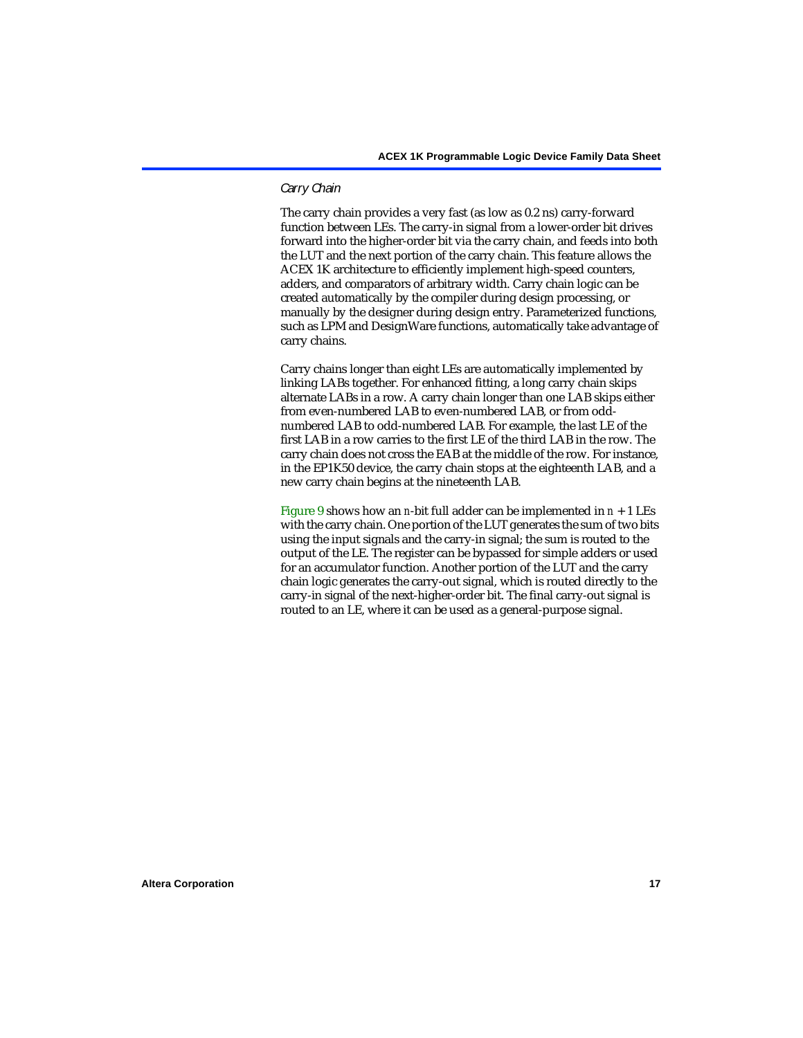### *Carry Chain*

The carry chain provides a very fast (as low as 0.2 ns) carry-forward function between LEs. The carry-in signal from a lower-order bit drives forward into the higher-order bit via the carry chain, and feeds into both the LUT and the next portion of the carry chain. This feature allows the ACEX 1K architecture to efficiently implement high-speed counters, adders, and comparators of arbitrary width. Carry chain logic can be created automatically by the compiler during design processing, or manually by the designer during design entry. Parameterized functions, such as LPM and DesignWare functions, automatically take advantage of carry chains.

Carry chains longer than eight LEs are automatically implemented by linking LABs together. For enhanced fitting, a long carry chain skips alternate LABs in a row. A carry chain longer than one LAB skips either from even-numbered LAB to even-numbered LAB, or from odd-numbered LAB to odd-numbered LAB. For example, the last LE of the first LAB in a row carries to the first LE of the third LAB in the row. The carry chain does not cross the EAB at the middle of the row. For instance, in the EP1K50 device, the carry chain stops at the eighteenth LAB, and a new carry chain begins at the nineteenth LAB.

Figure 9 shows how an $n$-bit full adder can be implemented in $n + 1$ LEs with the carry chain. One portion of the LUT generates the sum of two bits using the input signals and the carry-in signal; the sum is routed to the output of the LE. The register can be bypassed for simple adders or used for an accumulator function. Another portion of the LUT and the carry chain logic generates the carry-out signal, which is routed directly to the carry-in signal of the next-higher-order bit. The final carry-out signal is routed to an LE, where it can be used as a general-purpose signal.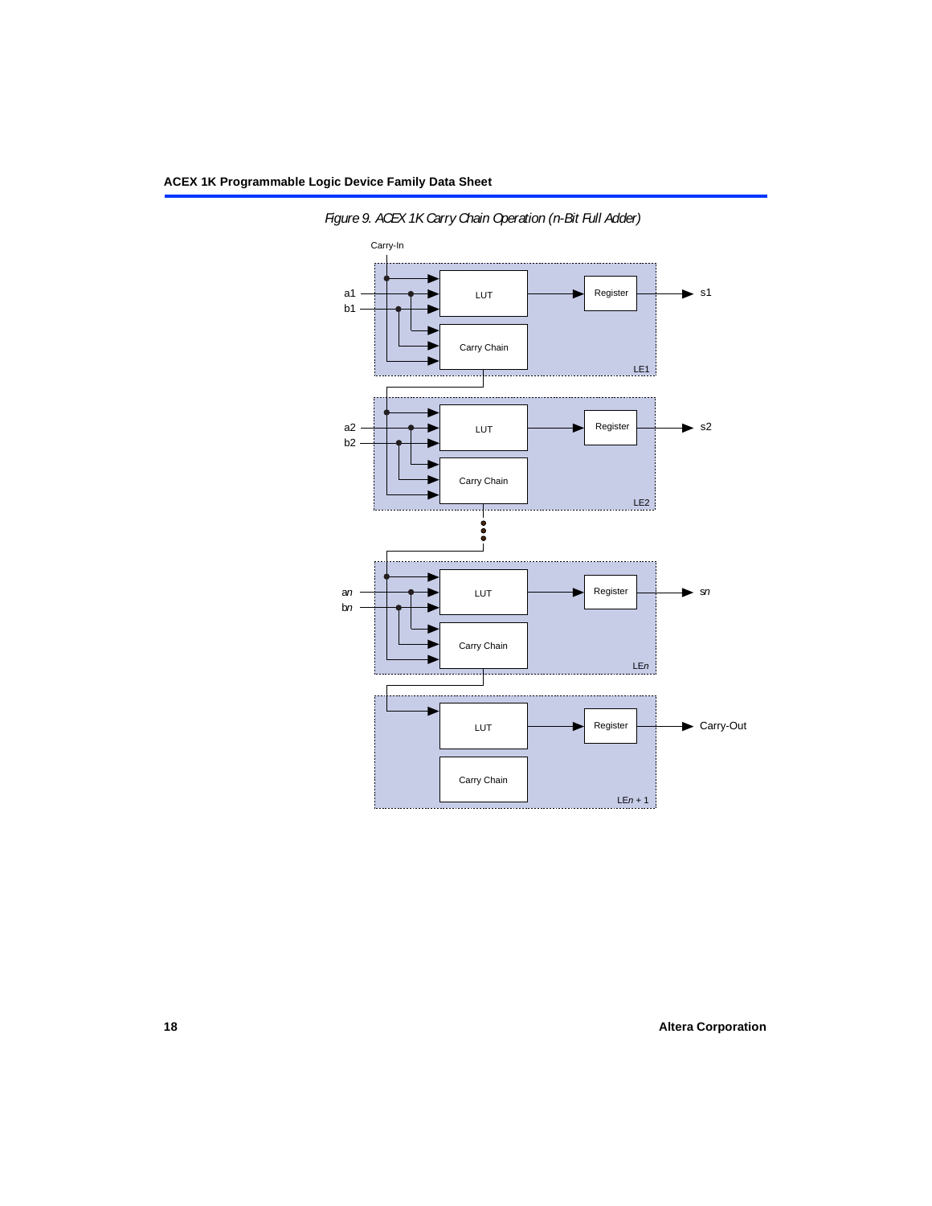*Figure 9. ACEX 1K Carry Chain Operation (n-Bit Full Adder)*

Carry-In

a1
b1

LUT

Register

s1

Carry Chain

LE1

a2
b2

LUT

Register

s2

Carry Chain

LE2

a*n*
b*n*

LUT

Register

s*n*

Carry Chain

LE*n*

LUT

Register

Carry-Out

Carry Chain

LE*n* + 1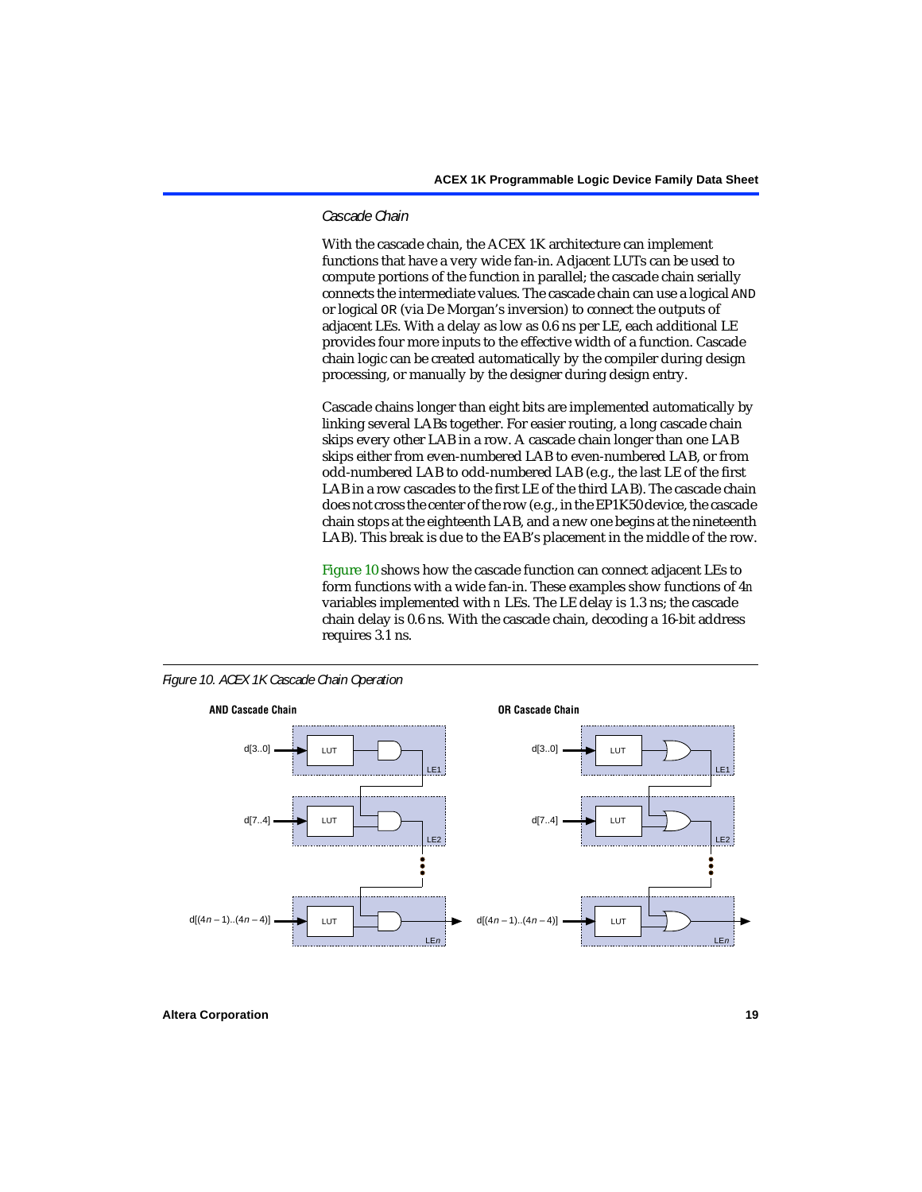### *Cascade Chain*

With the cascade chain, the ACEX 1K architecture can implement functions that have a very wide fan-in. Adjacent LUTs can be used to compute portions of the function in parallel; the cascade chain serially connects the intermediate values. The cascade chain can use a logical `AND` or logical `OR` (via De Morgan's inversion) to connect the outputs of adjacent LEs. With a delay as low as 0.6 ns per LE, each additional LE provides four more inputs to the effective width of a function. Cascade chain logic can be created automatically by the compiler during design processing, or manually by the designer during design entry.

Cascade chains longer than eight bits are implemented automatically by linking several LABs together. For easier routing, a long cascade chain skips every other LAB in a row. A cascade chain longer than one LAB skips either from even-numbered LAB to even-numbered LAB, or from odd-numbered LAB to odd-numbered LAB (e.g., the last LE of the first LAB in a row cascades to the first LE of the third LAB). The cascade chain does not cross the center of the row (e.g., in the EP1K50 device, the cascade chain stops at the eighteenth LAB, and a new one begins at the nineteenth LAB). This break is due to the EAB's placement in the middle of the row.

Figure 10 shows how the cascade function can connect adjacent LEs to form functions with a wide fan-in. These examples show functions of 4*n* variables implemented with *n* LEs. The LE delay is 1.3 ns; the cascade chain delay is 0.6 ns. With the cascade chain, decoding a 16-bit address requires 3.1 ns.

*Figure 10. ACEX 1K Cascade Chain Operation*

**AND Cascade Chain**

d[3..0] → LUT → AND (LE1)
d[7..4] → LUT → AND (LE2)
d[(4*n* – 1)..(4*n* – 4)] → LUT → AND (LE*n*)

**OR Cascade Chain**

d[3..0] → LUT → OR (LE1)
d[7..4] → LUT → OR (LE2)
d[(4*n* – 1)..(4*n* – 4)] → LUT → OR (LE*n*)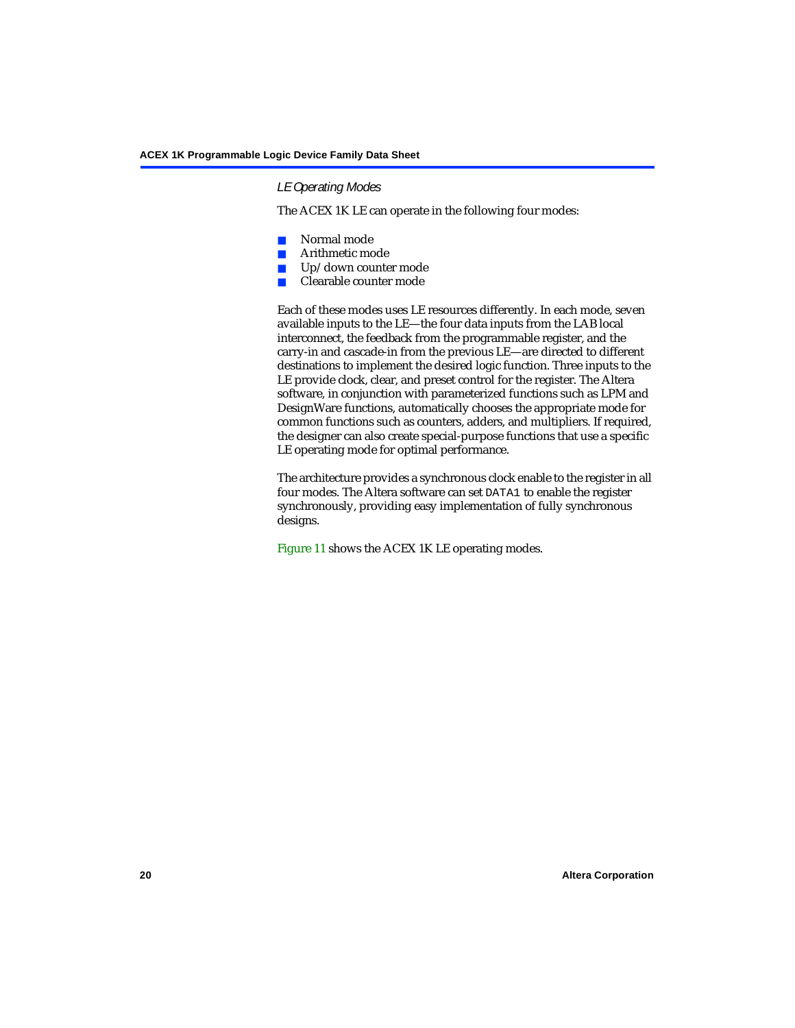### *LE Operating Modes*

The ACEX 1K LE can operate in the following four modes:

- Normal mode
- Arithmetic mode
- Up/down counter mode
- Clearable counter mode

Each of these modes uses LE resources differently. In each mode, seven available inputs to the LE—the four data inputs from the LAB local interconnect, the feedback from the programmable register, and the carry-in and cascade-in from the previous LE—are directed to different destinations to implement the desired logic function. Three inputs to the LE provide clock, clear, and preset control for the register. The Altera software, in conjunction with parameterized functions such as LPM and DesignWare functions, automatically chooses the appropriate mode for common functions such as counters, adders, and multipliers. If required, the designer can also create special-purpose functions that use a specific LE operating mode for optimal performance.

The architecture provides a synchronous clock enable to the register in all four modes. The Altera software can set `DATA1` to enable the register synchronously, providing easy implementation of fully synchronous designs.

Figure 11 shows the ACEX 1K LE operating modes.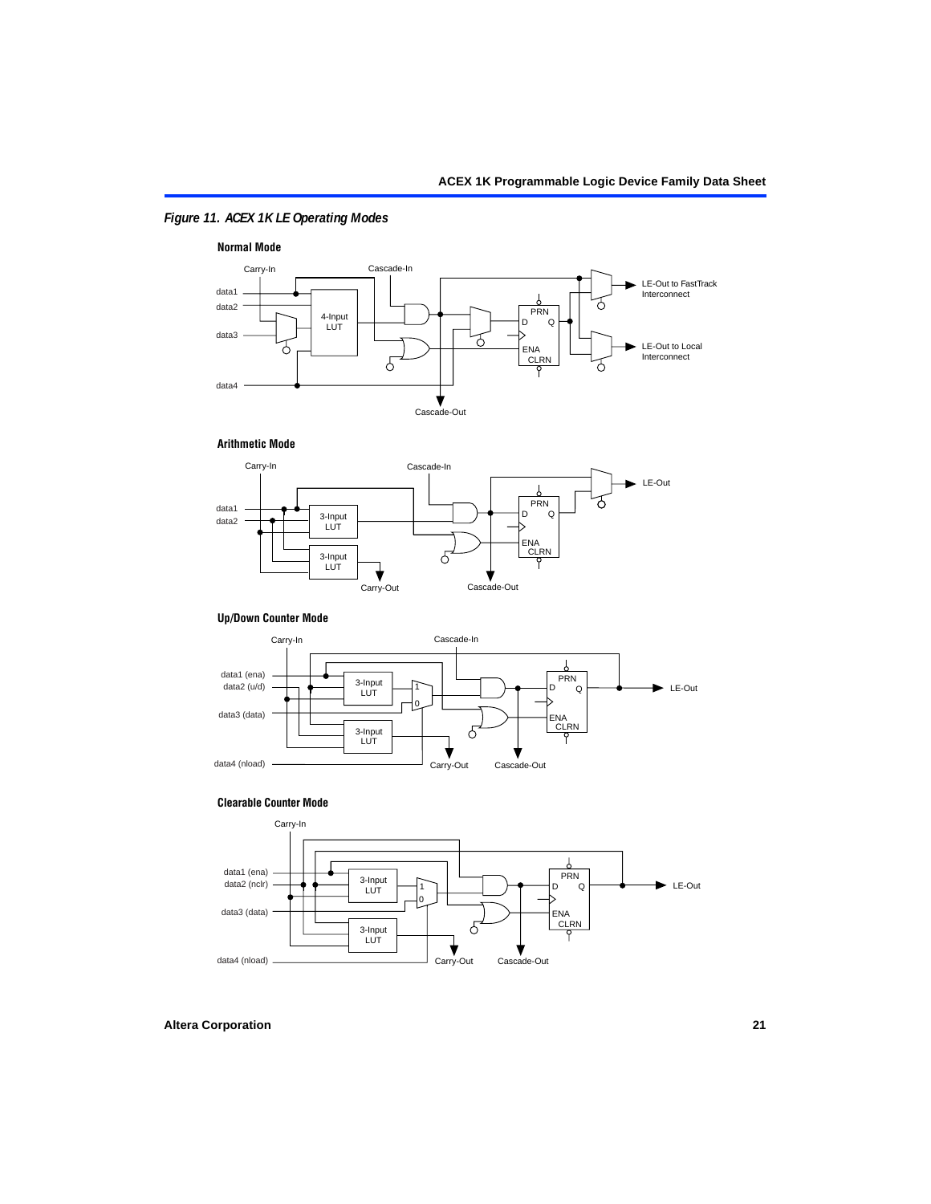*Figure 11. ACEX 1K LE Operating Modes*

**Normal Mode**

Carry-In

Cascade-In

data1

data2

data3

data4

4-Input LUT

PRN

D Q

ENA

CLRN

LE-Out to FastTrack Interconnect

LE-Out to Local Interconnect

Cascade-Out

**Arithmetic Mode**

Carry-In

Cascade-In

data1

data2

3-Input LUT

3-Input LUT

PRN

D Q

ENA

CLRN

LE-Out

Carry-Out

Cascade-Out

**Up/Down Counter Mode**

Carry-In

Cascade-In

data1 (ena)

data2 (u/d)

data3 (data)

data4 (nload)

3-Input LUT

3-Input LUT

1

0

PRN

D Q

ENA

CLRN

LE-Out

Carry-Out

Cascade-Out

**Clearable Counter Mode**

Carry-In

data1 (ena)

data2 (nclr)

data3 (data)

data4 (nload)

3-Input LUT

3-Input LUT

1

0

PRN

D Q

ENA

CLRN

LE-Out

Carry-Out

Cascade-Out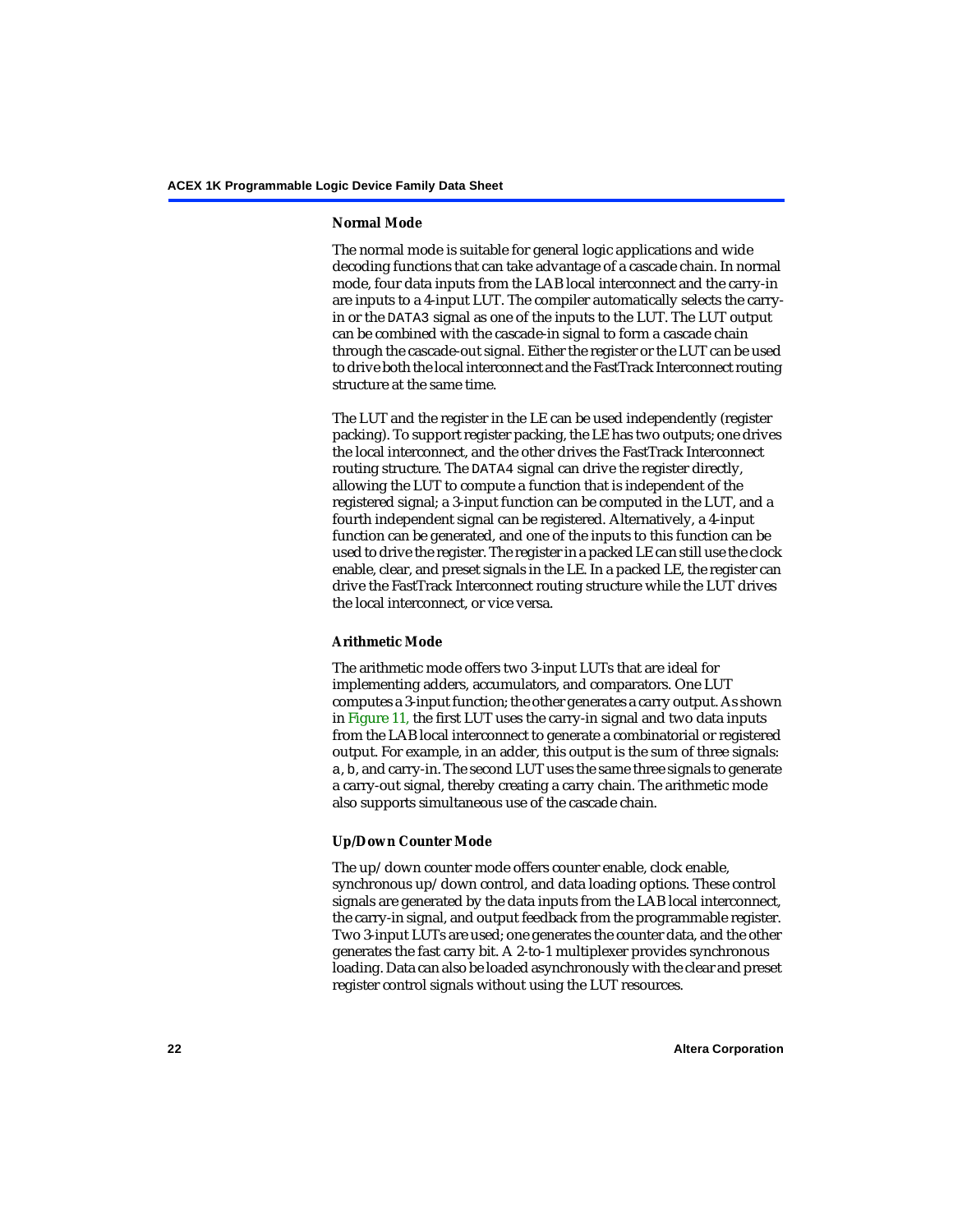#### Normal Mode

The normal mode is suitable for general logic applications and wide decoding functions that can take advantage of a cascade chain. In normal mode, four data inputs from the LAB local interconnect and the carry-in are inputs to a 4-input LUT. The compiler automatically selects the carry-in or the `DATA3` signal as one of the inputs to the LUT. The LUT output can be combined with the cascade-in signal to form a cascade chain through the cascade-out signal. Either the register or the LUT can be used to drive both the local interconnect and the FastTrack Interconnect routing structure at the same time.

The LUT and the register in the LE can be used independently (register packing). To support register packing, the LE has two outputs; one drives the local interconnect, and the other drives the FastTrack Interconnect routing structure. The `DATA4` signal can drive the register directly, allowing the LUT to compute a function that is independent of the registered signal; a 3-input function can be computed in the LUT, and a fourth independent signal can be registered. Alternatively, a 4-input function can be generated, and one of the inputs to this function can be used to drive the register. The register in a packed LE can still use the clock enable, clear, and preset signals in the LE. In a packed LE, the register can drive the FastTrack Interconnect routing structure while the LUT drives the local interconnect, or vice versa.

#### Arithmetic Mode

The arithmetic mode offers two 3-input LUTs that are ideal for implementing adders, accumulators, and comparators. One LUT computes a 3-input function; the other generates a carry output. As shown in Figure 11, the first LUT uses the carry-in signal and two data inputs from the LAB local interconnect to generate a combinatorial or registered output. For example, in an adder, this output is the sum of three signals: `a`, `b`, and carry-in. The second LUT uses the same three signals to generate a carry-out signal, thereby creating a carry chain. The arithmetic mode also supports simultaneous use of the cascade chain.

#### Up/Down Counter Mode

The up/down counter mode offers counter enable, clock enable, synchronous up/down control, and data loading options. These control signals are generated by the data inputs from the LAB local interconnect, the carry-in signal, and output feedback from the programmable register. Two 3-input LUTs are used; one generates the counter data, and the other generates the fast carry bit. A 2-to-1 multiplexer provides synchronous loading. Data can also be loaded asynchronously with the clear and preset register control signals without using the LUT resources.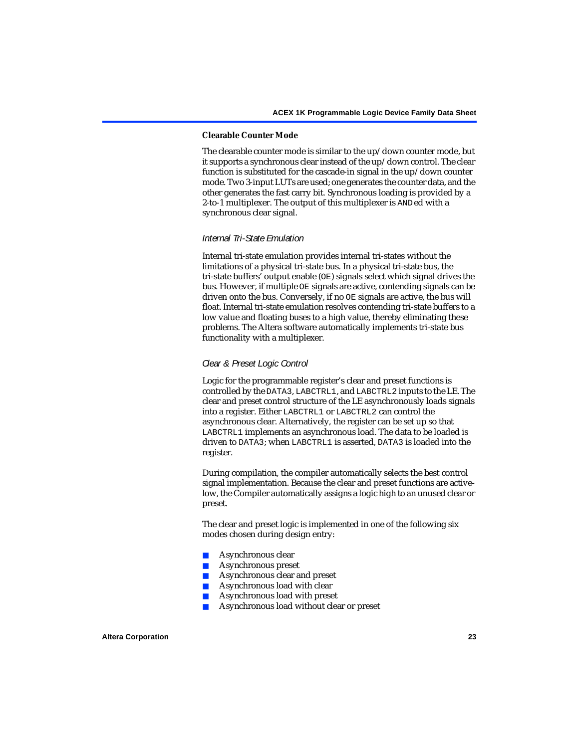#### Clearable Counter Mode

The clearable counter mode is similar to the up/down counter mode, but it supports a synchronous clear instead of the up/down control. The clear function is substituted for the cascade-in signal in the up/down counter mode. Two 3-input LUTs are used; one generates the counter data, and the other generates the fast carry bit. Synchronous loading is provided by a 2-to-1 multiplexer. The output of this multiplexer is `AND`ed with a synchronous clear signal.

### *Internal Tri-State Emulation*

Internal tri-state emulation provides internal tri-states without the limitations of a physical tri-state bus. In a physical tri-state bus, the tri-state buffers' output enable (`OE`) signals select which signal drives the bus. However, if multiple `OE` signals are active, contending signals can be driven onto the bus. Conversely, if no `OE` signals are active, the bus will float. Internal tri-state emulation resolves contending tri-state buffers to a low value and floating buses to a high value, thereby eliminating these problems. The Altera software automatically implements tri-state bus functionality with a multiplexer.

### *Clear & Preset Logic Control*

Logic for the programmable register's clear and preset functions is controlled by the `DATA3`, `LABCTRL1`, and `LABCTRL2` inputs to the LE. The clear and preset control structure of the LE asynchronously loads signals into a register. Either `LABCTRL1` or `LABCTRL2` can control the asynchronous clear. Alternatively, the register can be set up so that `LABCTRL1` implements an asynchronous load. The data to be loaded is driven to `DATA3`; when `LABCTRL1` is asserted, `DATA3` is loaded into the register.

During compilation, the compiler automatically selects the best control signal implementation. Because the clear and preset functions are active-low, the Compiler automatically assigns a logic high to an unused clear or preset.

The clear and preset logic is implemented in one of the following six modes chosen during design entry:

- Asynchronous clear
- Asynchronous preset
- Asynchronous clear and preset
- Asynchronous load with clear
- Asynchronous load with preset
- Asynchronous load without clear or preset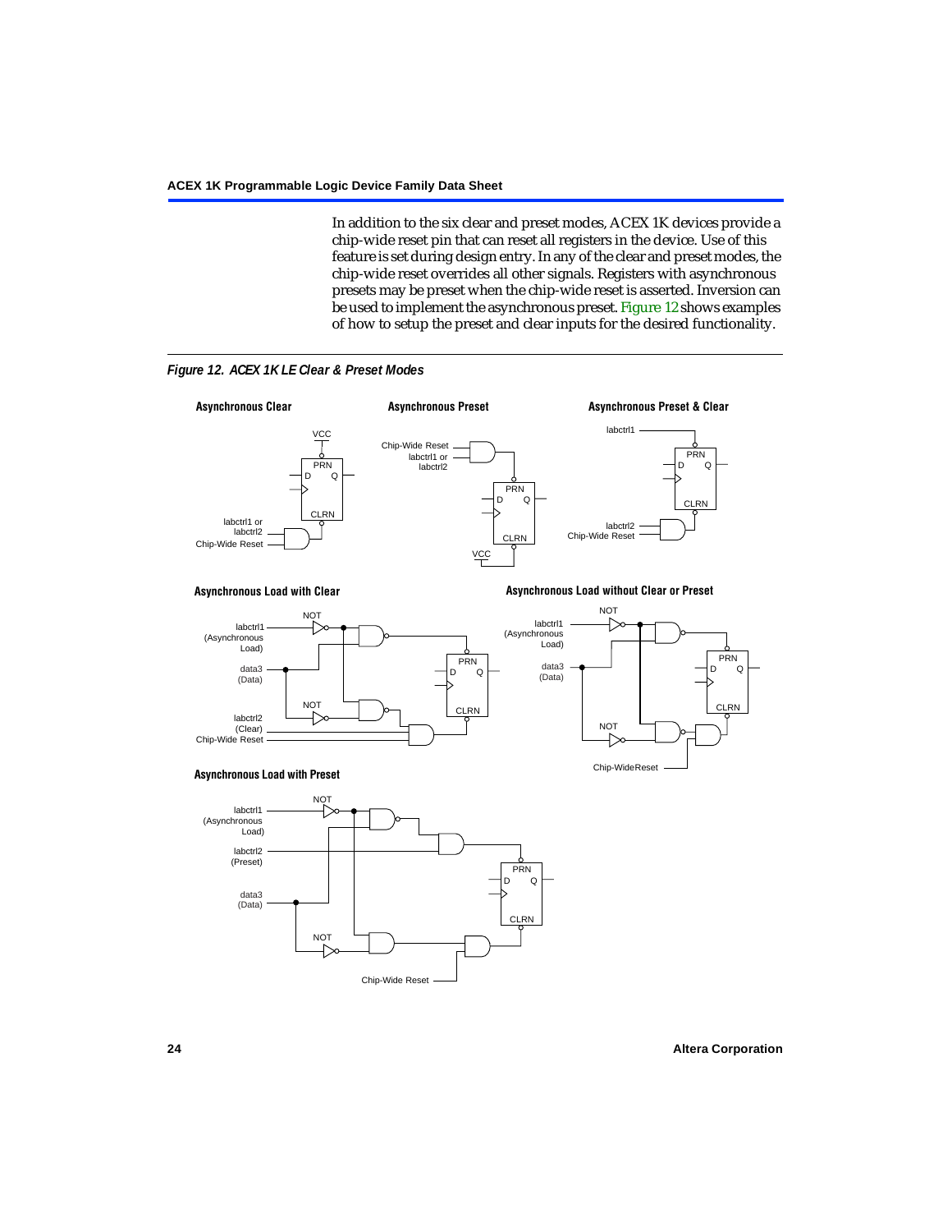In addition to the six clear and preset modes, ACEX 1K devices provide a chip-wide reset pin that can reset all registers in the device. Use of this feature is set during design entry. In any of the clear and preset modes, the chip-wide reset overrides all other signals. Registers with asynchronous presets may be preset when the chip-wide reset is asserted. Inversion can be used to implement the asynchronous preset. Figure 12 shows examples of how to setup the preset and clear inputs for the desired functionality.

*Figure 12. ACEX 1K LE Clear & Preset Modes*

**Asynchronous Clear**

VCC, PRN, D, Q, CLRN, labctrl1 or labctrl2, Chip-Wide Reset

**Asynchronous Preset**

Chip-Wide Reset, labctrl1 or labctrl2, PRN, D, Q, CLRN, VCC

**Asynchronous Preset & Clear**

labctrl1, PRN, D, Q, CLRN, labctrl2, Chip-Wide Reset

**Asynchronous Load with Clear**

NOT, labctrl1 (Asynchronous Load), data3 (Data), NOT, labctrl2 (Clear), Chip-Wide Reset, PRN, D, Q, CLRN

**Asynchronous Load without Clear or Preset**

NOT, labctrl1 (Asynchronous Load), data3 (Data), NOT, Chip-WideReset, PRN, D, Q, CLRN

**Asynchronous Load with Preset**

NOT, labctrl1 (Asynchronous Load), labctrl2 (Preset), data3 (Data), NOT, Chip-Wide Reset, PRN, D, Q, CLRN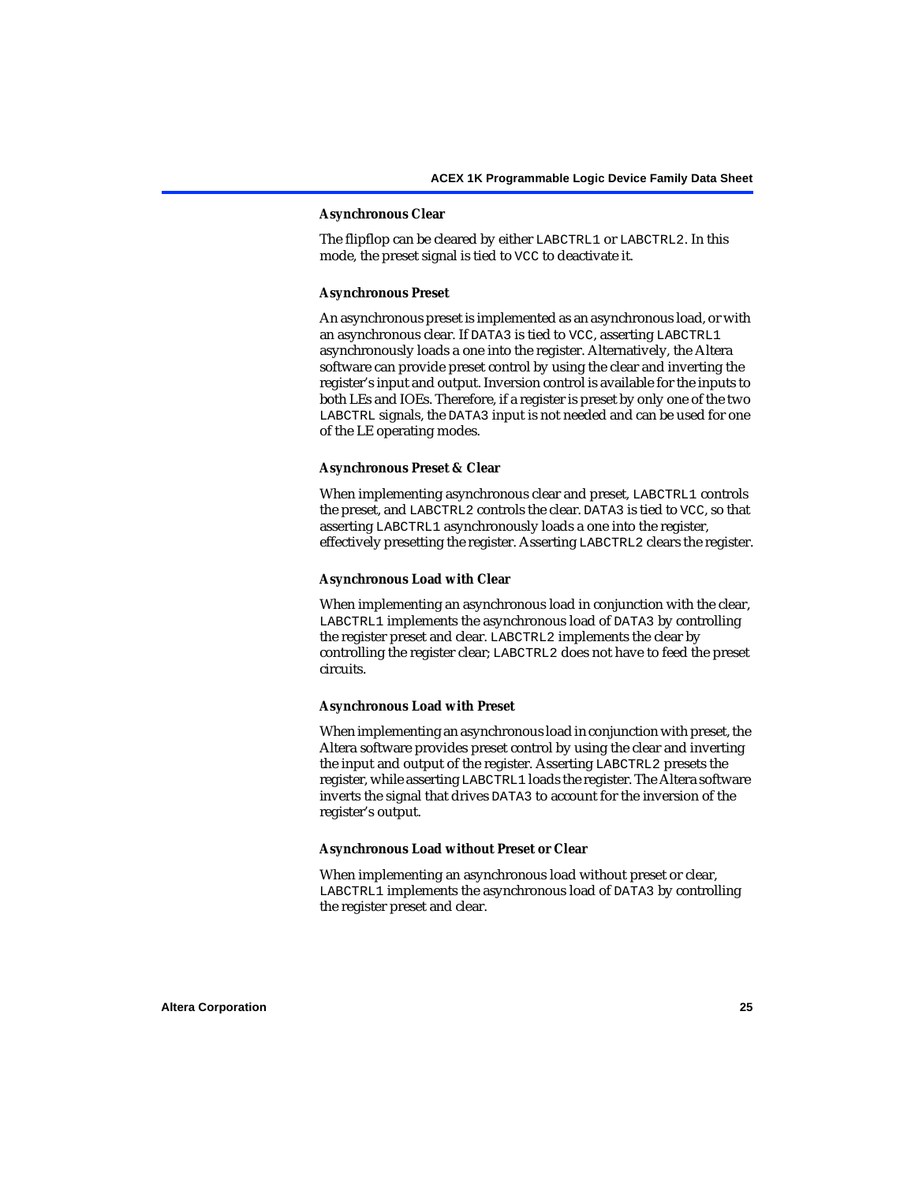#### Asynchronous Clear

The flipflop can be cleared by either LABCTRL1 or LABCTRL2. In this mode, the preset signal is tied to VCC to deactivate it.

#### Asynchronous Preset

An asynchronous preset is implemented as an asynchronous load, or with an asynchronous clear. If DATA3 is tied to VCC, asserting LABCTRL1 asynchronously loads a one into the register. Alternatively, the Altera software can provide preset control by using the clear and inverting the register's input and output. Inversion control is available for the inputs to both LEs and IOEs. Therefore, if a register is preset by only one of the two LABCTRL signals, the DATA3 input is not needed and can be used for one of the LE operating modes.

#### Asynchronous Preset & Clear

When implementing asynchronous clear and preset, LABCTRL1 controls the preset, and LABCTRL2 controls the clear. DATA3 is tied to VCC, so that asserting LABCTRL1 asynchronously loads a one into the register, effectively presetting the register. Asserting LABCTRL2 clears the register.

#### Asynchronous Load with Clear

When implementing an asynchronous load in conjunction with the clear, LABCTRL1 implements the asynchronous load of DATA3 by controlling the register preset and clear. LABCTRL2 implements the clear by controlling the register clear; LABCTRL2 does not have to feed the preset circuits.

#### Asynchronous Load with Preset

When implementing an asynchronous load in conjunction with preset, the Altera software provides preset control by using the clear and inverting the input and output of the register. Asserting LABCTRL2 presets the register, while asserting LABCTRL1 loads the register. The Altera software inverts the signal that drives DATA3 to account for the inversion of the register's output.

#### Asynchronous Load without Preset or Clear

When implementing an asynchronous load without preset or clear, LABCTRL1 implements the asynchronous load of DATA3 by controlling the register preset and clear.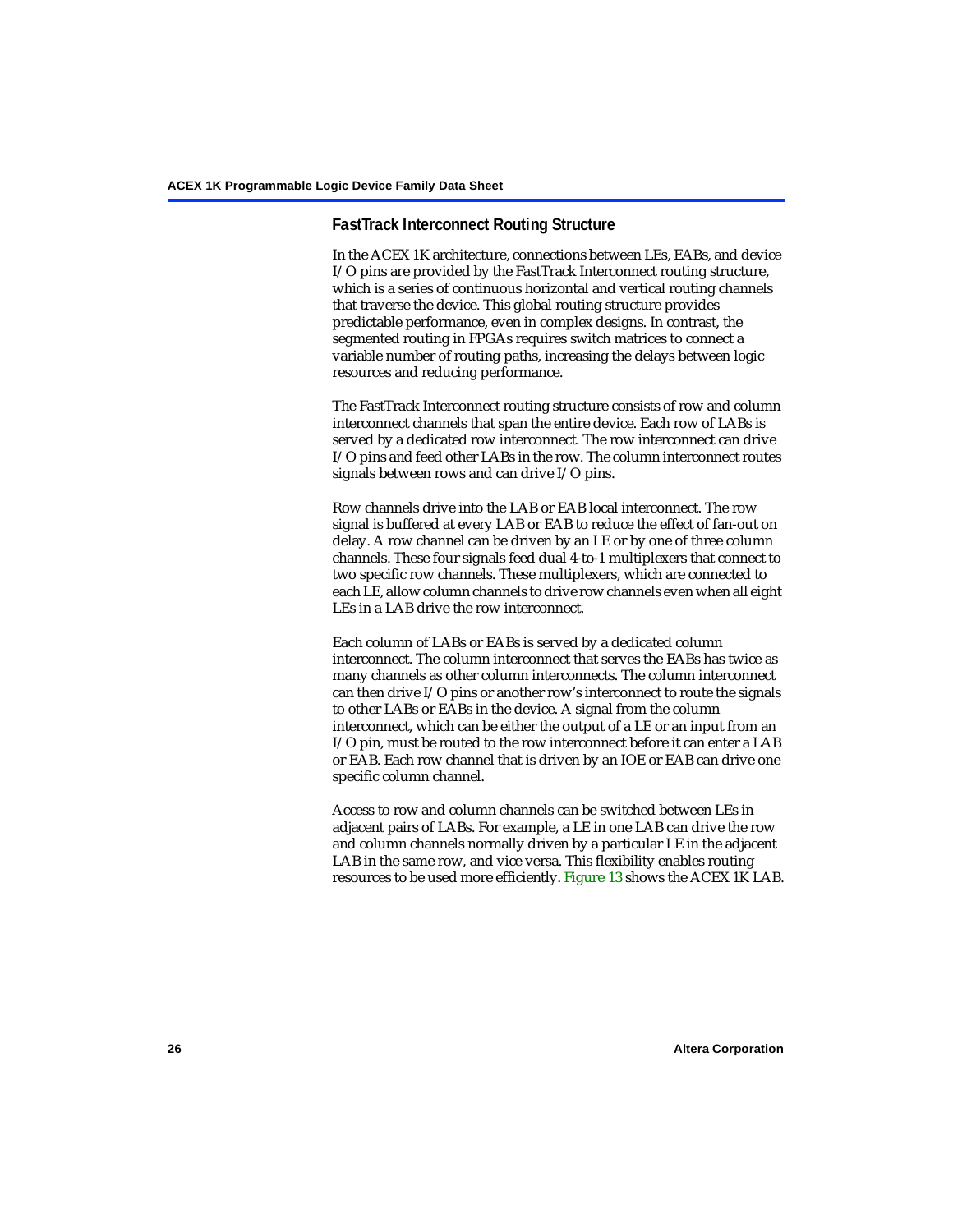### FastTrack Interconnect Routing Structure

In the ACEX 1K architecture, connections between LEs, EABs, and device I/O pins are provided by the FastTrack Interconnect routing structure, which is a series of continuous horizontal and vertical routing channels that traverse the device. This global routing structure provides predictable performance, even in complex designs. In contrast, the segmented routing in FPGAs requires switch matrices to connect a variable number of routing paths, increasing the delays between logic resources and reducing performance.

The FastTrack Interconnect routing structure consists of row and column interconnect channels that span the entire device. Each row of LABs is served by a dedicated row interconnect. The row interconnect can drive I/O pins and feed other LABs in the row. The column interconnect routes signals between rows and can drive I/O pins.

Row channels drive into the LAB or EAB local interconnect. The row signal is buffered at every LAB or EAB to reduce the effect of fan-out on delay. A row channel can be driven by an LE or by one of three column channels. These four signals feed dual 4-to-1 multiplexers that connect to two specific row channels. These multiplexers, which are connected to each LE, allow column channels to drive row channels even when all eight LEs in a LAB drive the row interconnect.

Each column of LABs or EABs is served by a dedicated column interconnect. The column interconnect that serves the EABs has twice as many channels as other column interconnects. The column interconnect can then drive I/O pins or another row's interconnect to route the signals to other LABs or EABs in the device. A signal from the column interconnect, which can be either the output of a LE or an input from an I/O pin, must be routed to the row interconnect before it can enter a LAB or EAB. Each row channel that is driven by an IOE or EAB can drive one specific column channel.

Access to row and column channels can be switched between LEs in adjacent pairs of LABs. For example, a LE in one LAB can drive the row and column channels normally driven by a particular LE in the adjacent LAB in the same row, and vice versa. This flexibility enables routing resources to be used more efficiently. Figure 13 shows the ACEX 1K LAB.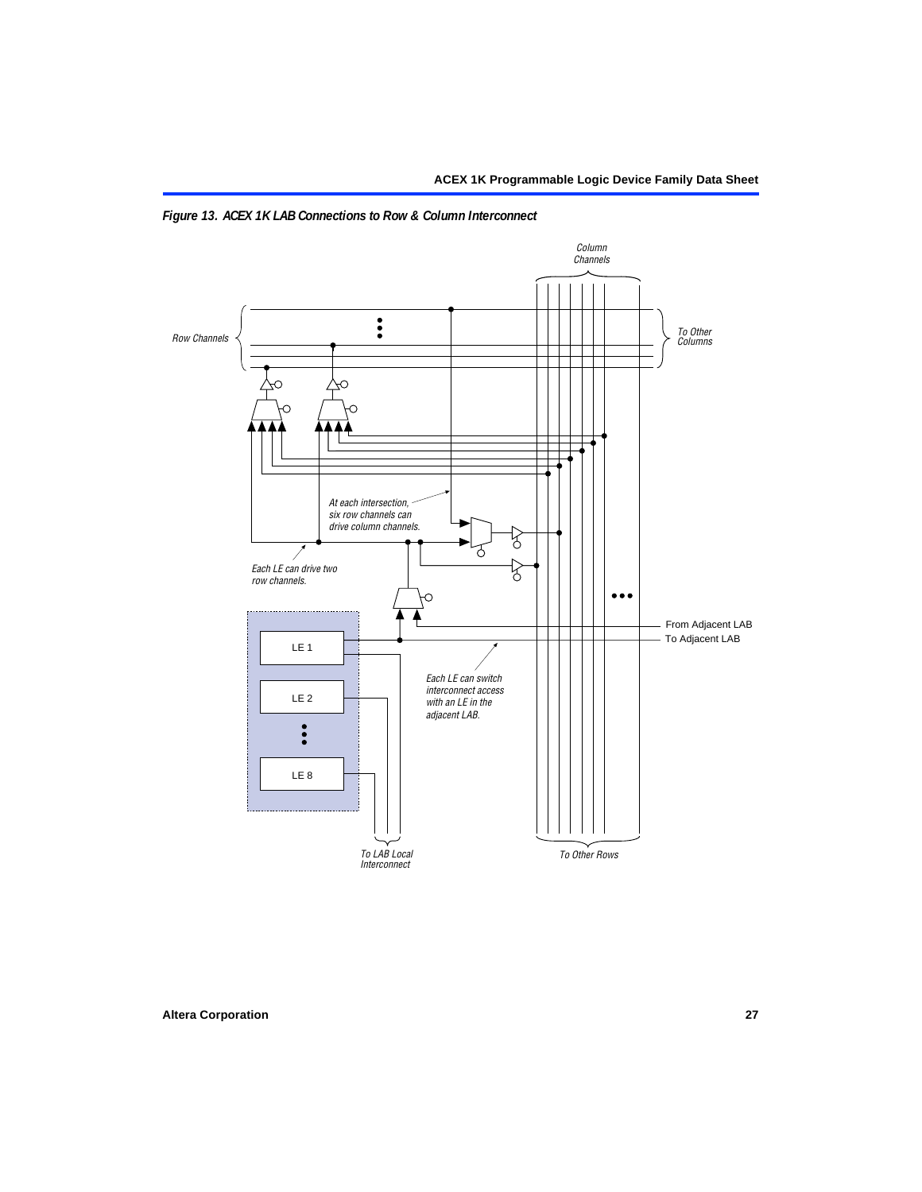*Figure 13. ACEX 1K LAB Connections to Row & Column Interconnect*

Column Channels

Row Channels

To Other Columns

At each intersection, six row channels can drive column channels.

Each LE can drive two row channels.

From Adjacent LAB

To Adjacent LAB

LE 1

LE 2

LE 8

Each LE can switch interconnect access with an LE in the adjacent LAB.

To LAB Local Interconnect

To Other Rows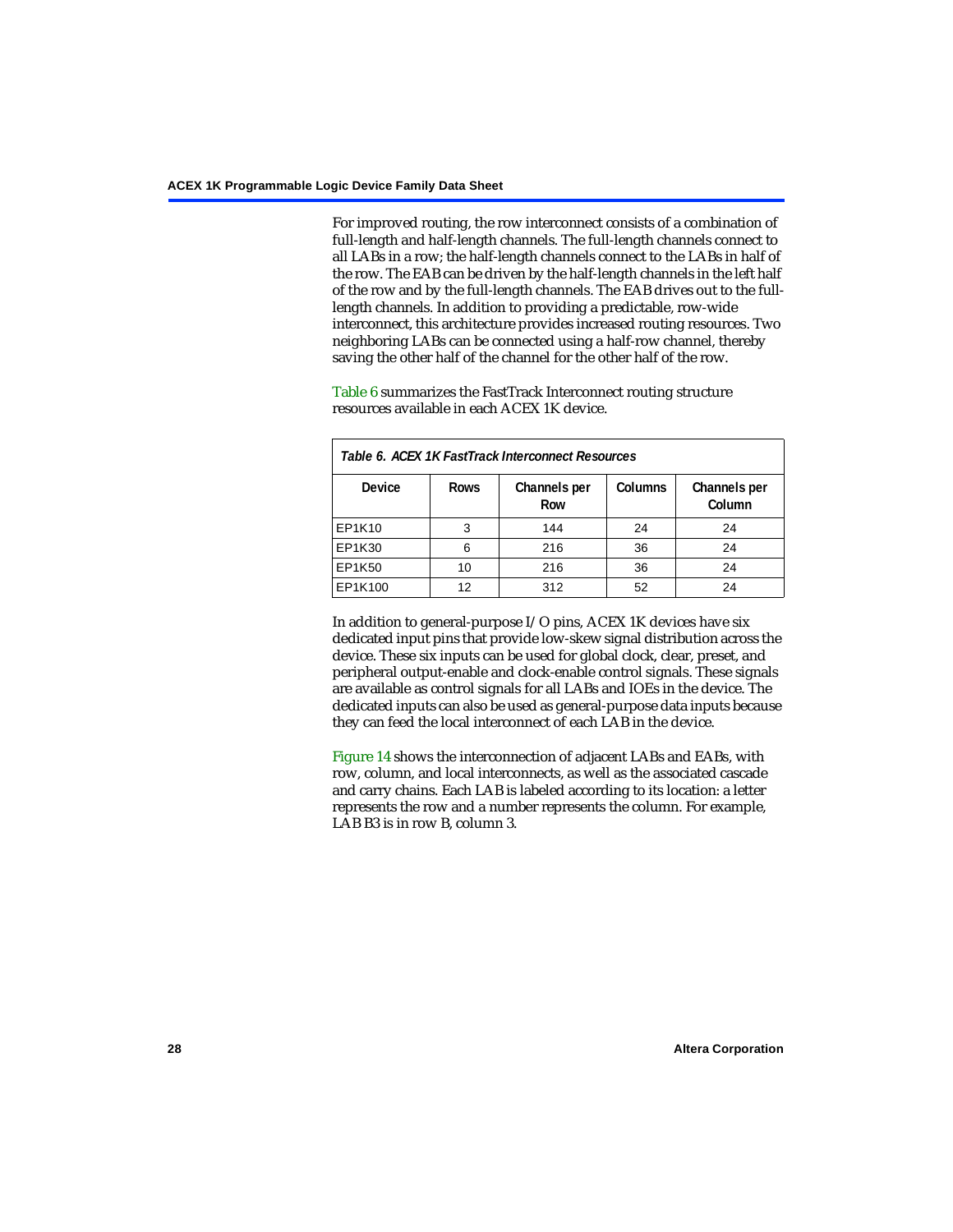For improved routing, the row interconnect consists of a combination of full-length and half-length channels. The full-length channels connect to all LABs in a row; the half-length channels connect to the LABs in half of the row. The EAB can be driven by the half-length channels in the left half of the row and by the full-length channels. The EAB drives out to the full-length channels. In addition to providing a predictable, row-wide interconnect, this architecture provides increased routing resources. Two neighboring LABs can be connected using a half-row channel, thereby saving the other half of the channel for the other half of the row.

Table 6 summarizes the FastTrack Interconnect routing structure resources available in each ACEX 1K device.

*Table 6. ACEX 1K FastTrack Interconnect Resources*

| Device | Rows | Channels per Row | Columns | Channels per Column |
|---|---|---|---|---|
| EP1K10 | 3 | 144 | 24 | 24 |
| EP1K30 | 6 | 216 | 36 | 24 |
| EP1K50 | 10 | 216 | 36 | 24 |
| EP1K100 | 12 | 312 | 52 | 24 |

In addition to general-purpose I/O pins, ACEX 1K devices have six dedicated input pins that provide low-skew signal distribution across the device. These six inputs can be used for global clock, clear, preset, and peripheral output-enable and clock-enable control signals. These signals are available as control signals for all LABs and IOEs in the device. The dedicated inputs can also be used as general-purpose data inputs because they can feed the local interconnect of each LAB in the device.

Figure 14 shows the interconnection of adjacent LABs and EABs, with row, column, and local interconnects, as well as the associated cascade and carry chains. Each LAB is labeled according to its location: a letter represents the row and a number represents the column. For example, LAB B3 is in row B, column 3.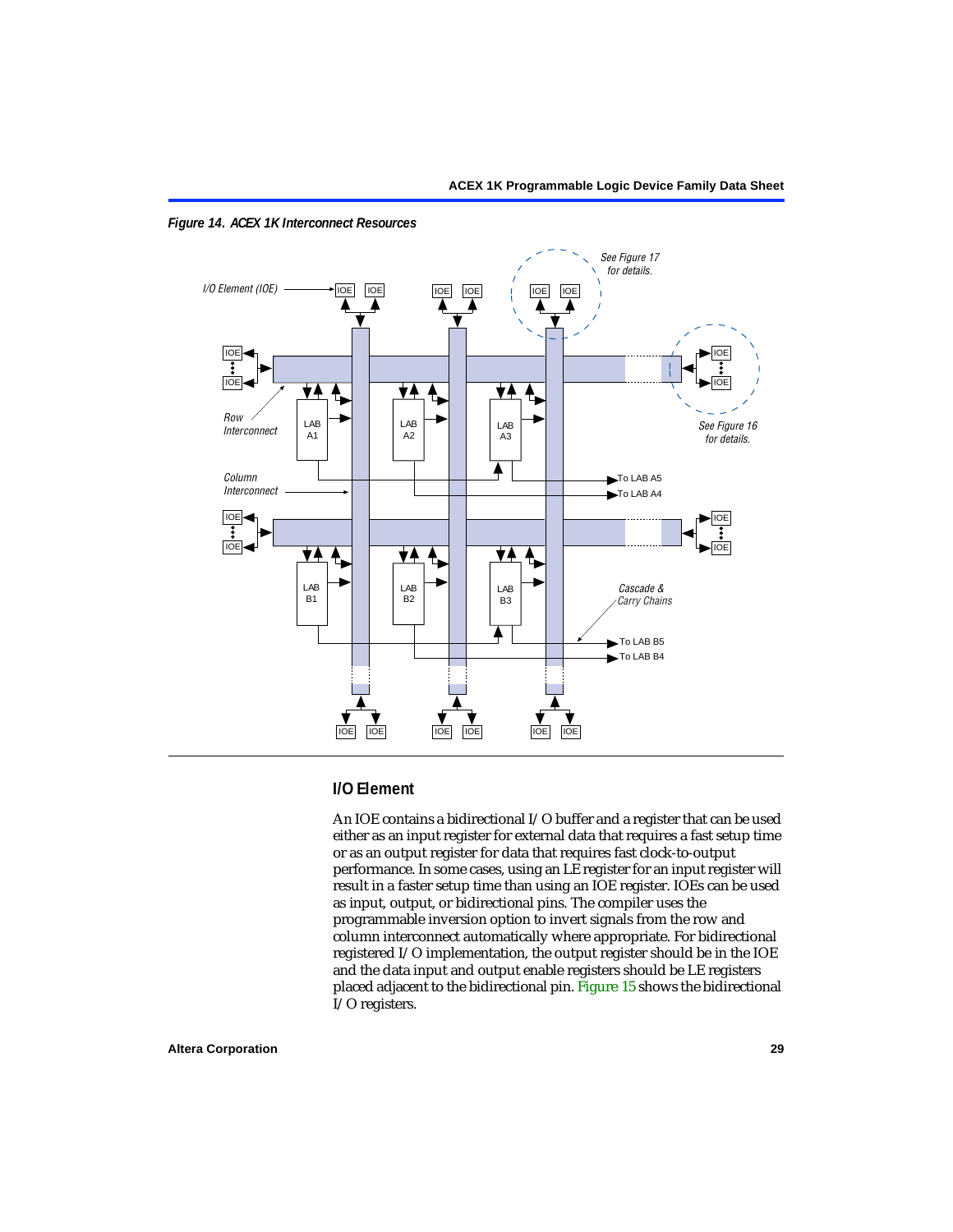*Figure 14. ACEX 1K Interconnect Resources*

## I/O Element

An IOE contains a bidirectional I/O buffer and a register that can be used either as an input register for external data that requires a fast setup time or as an output register for data that requires fast clock-to-output performance. In some cases, using an LE register for an input register will result in a faster setup time than using an IOE register. IOEs can be used as input, output, or bidirectional pins. The compiler uses the programmable inversion option to invert signals from the row and column interconnect automatically where appropriate. For bidirectional registered I/O implementation, the output register should be in the IOE and the data input and output enable registers should be LE registers placed adjacent to the bidirectional pin. Figure 15 shows the bidirectional I/O registers.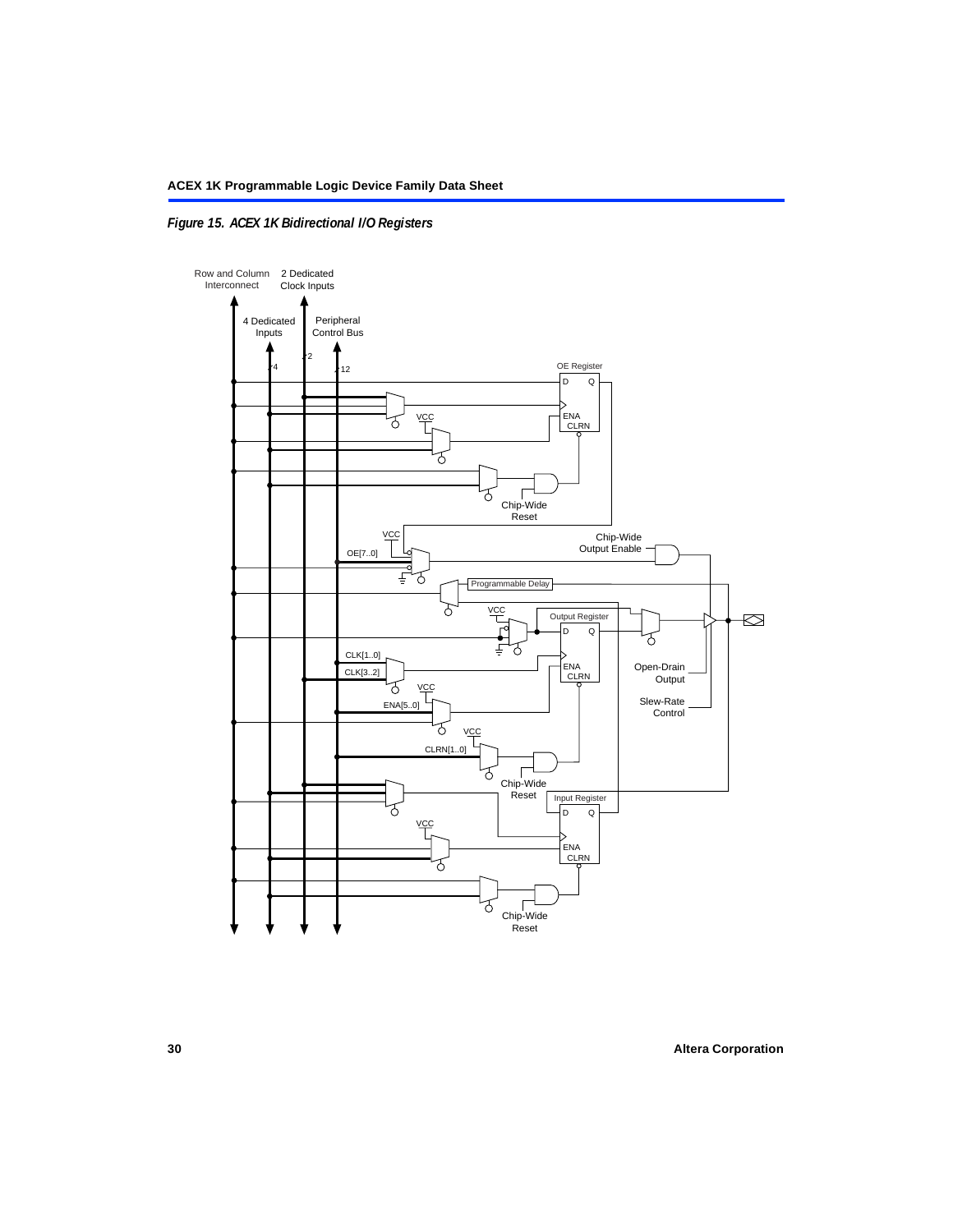*Figure 15. ACEX 1K Bidirectional I/O Registers*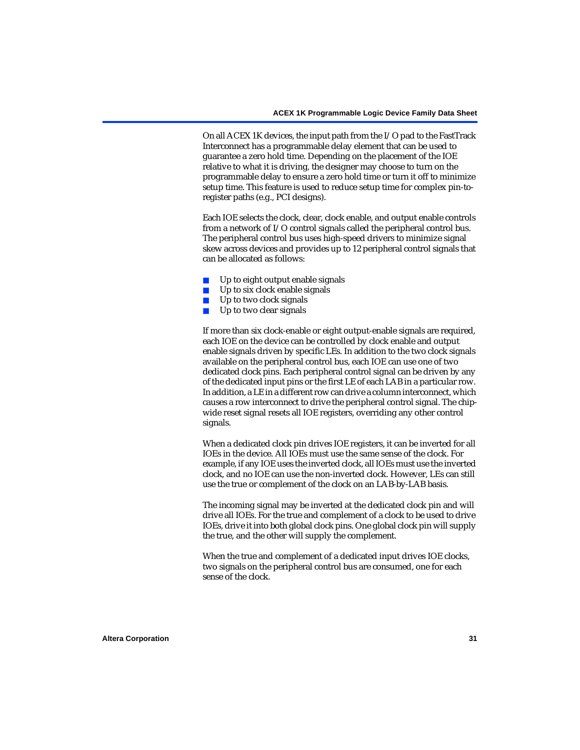On all ACEX 1K devices, the input path from the I/O pad to the FastTrack Interconnect has a programmable delay element that can be used to guarantee a zero hold time. Depending on the placement of the IOE relative to what it is driving, the designer may choose to turn on the programmable delay to ensure a zero hold time or turn it off to minimize setup time. This feature is used to reduce setup time for complex pin-to-register paths (e.g., PCI designs).

Each IOE selects the clock, clear, clock enable, and output enable controls from a network of I/O control signals called the peripheral control bus. The peripheral control bus uses high-speed drivers to minimize signal skew across devices and provides up to 12 peripheral control signals that can be allocated as follows:

- Up to eight output enable signals
- Up to six clock enable signals
- Up to two clock signals
- Up to two clear signals

If more than six clock-enable or eight output-enable signals are required, each IOE on the device can be controlled by clock enable and output enable signals driven by specific LEs. In addition to the two clock signals available on the peripheral control bus, each IOE can use one of two dedicated clock pins. Each peripheral control signal can be driven by any of the dedicated input pins or the first LE of each LAB in a particular row. In addition, a LE in a different row can drive a column interconnect, which causes a row interconnect to drive the peripheral control signal. The chip-wide reset signal resets all IOE registers, overriding any other control signals.

When a dedicated clock pin drives IOE registers, it can be inverted for all IOEs in the device. All IOEs must use the same sense of the clock. For example, if any IOE uses the inverted clock, all IOEs must use the inverted clock, and no IOE can use the non-inverted clock. However, LEs can still use the true or complement of the clock on an LAB-by-LAB basis.

The incoming signal may be inverted at the dedicated clock pin and will drive all IOEs. For the true and complement of a clock to be used to drive IOEs, drive it into both global clock pins. One global clock pin will supply the true, and the other will supply the complement.

When the true and complement of a dedicated input drives IOE clocks, two signals on the peripheral control bus are consumed, one for each sense of the clock.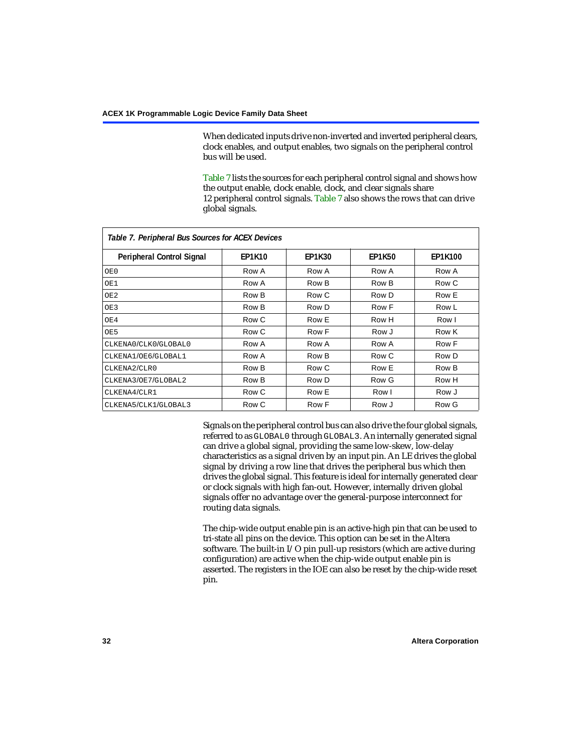When dedicated inputs drive non-inverted and inverted peripheral clears, clock enables, and output enables, two signals on the peripheral control bus will be used.

Table 7 lists the sources for each peripheral control signal and shows how the output enable, clock enable, clock, and clear signals share 12 peripheral control signals. Table 7 also shows the rows that can drive global signals.

*Table 7. Peripheral Bus Sources for ACEX Devices*

| Peripheral Control Signal | EP1K10 | EP1K30 | EP1K50 | EP1K100 |
|---|---|---|---|---|
| OE0 | Row A | Row A | Row A | Row A |
| OE1 | Row A | Row B | Row B | Row C |
| OE2 | Row B | Row C | Row D | Row E |
| OE3 | Row B | Row D | Row F | Row L |
| OE4 | Row C | Row E | Row H | Row I |
| OE5 | Row C | Row F | Row J | Row K |
| CLKENA0/CLK0/GLOBAL0 | Row A | Row A | Row A | Row F |
| CLKENA1/OE6/GLOBAL1 | Row A | Row B | Row C | Row D |
| CLKENA2/CLR0 | Row B | Row C | Row E | Row B |
| CLKENA3/OE7/GLOBAL2 | Row B | Row D | Row G | Row H |
| CLKENA4/CLR1 | Row C | Row E | Row I | Row J |
| CLKENA5/CLK1/GLOBAL3 | Row C | Row F | Row J | Row G |

Signals on the peripheral control bus can also drive the four global signals, referred to as GLOBAL0 through GLOBAL3. An internally generated signal can drive a global signal, providing the same low-skew, low-delay characteristics as a signal driven by an input pin. An LE drives the global signal by driving a row line that drives the peripheral bus which then drives the global signal. This feature is ideal for internally generated clear or clock signals with high fan-out. However, internally driven global signals offer no advantage over the general-purpose interconnect for routing data signals.

The chip-wide output enable pin is an active-high pin that can be used to tri-state all pins on the device. This option can be set in the Altera software. The built-in I/O pin pull-up resistors (which are active during configuration) are active when the chip-wide output enable pin is asserted. The registers in the IOE can also be reset by the chip-wide reset pin.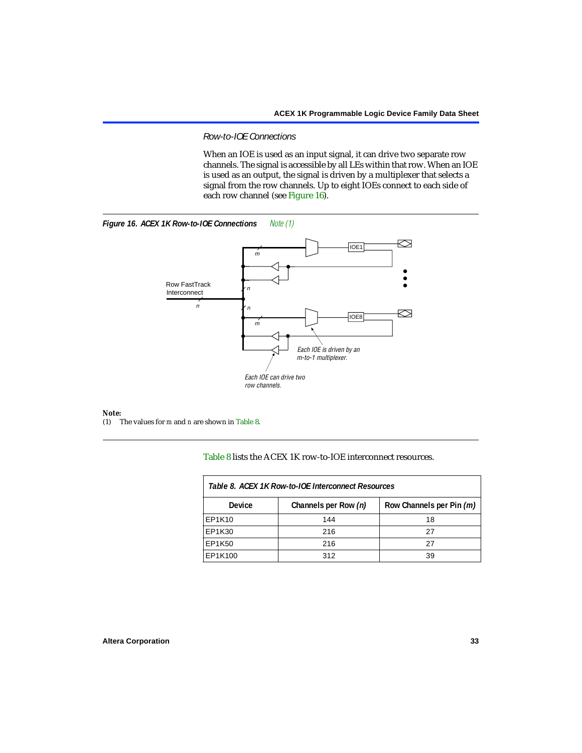### *Row-to-IOE Connections*

When an IOE is used as an input signal, it can drive two separate row channels. The signal is accessible by all LEs within that row. When an IOE is used as an output, the signal is driven by a multiplexer that selects a signal from the row channels. Up to eight IOEs connect to each side of each row channel (see Figure 16).

***Figure 16. ACEX 1K Row-to-IOE Connections*** *Note (1)*

**Note:**

(1) The values for *m* and *n* are shown in Table 8.

Table 8 lists the ACEX 1K row-to-IOE interconnect resources.

| *Table 8. ACEX 1K Row-to-IOE Interconnect Resources* | | |
|---|---|---|
| **Device** | **Channels per Row *(n)*** | **Row Channels per Pin *(m)*** |
| EP1K10 | 144 | 18 |
| EP1K30 | 216 | 27 |
| EP1K50 | 216 | 27 |
| EP1K100 | 312 | 39 |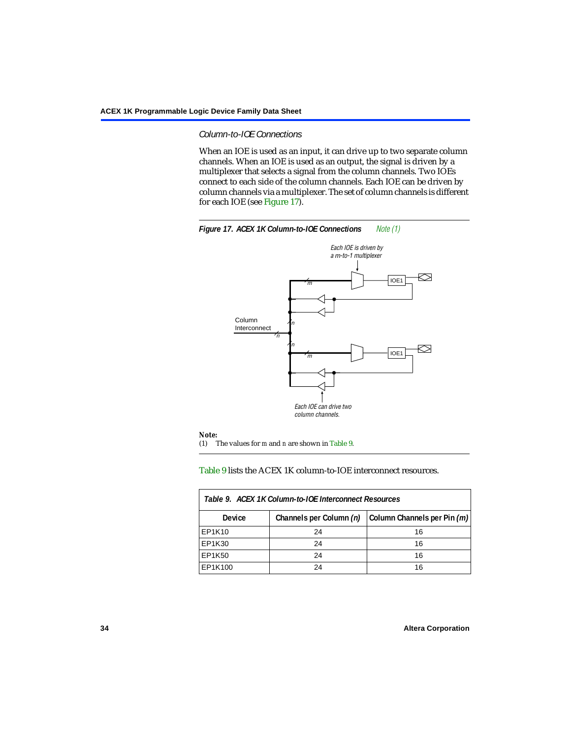### Column-to-IOE Connections

When an IOE is used as an input, it can drive up to two separate column channels. When an IOE is used as an output, the signal is driven by a multiplexer that selects a signal from the column channels. Two IOEs connect to each side of the column channels. Each IOE can be driven by column channels via a multiplexer. The set of column channels is different for each IOE (see Figure 17).

**Figure 17. ACEX 1K Column-to-IOE Connections** *Note (1)*

*Each IOE is driven by a m-to-1 multiplexer*

Column Interconnect

IOE1

IOE1

*Each IOE can drive two column channels.*

**Note:**

(1) The values for m and n are shown in Table 9.

Table 9 lists the ACEX 1K column-to-IOE interconnect resources.

**Table 9. ACEX 1K Column-to-IOE Interconnect Resources**

| Device | Channels per Column *(n)* | Column Channels per Pin *(m)* |
|---|---|---|
| EP1K10 | 24 | 16 |
| EP1K30 | 24 | 16 |
| EP1K50 | 24 | 16 |
| EP1K100 | 24 | 16 |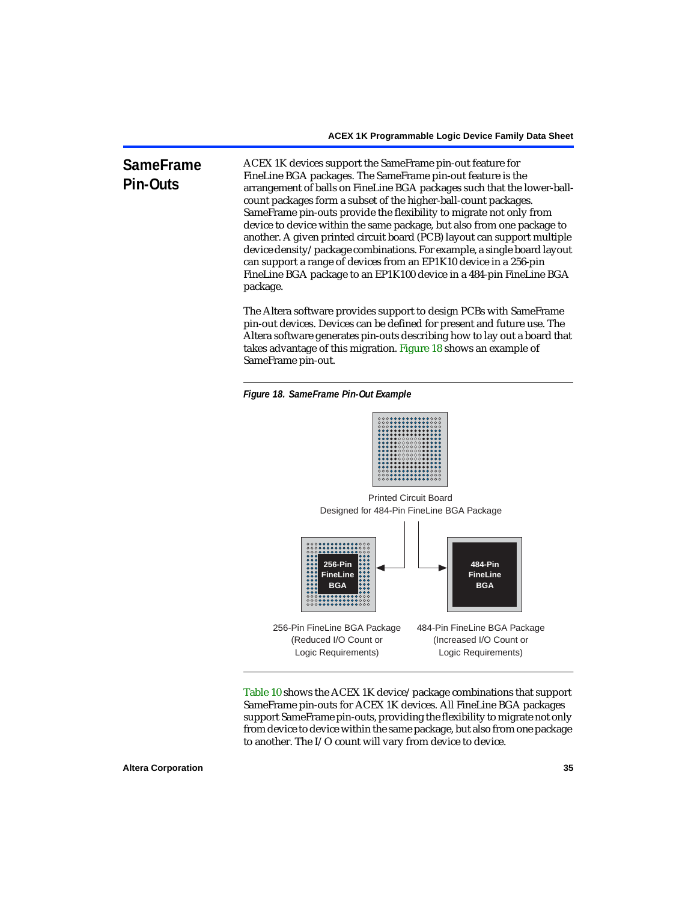## SameFrame Pin-Outs

ACEX 1K devices support the SameFrame pin-out feature for FineLine BGA packages. The SameFrame pin-out feature is the arrangement of balls on FineLine BGA packages such that the lower-ball-count packages form a subset of the higher-ball-count packages. SameFrame pin-outs provide the flexibility to migrate not only from device to device within the same package, but also from one package to another. A given printed circuit board (PCB) layout can support multiple device density/package combinations. For example, a single board layout can support a range of devices from an EP1K10 device in a 256-pin FineLine BGA package to an EP1K100 device in a 484-pin FineLine BGA package.

The Altera software provides support to design PCBs with SameFrame pin-out devices. Devices can be defined for present and future use. The Altera software generates pin-outs describing how to lay out a board that takes advantage of this migration. Figure 18 shows an example of SameFrame pin-out.

*Figure 18. SameFrame Pin-Out Example*

Printed Circuit Board Designed for 484-Pin FineLine BGA Package

256-Pin FineLine BGA

484-Pin FineLine BGA

256-Pin FineLine BGA Package (Reduced I/O Count or Logic Requirements)

484-Pin FineLine BGA Package (Increased I/O Count or Logic Requirements)

Table 10 shows the ACEX 1K device/package combinations that support SameFrame pin-outs for ACEX 1K devices. All FineLine BGA packages support SameFrame pin-outs, providing the flexibility to migrate not only from device to device within the same package, but also from one package to another. The I/O count will vary from device to device.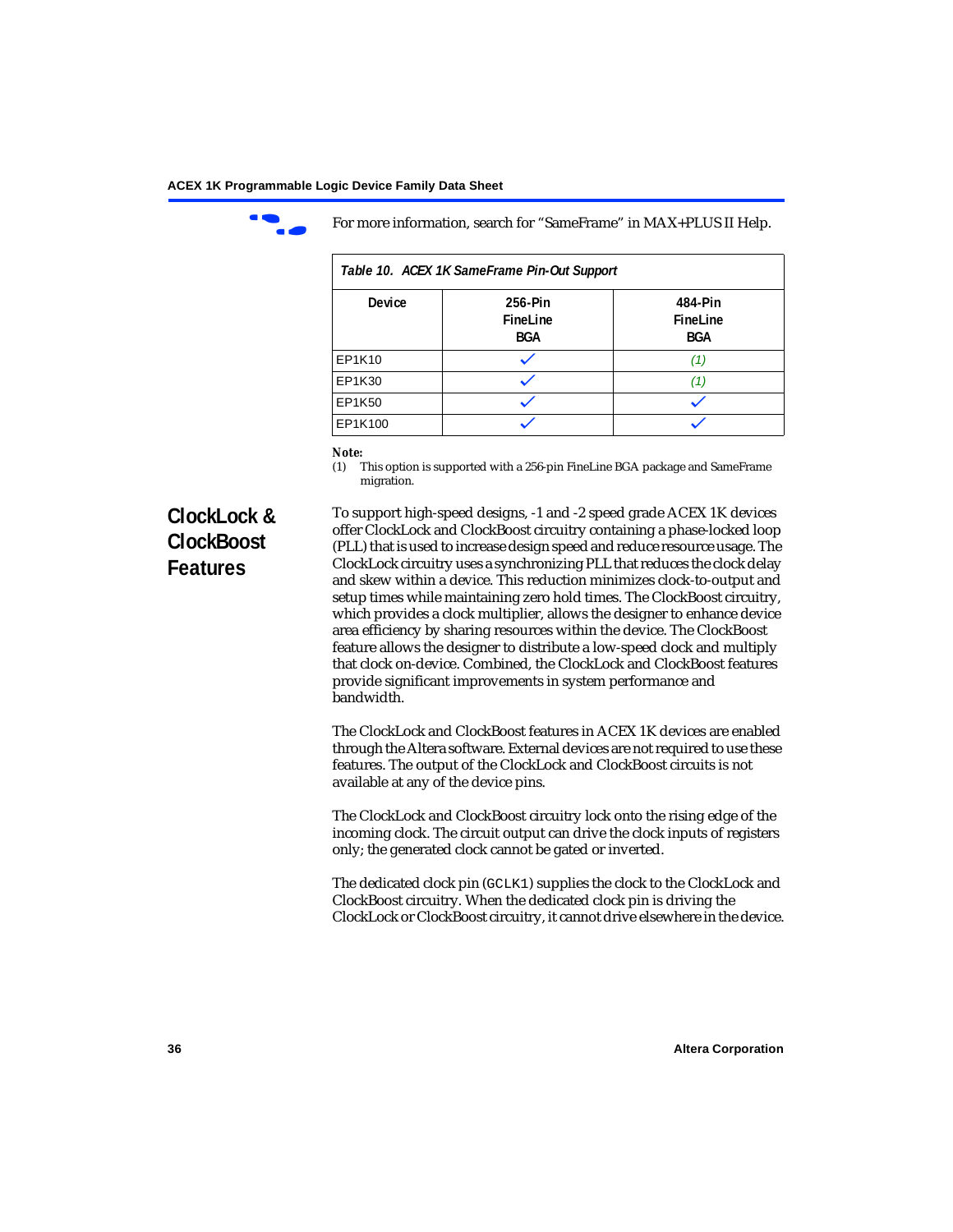For more information, search for “SameFrame” in MAX+PLUS II Help.

*Table 10. ACEX 1K SameFrame Pin-Out Support*

| Device | 256-Pin FineLine BGA | 484-Pin FineLine BGA |
|---|---|---|
| EP1K10 | ✓ | *(1)* |
| EP1K30 | ✓ | *(1)* |
| EP1K50 | ✓ | ✓ |
| EP1K100 | ✓ | ✓ |

***Note:***

(1) This option is supported with a 256-pin FineLine BGA package and SameFrame migration.

## ClockLock & ClockBoost Features

To support high-speed designs, -1 and -2 speed grade ACEX 1K devices offer ClockLock and ClockBoost circuitry containing a phase-locked loop (PLL) that is used to increase design speed and reduce resource usage. The ClockLock circuitry uses a synchronizing PLL that reduces the clock delay and skew within a device. This reduction minimizes clock-to-output and setup times while maintaining zero hold times. The ClockBoost circuitry, which provides a clock multiplier, allows the designer to enhance device area efficiency by sharing resources within the device. The ClockBoost feature allows the designer to distribute a low-speed clock and multiply that clock on-device. Combined, the ClockLock and ClockBoost features provide significant improvements in system performance and bandwidth.

The ClockLock and ClockBoost features in ACEX 1K devices are enabled through the Altera software. External devices are not required to use these features. The output of the ClockLock and ClockBoost circuits is not available at any of the device pins.

The ClockLock and ClockBoost circuitry lock onto the rising edge of the incoming clock. The circuit output can drive the clock inputs of registers only; the generated clock cannot be gated or inverted.

The dedicated clock pin (`GCLK1`) supplies the clock to the ClockLock and ClockBoost circuitry. When the dedicated clock pin is driving the ClockLock or ClockBoost circuitry, it cannot drive elsewhere in the device.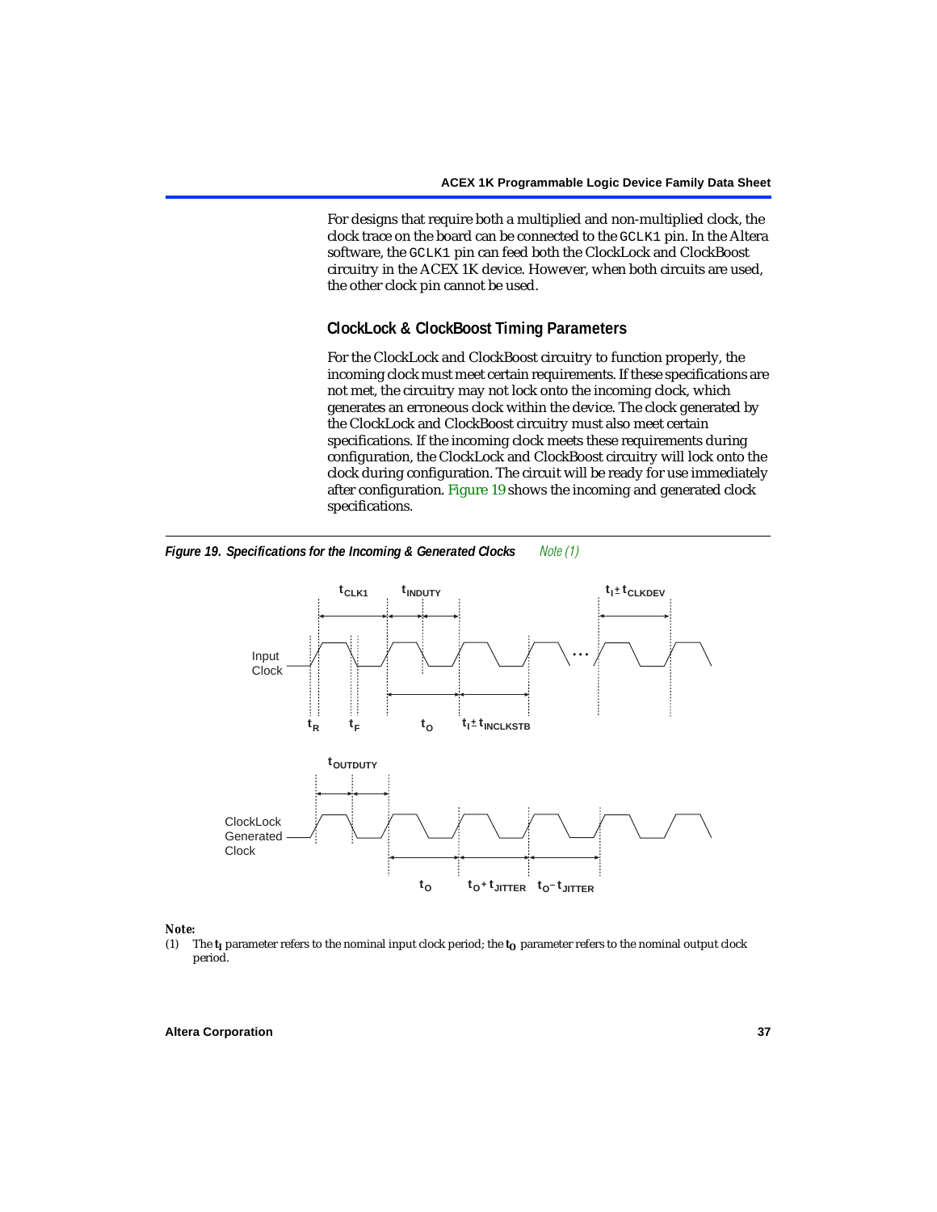For designs that require both a multiplied and non-multiplied clock, the clock trace on the board can be connected to the GCLK1 pin. In the Altera software, the GCLK1 pin can feed both the ClockLock and ClockBoost circuitry in the ACEX 1K device. However, when both circuits are used, the other clock pin cannot be used.

### ClockLock & ClockBoost Timing Parameters

For the ClockLock and ClockBoost circuitry to function properly, the incoming clock must meet certain requirements. If these specifications are not met, the circuitry may not lock onto the incoming clock, which generates an erroneous clock within the device. The clock generated by the ClockLock and ClockBoost circuitry must also meet certain specifications. If the incoming clock meets these requirements during configuration, the ClockLock and ClockBoost circuitry will lock onto the clock during configuration. The circuit will be ready for use immediately after configuration. Figure 19 shows the incoming and generated clock specifications.

***Figure 19. Specifications for the Incoming & Generated Clocks*** *Note (1)*

Input Clock: $t_{CLK1}$, $t_{INDUTY}$, $t_I \pm t_{CLKDEV}$, $t_R$, $t_F$, $t_O$, $t_I \pm t_{INCLKSTB}$

ClockLock Generated Clock: $t_{OUTDUTY}$, $t_O$, $t_O + t_{JITTER}$, $t_O - t_{JITTER}$

*Note:*

(1) The $t_I$ parameter refers to the nominal input clock period; the $t_O$ parameter refers to the nominal output clock period.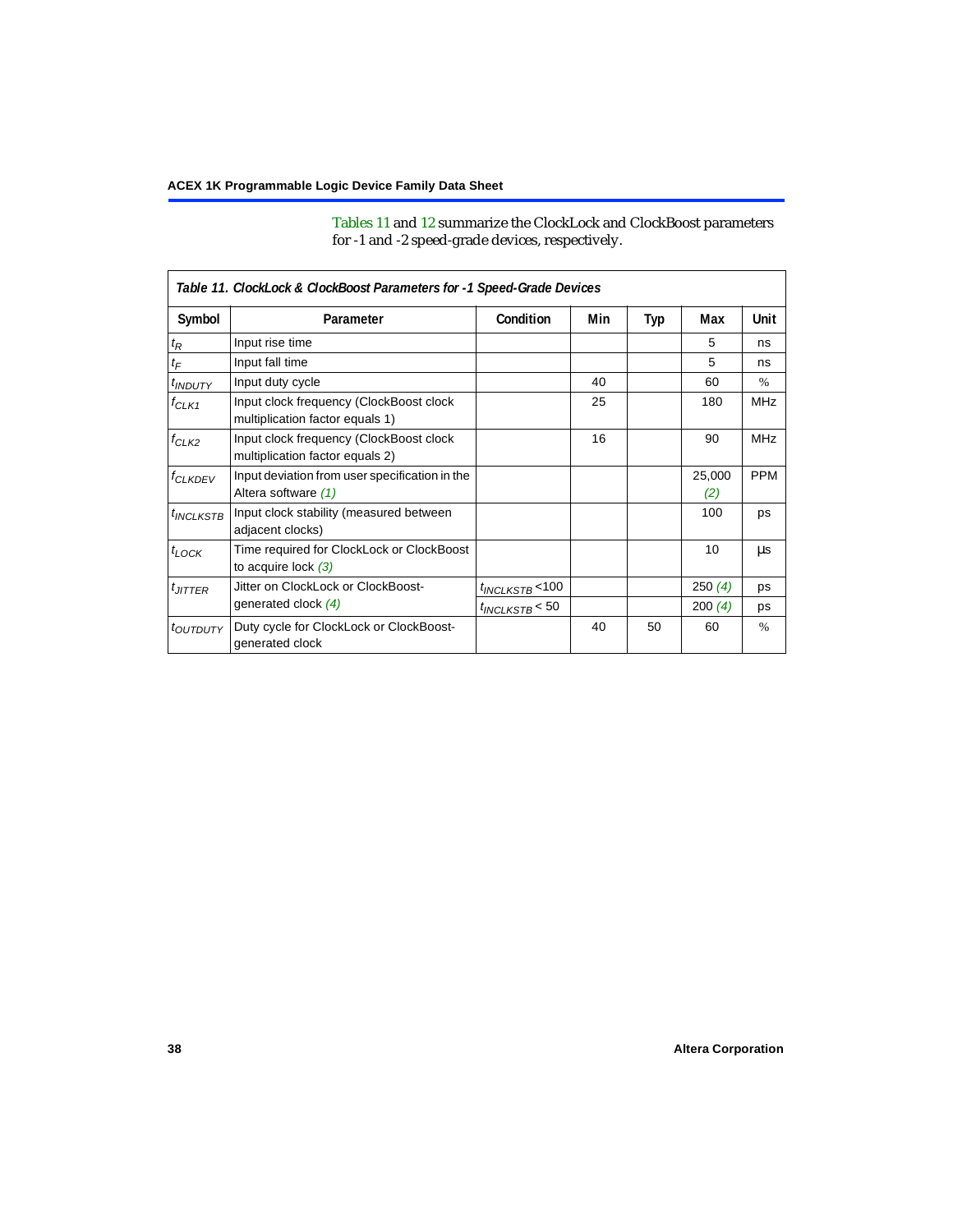Tables 11 and 12 summarize the ClockLock and ClockBoost parameters for -1 and -2 speed-grade devices, respectively.

**Table 11. ClockLock & ClockBoost Parameters for -1 Speed-Grade Devices**

| Symbol | Parameter | Condition | Min | Typ | Max | Unit |
|---|---|---|---|---|---|---|
| $t_R$ | Input rise time | | | | 5 | ns |
| $t_F$ | Input fall time | | | | 5 | ns |
| $t_{INDUTY}$ | Input duty cycle | | 40 | | 60 | % |
| $f_{CLK1}$ | Input clock frequency (ClockBoost clock multiplication factor equals 1) | | 25 | | 180 | MHz |
| $f_{CLK2}$ | Input clock frequency (ClockBoost clock multiplication factor equals 2) | | 16 | | 90 | MHz |
| $f_{CLKDEV}$ | Input deviation from user specification in the Altera software *(1)* | | | | 25,000 *(2)* | PPM |
| $t_{INCLKSTB}$ | Input clock stability (measured between adjacent clocks) | | | | 100 | ps |
| $t_{LOCK}$ | Time required for ClockLock or ClockBoost to acquire lock *(3)* | | | | 10 | µs |
| $t_{JITTER}$ | Jitter on ClockLock or ClockBoost-generated clock *(4)* | $t_{INCLKSTB}$ <100 | | | 250 *(4)* | ps |
| | | $t_{INCLKSTB}$ < 50 | | | 200 *(4)* | ps |
| $t_{OUTDUTY}$ | Duty cycle for ClockLock or ClockBoost-generated clock | | 40 | 50 | 60 | % |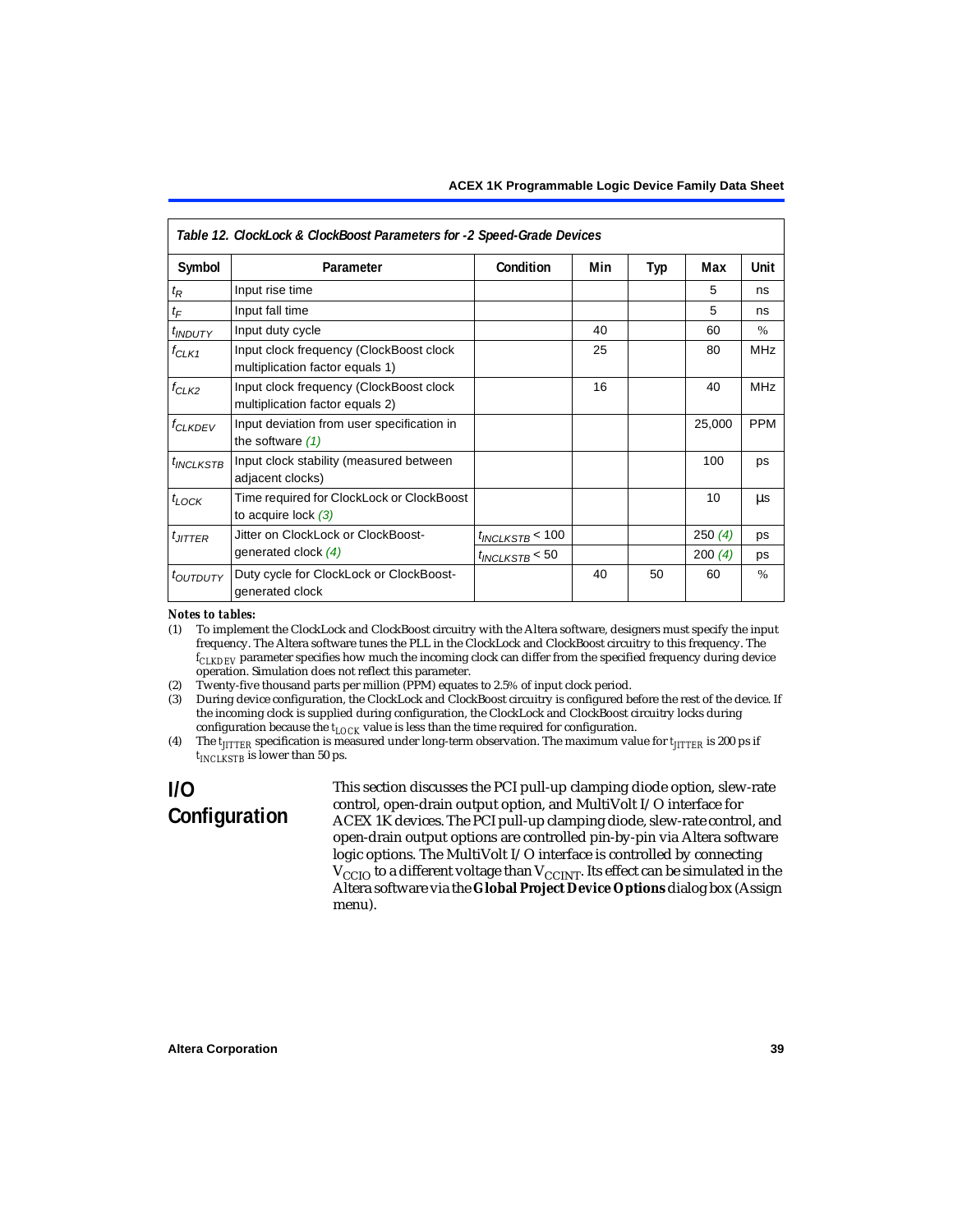**Table 12. ClockLock & ClockBoost Parameters for -2 Speed-Grade Devices**

| Symbol | Parameter | Condition | Min | Typ | Max | Unit |
|---|---|---|---|---|---|---|
| $t_R$ | Input rise time | | | | 5 | ns |
| $t_F$ | Input fall time | | | | 5 | ns |
| $t_{INDUTY}$ | Input duty cycle | | 40 | | 60 | % |
| $f_{CLK1}$ | Input clock frequency (ClockBoost clock multiplication factor equals 1) | | 25 | | 80 | MHz |
| $f_{CLK2}$ | Input clock frequency (ClockBoost clock multiplication factor equals 2) | | 16 | | 40 | MHz |
| $f_{CLKDEV}$ | Input deviation from user specification in the software *(1)* | | | | 25,000 | PPM |
| $t_{INCLKSTB}$ | Input clock stability (measured between adjacent clocks) | | | | 100 | ps |
| $t_{LOCK}$ | Time required for ClockLock or ClockBoost to acquire lock *(3)* | | | | 10 | µs |
| $t_{JITTER}$ | Jitter on ClockLock or ClockBoost-generated clock *(4)* | $t_{INCLKSTB} < 100$ | | | 250 *(4)* | ps |
| | | $t_{INCLKSTB} < 50$ | | | 200 *(4)* | ps |
| $t_{OUTDUTY}$ | Duty cycle for ClockLock or ClockBoost-generated clock | | 40 | 50 | 60 | % |

***Notes to tables:***

(1) To implement the ClockLock and ClockBoost circuitry with the Altera software, designers must specify the input frequency. The Altera software tunes the PLL in the ClockLock and ClockBoost circuitry to this frequency. The $f_{CLKDEV}$ parameter specifies how much the incoming clock can differ from the specified frequency during device operation. Simulation does not reflect this parameter.

(2) Twenty-five thousand parts per million (PPM) equates to 2.5% of input clock period.

(3) During device configuration, the ClockLock and ClockBoost circuitry is configured before the rest of the device. If the incoming clock is supplied during configuration, the ClockLock and ClockBoost circuitry locks during configuration because the $t_{LOCK}$ value is less than the time required for configuration.

(4) The $t_{JITTER}$ specification is measured under long-term observation. The maximum value for $t_{JITTER}$ is 200 ps if $t_{INCLKSTB}$ is lower than 50 ps.

## I/O Configuration

This section discusses the PCI pull-up clamping diode option, slew-rate control, open-drain output option, and MultiVolt I/O interface for ACEX 1K devices. The PCI pull-up clamping diode, slew-rate control, and open-drain output options are controlled pin-by-pin via Altera software logic options. The MultiVolt I/O interface is controlled by connecting $V_{CCIO}$ to a different voltage than $V_{CCINT}$. Its effect can be simulated in the Altera software via the **Global Project Device Options** dialog box (Assign menu).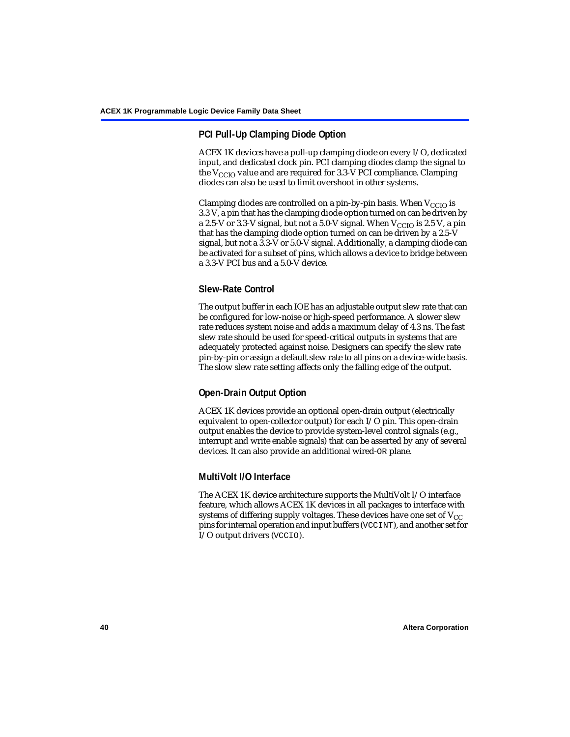## PCI Pull-Up Clamping Diode Option

ACEX 1K devices have a pull-up clamping diode on every I/O, dedicated input, and dedicated clock pin. PCI clamping diodes clamp the signal to the $V_{CCIO}$ value and are required for 3.3-V PCI compliance. Clamping diodes can also be used to limit overshoot in other systems.

Clamping diodes are controlled on a pin-by-pin basis. When $V_{CCIO}$ is 3.3 V, a pin that has the clamping diode option turned on can be driven by a 2.5-V or 3.3-V signal, but not a 5.0-V signal. When $V_{CCIO}$ is 2.5 V, a pin that has the clamping diode option turned on can be driven by a 2.5-V signal, but not a 3.3-V or 5.0-V signal. Additionally, a clamping diode can be activated for a subset of pins, which allows a device to bridge between a 3.3-V PCI bus and a 5.0-V device.

## Slew-Rate Control

The output buffer in each IOE has an adjustable output slew rate that can be configured for low-noise or high-speed performance. A slower slew rate reduces system noise and adds a maximum delay of 4.3 ns. The fast slew rate should be used for speed-critical outputs in systems that are adequately protected against noise. Designers can specify the slew rate pin-by-pin or assign a default slew rate to all pins on a device-wide basis. The slow slew rate setting affects only the falling edge of the output.

## Open-Drain Output Option

ACEX 1K devices provide an optional open-drain output (electrically equivalent to open-collector output) for each I/O pin. This open-drain output enables the device to provide system-level control signals (e.g., interrupt and write enable signals) that can be asserted by any of several devices. It can also provide an additional wired-`OR` plane.

## MultiVolt I/O Interface

The ACEX 1K device architecture supports the MultiVolt I/O interface feature, which allows ACEX 1K devices in all packages to interface with systems of differing supply voltages. These devices have one set of $V_{CC}$ pins for internal operation and input buffers (`VCCINT`), and another set for I/O output drivers (`VCCIO`).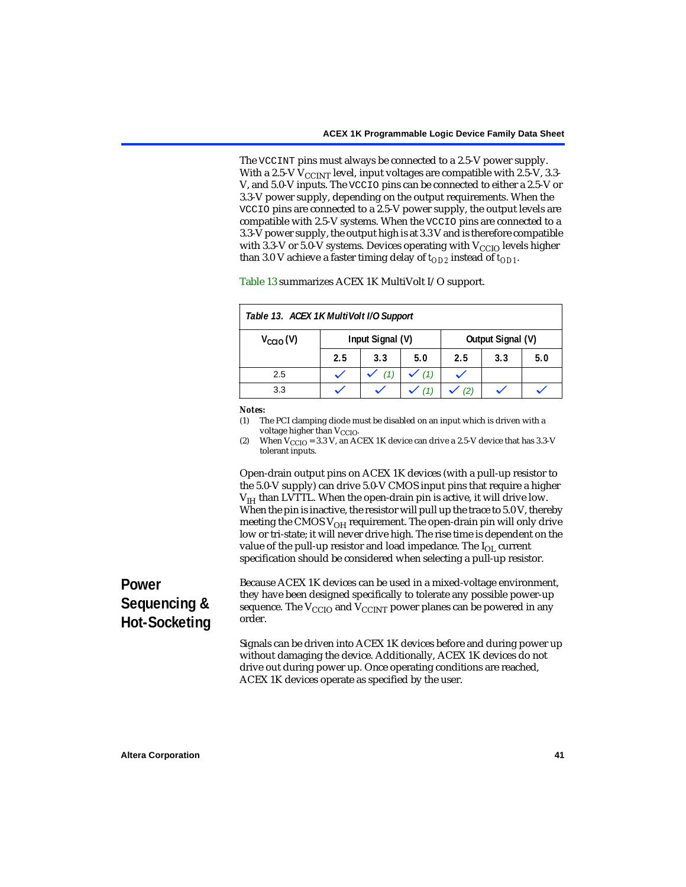The VCCINT pins must always be connected to a 2.5-V power supply. With a 2.5-V $V_{CCINT}$ level, input voltages are compatible with 2.5-V, 3.3-V, and 5.0-V inputs. The VCCIO pins can be connected to either a 2.5-V or 3.3-V power supply, depending on the output requirements. When the VCCIO pins are connected to a 2.5-V power supply, the output levels are compatible with 2.5-V systems. When the VCCIO pins are connected to a 3.3-V power supply, the output high is at 3.3 V and is therefore compatible with 3.3-V or 5.0-V systems. Devices operating with $V_{CCIO}$ levels higher than 3.0 V achieve a faster timing delay of $t_{OD2}$ instead of $t_{OD1}$.

Table 13 summarizes ACEX 1K MultiVolt I/O support.

**Table 13. ACEX 1K MultiVolt I/O Support**

| $V_{CCIO}$ (V) | Input Signal (V) | | | Output Signal (V) | | |
|---|---|---|---|---|---|---|
| | 2.5 | 3.3 | 5.0 | 2.5 | 3.3 | 5.0 |
| 2.5 | ✓ | ✓ (1) | ✓ (1) | ✓ | | |
| 3.3 | ✓ | ✓ | ✓ (1) | ✓ (2) | ✓ | ✓ |

*Notes:*

(1) The PCI clamping diode must be disabled on an input which is driven with a voltage higher than $V_{CCIO}$.

(2) When $V_{CCIO}$ = 3.3 V, an ACEX 1K device can drive a 2.5-V device that has 3.3-V tolerant inputs.

Open-drain output pins on ACEX 1K devices (with a pull-up resistor to the 5.0-V supply) can drive 5.0-V CMOS input pins that require a higher $V_{IH}$ than LVTTL. When the open-drain pin is active, it will drive low. When the pin is inactive, the resistor will pull up the trace to 5.0 V, thereby meeting the CMOS $V_{OH}$ requirement. The open-drain pin will only drive low or tri-state; it will never drive high. The rise time is dependent on the value of the pull-up resistor and load impedance. The $I_{OL}$ current specification should be considered when selecting a pull-up resistor.

## Power Sequencing & Hot-Socketing

Because ACEX 1K devices can be used in a mixed-voltage environment, they have been designed specifically to tolerate any possible power-up sequence. The $V_{CCIO}$ and $V_{CCINT}$ power planes can be powered in any order.

Signals can be driven into ACEX 1K devices before and during power up without damaging the device. Additionally, ACEX 1K devices do not drive out during power up. Once operating conditions are reached, ACEX 1K devices operate as specified by the user.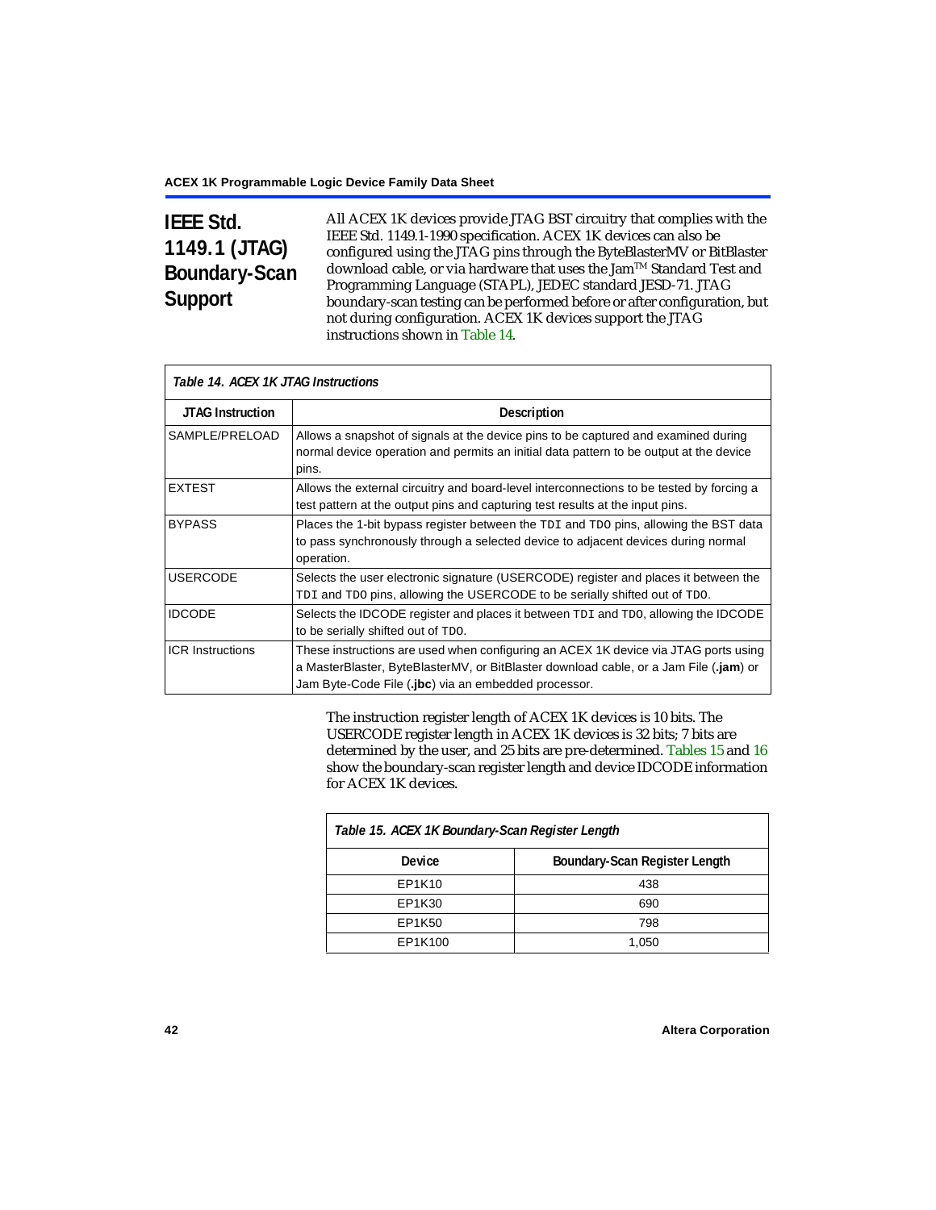## IEEE Std. 1149.1 (JTAG) Boundary-Scan Support

All ACEX 1K devices provide JTAG BST circuitry that complies with the IEEE Std. 1149.1-1990 specification. ACEX 1K devices can also be configured using the JTAG pins through the ByteBlasterMV or BitBlaster download cable, or via hardware that uses the Jam™ Standard Test and Programming Language (STAPL), JEDEC standard JESD-71. JTAG boundary-scan testing can be performed before or after configuration, but not during configuration. ACEX 1K devices support the JTAG instructions shown in Table 14.

*Table 14. ACEX 1K JTAG Instructions*

| JTAG Instruction | Description |
|---|---|
| SAMPLE/PRELOAD | Allows a snapshot of signals at the device pins to be captured and examined during normal device operation and permits an initial data pattern to be output at the device pins. |
| EXTEST | Allows the external circuitry and board-level interconnections to be tested by forcing a test pattern at the output pins and capturing test results at the input pins. |
| BYPASS | Places the 1-bit bypass register between the `TDI` and `TDO` pins, allowing the BST data to pass synchronously through a selected device to adjacent devices during normal operation. |
| USERCODE | Selects the user electronic signature (USERCODE) register and places it between the `TDI` and `TDO` pins, allowing the USERCODE to be serially shifted out of `TDO`. |
| IDCODE | Selects the IDCODE register and places it between `TDI` and `TDO`, allowing the IDCODE to be serially shifted out of `TDO`. |
| ICR Instructions | These instructions are used when configuring an ACEX 1K device via JTAG ports using a MasterBlaster, ByteBlasterMV, or BitBlaster download cable, or a Jam File (**.jam**) or Jam Byte-Code File (**.jbc**) via an embedded processor. |

The instruction register length of ACEX 1K devices is 10 bits. The USERCODE register length in ACEX 1K devices is 32 bits; 7 bits are determined by the user, and 25 bits are pre-determined. Tables 15 and 16 show the boundary-scan register length and device IDCODE information for ACEX 1K devices.

*Table 15. ACEX 1K Boundary-Scan Register Length*

| Device | Boundary-Scan Register Length |
|---|---|
| EP1K10 | 438 |
| EP1K30 | 690 |
| EP1K50 | 798 |
| EP1K100 | 1,050 |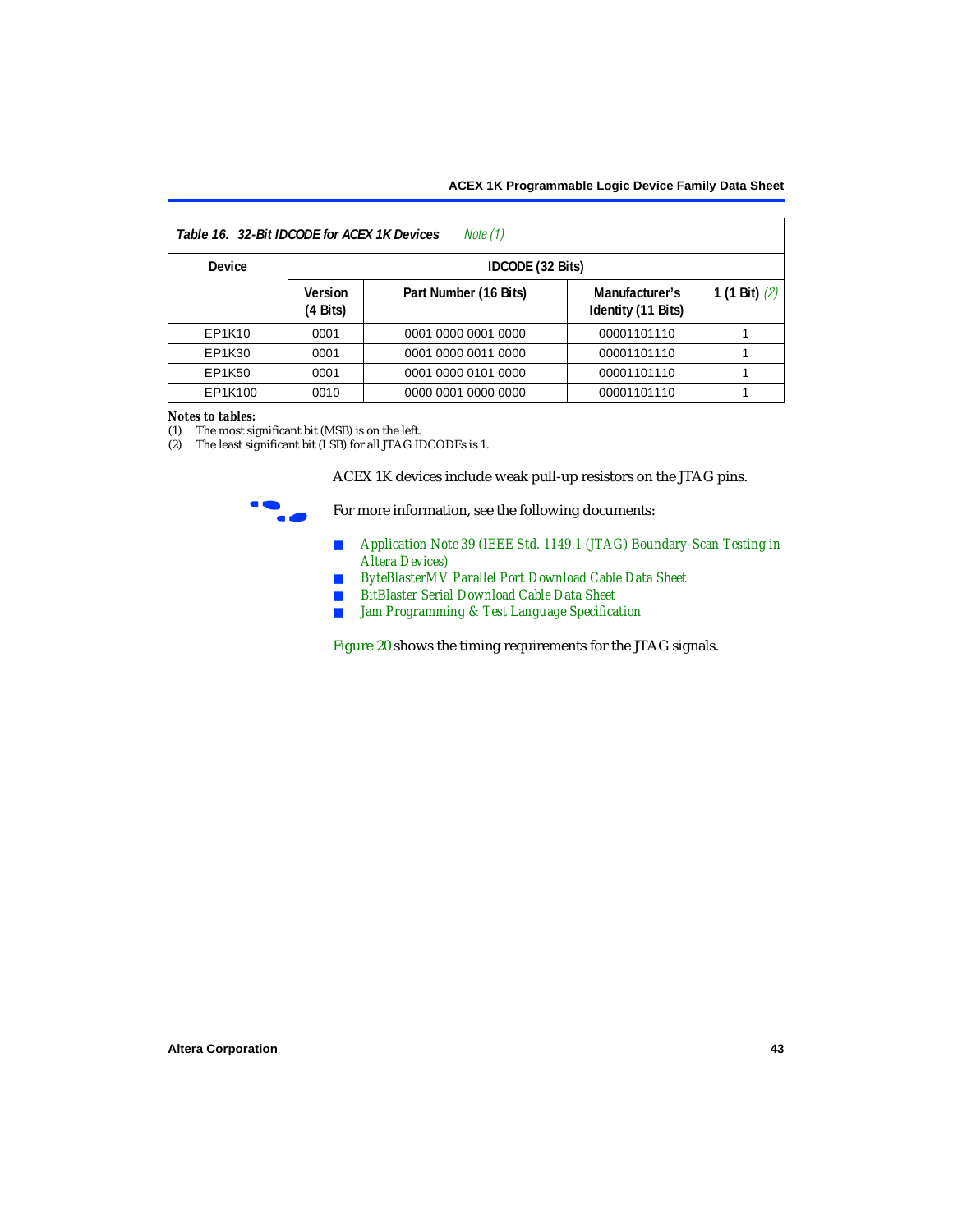**Table 16. 32-Bit IDCODE for ACEX 1K Devices** *Note (1)*

| Device | IDCODE (32 Bits) | | | |
|---|---|---|---|---|
| | Version (4 Bits) | Part Number (16 Bits) | Manufacturer's Identity (11 Bits) | 1 (1 Bit) *(2)* |
| EP1K10 | 0001 | 0001 0000 0001 0000 | 00001101110 | 1 |
| EP1K30 | 0001 | 0001 0000 0011 0000 | 00001101110 | 1 |
| EP1K50 | 0001 | 0001 0000 0101 0000 | 00001101110 | 1 |
| EP1K100 | 0010 | 0000 0001 0000 0000 | 00001101110 | 1 |

***Notes to tables:***

(1) The most significant bit (MSB) is on the left.
(2) The least significant bit (LSB) for all JTAG IDCODEs is 1.

ACEX 1K devices include weak pull-up resistors on the JTAG pins.

For more information, see the following documents:

- *Application Note 39 (IEEE Std. 1149.1 (JTAG) Boundary-Scan Testing in Altera Devices)*
- *ByteBlasterMV Parallel Port Download Cable Data Sheet*
- *BitBlaster Serial Download Cable Data Sheet*
- *Jam Programming & Test Language Specification*

Figure 20 shows the timing requirements for the JTAG signals.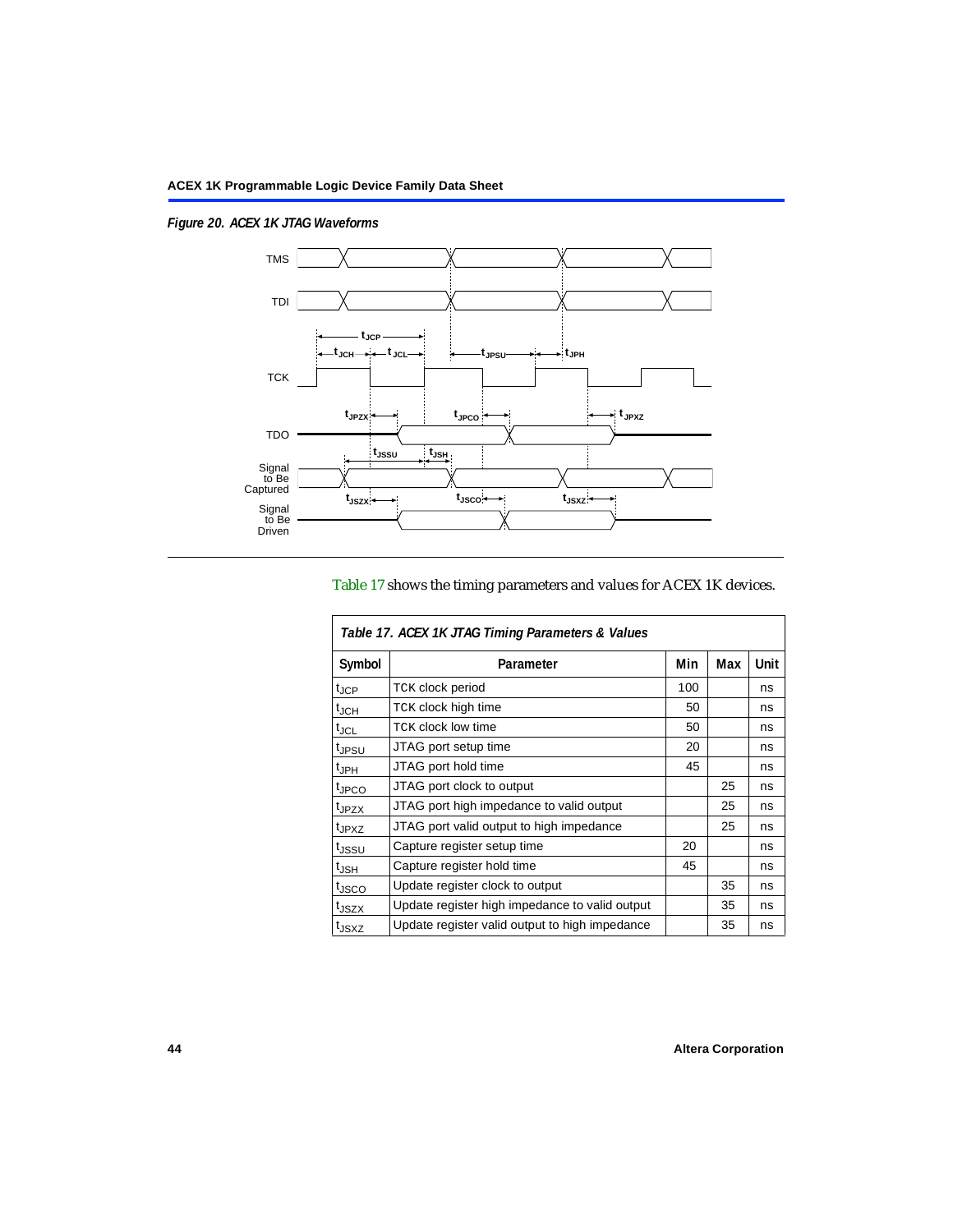*Figure 20. ACEX 1K JTAG Waveforms*

Table 17 shows the timing parameters and values for ACEX 1K devices.

| Table 17. ACEX 1K JTAG Timing Parameters & Values | | | | |
|---|---|---|---|---|
| **Symbol** | **Parameter** | **Min** | **Max** | **Unit** |
| $t_{JCP}$ | TCK clock period | 100 | | ns |
| $t_{JCH}$ | TCK clock high time | 50 | | ns |
| $t_{JCL}$ | TCK clock low time | 50 | | ns |
| $t_{JPSU}$ | JTAG port setup time | 20 | | ns |
| $t_{JPH}$ | JTAG port hold time | 45 | | ns |
| $t_{JPCO}$ | JTAG port clock to output | | 25 | ns |
| $t_{JPZX}$ | JTAG port high impedance to valid output | | 25 | ns |
| $t_{JPXZ}$ | JTAG port valid output to high impedance | | 25 | ns |
| $t_{JSSU}$ | Capture register setup time | 20 | | ns |
| $t_{JSH}$ | Capture register hold time | 45 | | ns |
| $t_{JSCO}$ | Update register clock to output | | 35 | ns |
| $t_{JSZX}$ | Update register high impedance to valid output | | 35 | ns |
| $t_{JSXZ}$ | Update register valid output to high impedance | | 35 | ns |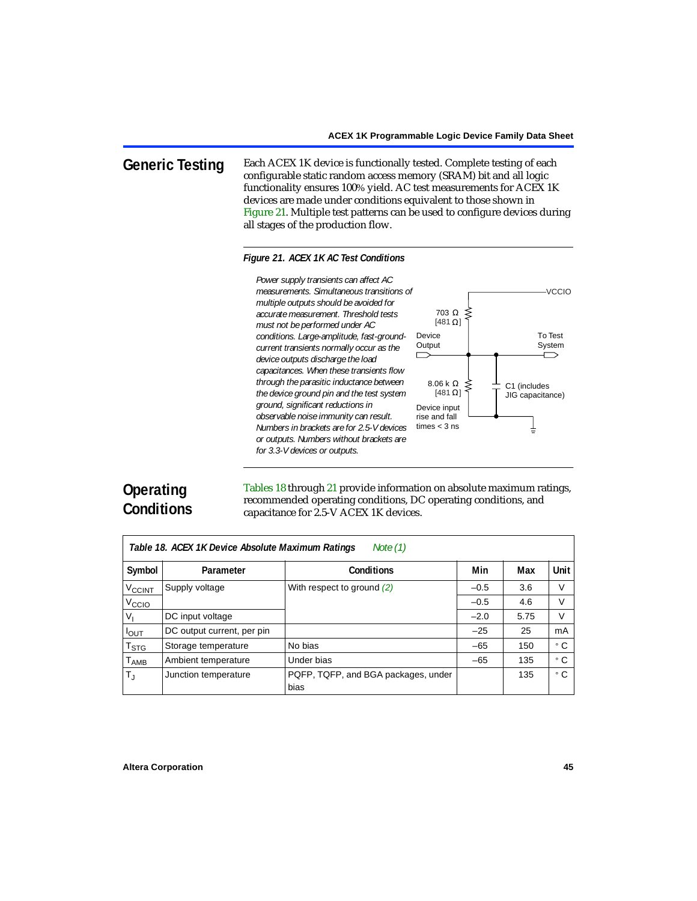## Generic Testing

Each ACEX 1K device is functionally tested. Complete testing of each configurable static random access memory (SRAM) bit and all logic functionality ensures 100% yield. AC test measurements for ACEX 1K devices are made under conditions equivalent to those shown in Figure 21. Multiple test patterns can be used to configure devices during all stages of the production flow.

***Figure 21. ACEX 1K AC Test Conditions***

*Power supply transients can affect AC measurements. Simultaneous transitions of multiple outputs should be avoided for accurate measurement. Threshold tests must not be performed under AC conditions. Large-amplitude, fast-ground-current transients normally occur as the device outputs discharge the load capacitances. When these transients flow through the parasitic inductance between the device ground pin and the test system ground, significant reductions in observable noise immunity can result. Numbers in brackets are for 2.5-V devices or outputs. Numbers without brackets are for 3.3-V devices or outputs.*

VCCIO

703 Ω [481 Ω]

Device Output

To Test System

8.06 k Ω [481 Ω]

C1 (includes JIG capacitance)

Device input rise and fall times < 3 ns

## Operating Conditions

Tables 18 through 21 provide information on absolute maximum ratings, recommended operating conditions, DC operating conditions, and capacitance for 2.5-V ACEX 1K devices.

***Table 18. ACEX 1K Device Absolute Maximum Ratings*** *Note (1)*

| Symbol | Parameter | Conditions | Min | Max | Unit |
|---|---|---|---|---|---|
| $V_{CCINT}$ | Supply voltage | With respect to ground (2) | –0.5 | 3.6 | V |
| $V_{CCIO}$ | | | –0.5 | 4.6 | V |
| $V_I$ | DC input voltage | | –2.0 | 5.75 | V |
| $I_{OUT}$ | DC output current, per pin | | –25 | 25 | mA |
| $T_{STG}$ | Storage temperature | No bias | –65 | 150 | ° C |
| $T_{AMB}$ | Ambient temperature | Under bias | –65 | 135 | ° C |
| $T_J$ | Junction temperature | PQFP, TQFP, and BGA packages, under bias | | 135 | ° C |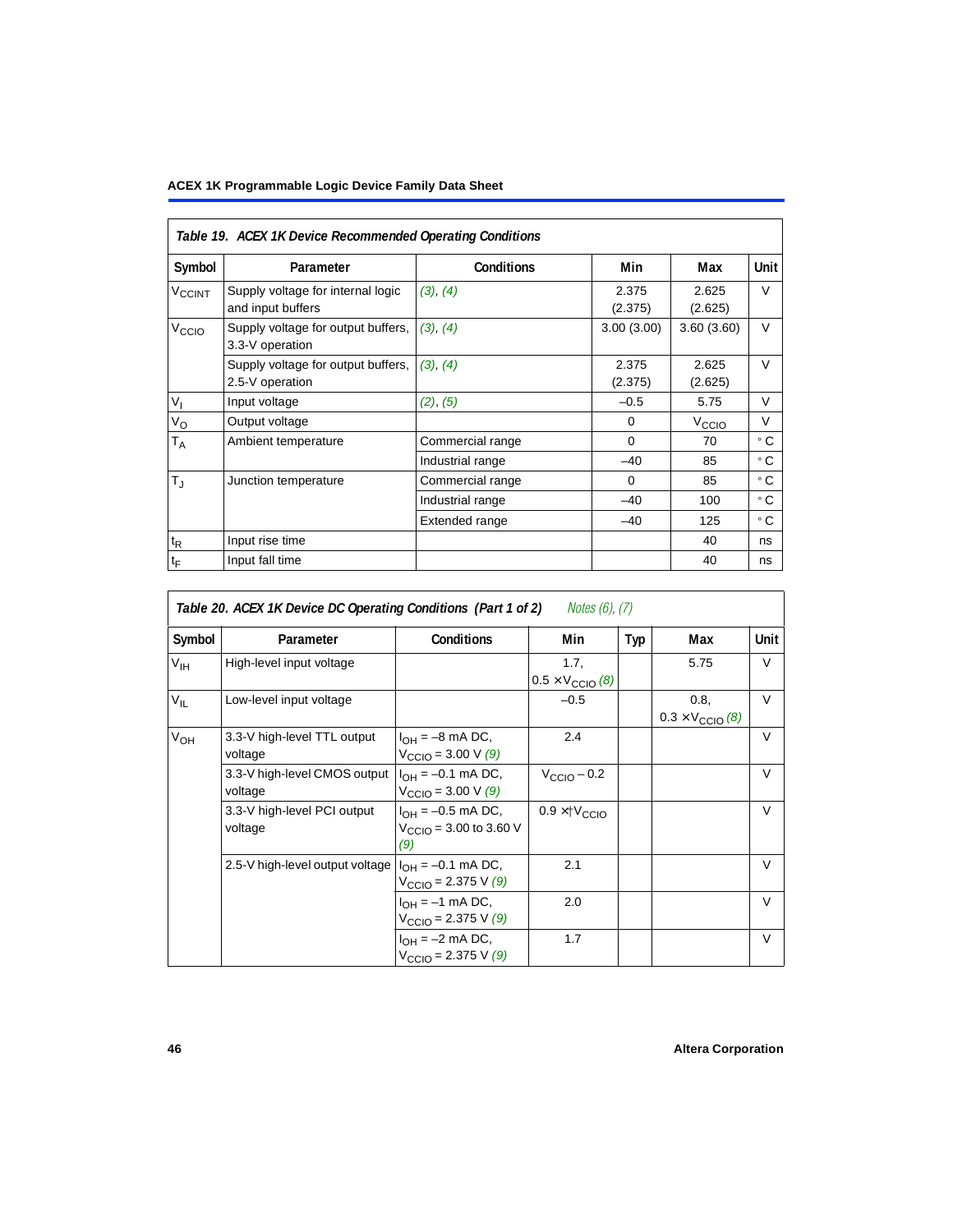**Table 19. ACEX 1K Device Recommended Operating Conditions**

| Symbol | Parameter | Conditions | Min | Max | Unit |
|---|---|---|---|---|---|
| $V_{CCINT}$ | Supply voltage for internal logic and input buffers | (3), (4) | 2.375 (2.375) | 2.625 (2.625) | V |
| $V_{CCIO}$ | Supply voltage for output buffers, 3.3-V operation | (3), (4) | 3.00 (3.00) | 3.60 (3.60) | V |
| | Supply voltage for output buffers, 2.5-V operation | (3), (4) | 2.375 (2.375) | 2.625 (2.625) | V |
| $V_I$ | Input voltage | (2), (5) | –0.5 | 5.75 | V |
| $V_O$ | Output voltage | | 0 | $V_{CCIO}$ | V |
| $T_A$ | Ambient temperature | Commercial range | 0 | 70 | ° C |
| | | Industrial range | –40 | 85 | ° C |
| $T_J$ | Junction temperature | Commercial range | 0 | 85 | ° C |
| | | Industrial range | –40 | 100 | ° C |
| | | Extended range | –40 | 125 | ° C |
| $t_R$ | Input rise time | | | 40 | ns |
| $t_F$ | Input fall time | | | 40 | ns |

**Table 20. ACEX 1K Device DC Operating Conditions (Part 1 of 2)** *Notes (6), (7)*

| Symbol | Parameter | Conditions | Min | Typ | Max | Unit |
|---|---|---|---|---|---|---|
| $V_{IH}$ | High-level input voltage | | 1.7, $0.5 \times V_{CCIO}$ (8) | | 5.75 | V |
| $V_{IL}$ | Low-level input voltage | | –0.5 | | 0.8, $0.3 \times V_{CCIO}$ (8) | V |
| $V_{OH}$ | 3.3-V high-level TTL output voltage | $I_{OH}$ = –8 mA DC, $V_{CCIO}$ = 3.00 V (9) | 2.4 | | | V |
| | 3.3-V high-level CMOS output voltage | $I_{OH}$ = –0.1 mA DC, $V_{CCIO}$ = 3.00 V (9) | $V_{CCIO}$ – 0.2 | | | V |
| | 3.3-V high-level PCI output voltage | $I_{OH}$ = –0.5 mA DC, $V_{CCIO}$ = 3.00 to 3.60 V (9) | $0.9 \times V_{CCIO}$ | | | V |
| | 2.5-V high-level output voltage | $I_{OH}$ = –0.1 mA DC, $V_{CCIO}$ = 2.375 V (9) | 2.1 | | | V |
| | | $I_{OH}$ = –1 mA DC, $V_{CCIO}$ = 2.375 V (9) | 2.0 | | | V |
| | | $I_{OH}$ = –2 mA DC, $V_{CCIO}$ = 2.375 V (9) | 1.7 | | | V |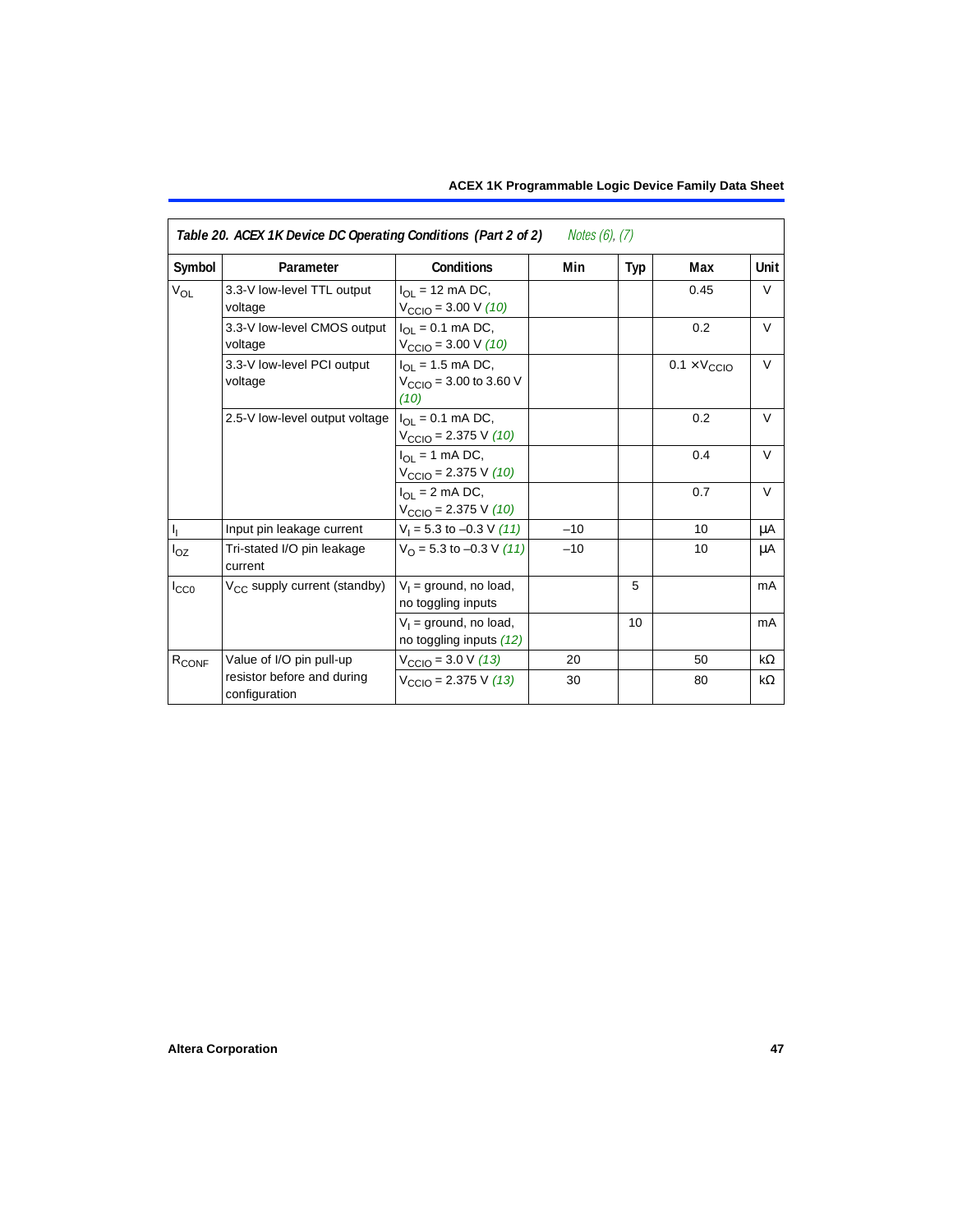**Table 20. ACEX 1K Device DC Operating Conditions (Part 2 of 2)** *Notes (6), (7)*

| Symbol | Parameter | Conditions | Min | Typ | Max | Unit |
|---|---|---|---|---|---|---|
| $V_{OL}$ | 3.3-V low-level TTL output voltage | $I_{OL}$ = 12 mA DC, $V_{CCIO}$ = 3.00 V *(10)* | | | 0.45 | V |
| | 3.3-V low-level CMOS output voltage | $I_{OL}$ = 0.1 mA DC, $V_{CCIO}$ = 3.00 V *(10)* | | | 0.2 | V |
| | 3.3-V low-level PCI output voltage | $I_{OL}$ = 1.5 mA DC, $V_{CCIO}$ = 3.00 to 3.60 V *(10)* | | | 0.1 × $V_{CCIO}$ | V |
| | 2.5-V low-level output voltage | $I_{OL}$ = 0.1 mA DC, $V_{CCIO}$ = 2.375 V *(10)* | | | 0.2 | V |
| | | $I_{OL}$ = 1 mA DC, $V_{CCIO}$ = 2.375 V *(10)* | | | 0.4 | V |
| | | $I_{OL}$ = 2 mA DC, $V_{CCIO}$ = 2.375 V *(10)* | | | 0.7 | V |
| $I_I$ | Input pin leakage current | $V_I$ = 5.3 to –0.3 V *(11)* | –10 | | 10 | μA |
| $I_{OZ}$ | Tri-stated I/O pin leakage current | $V_O$ = 5.3 to –0.3 V *(11)* | –10 | | 10 | μA |
| $I_{CC0}$ | $V_{CC}$ supply current (standby) | $V_I$ = ground, no load, no toggling inputs | | 5 | | mA |
| | | $V_I$ = ground, no load, no toggling inputs *(12)* | | 10 | | mA |
| $R_{CONF}$ | Value of I/O pin pull-up resistor before and during configuration | $V_{CCIO}$ = 3.0 V *(13)* | 20 | | 50 | kΩ |
| | | $V_{CCIO}$ = 2.375 V *(13)* | 30 | | 80 | kΩ |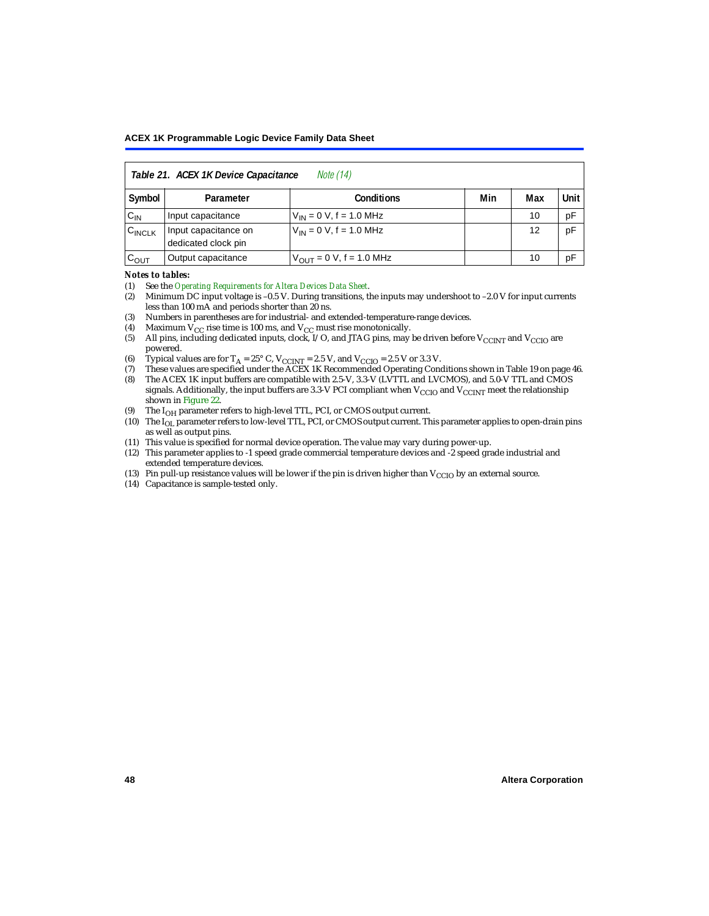**Table 21. ACEX 1K Device Capacitance** *Note (14)*

| Symbol | Parameter | Conditions | Min | Max | Unit |
|---|---|---|---|---|---|
| $C_{IN}$ | Input capacitance | $V_{IN}$ = 0 V, f = 1.0 MHz | | 10 | pF |
| $C_{INCLK}$ | Input capacitance on dedicated clock pin | $V_{IN}$ = 0 V, f = 1.0 MHz | | 12 | pF |
| $C_{OUT}$ | Output capacitance | $V_{OUT}$ = 0 V, f = 1.0 MHz | | 10 | pF |

***Notes to tables:***

(1) See the *Operating Requirements for Altera Devices Data Sheet*.

(2) Minimum DC input voltage is –0.5 V. During transitions, the inputs may undershoot to –2.0 V for input currents less than 100 mA and periods shorter than 20 ns.

(3) Numbers in parentheses are for industrial- and extended-temperature-range devices.

(4) Maximum $V_{CC}$ rise time is 100 ms, and $V_{CC}$ must rise monotonically.

(5) All pins, including dedicated inputs, clock, I/O, and JTAG pins, may be driven before $V_{CCINT}$ and $V_{CCIO}$ are powered.

(6) Typical values are for $T_A$ = 25° C, $V_{CCINT}$ = 2.5 V, and $V_{CCIO}$ = 2.5 V or 3.3 V.

(7) These values are specified under the ACEX 1K Recommended Operating Conditions shown in Table 19 on page 46.

(8) The ACEX 1K input buffers are compatible with 2.5-V, 3.3-V (LVTTL and LVCMOS), and 5.0-V TTL and CMOS signals. Additionally, the input buffers are 3.3-V PCI compliant when $V_{CCIO}$ and $V_{CCINT}$ meet the relationship shown in Figure 22.

(9) The $I_{OH}$ parameter refers to high-level TTL, PCI, or CMOS output current.

(10) The $I_{OL}$ parameter refers to low-level TTL, PCI, or CMOS output current. This parameter applies to open-drain pins as well as output pins.

(11) This value is specified for normal device operation. The value may vary during power-up.

(12) This parameter applies to -1 speed grade commercial temperature devices and -2 speed grade industrial and extended temperature devices.

(13) Pin pull-up resistance values will be lower if the pin is driven higher than $V_{CCIO}$ by an external source.

(14) Capacitance is sample-tested only.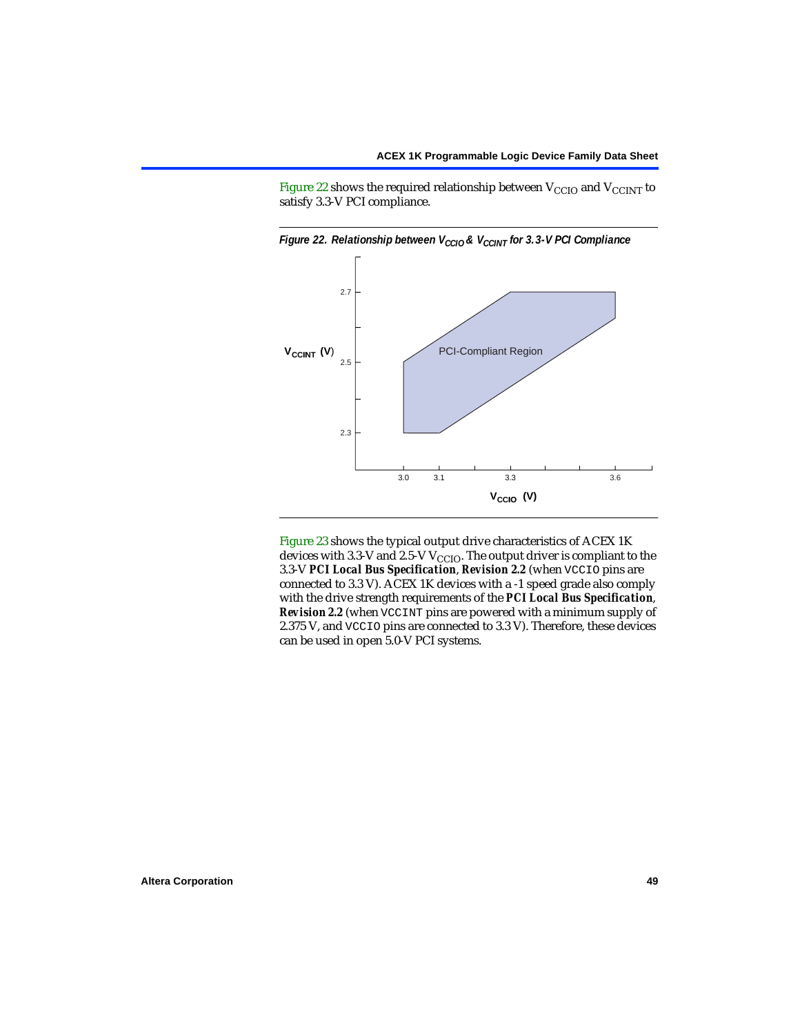Figure 22 shows the required relationship between $V_{CCIO}$ and $V_{CCINT}$ to satisfy 3.3-V PCI compliance.

***Figure 22. Relationship between $V_{CCIO}$ & $V_{CCINT}$ for 3.3-V PCI Compliance***

Figure 23 shows the typical output drive characteristics of ACEX 1K devices with 3.3-V and 2.5-V $V_{CCIO}$. The output driver is compliant to the 3.3-V ***PCI Local Bus Specification***, ***Revision 2.2*** (when VCCIO pins are connected to 3.3 V). ACEX 1K devices with a -1 speed grade also comply with the drive strength requirements of the ***PCI Local Bus Specification***, ***Revision 2.2*** (when VCCINT pins are powered with a minimum supply of 2.375 V, and VCCIO pins are connected to 3.3 V). Therefore, these devices can be used in open 5.0-V PCI systems.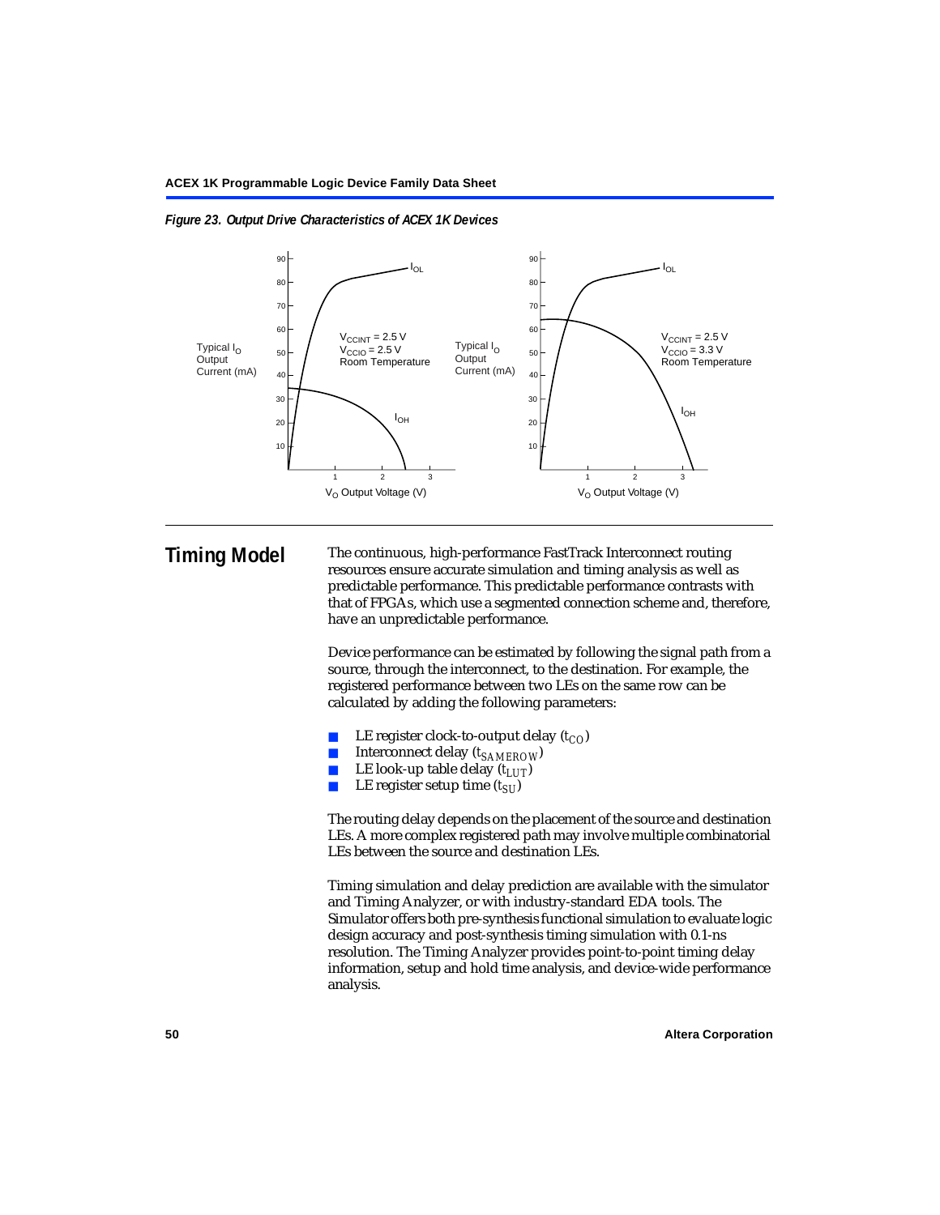*Figure 23. Output Drive Characteristics of ACEX 1K Devices*

## Timing Model

The continuous, high-performance FastTrack Interconnect routing resources ensure accurate simulation and timing analysis as well as predictable performance. This predictable performance contrasts with that of FPGAs, which use a segmented connection scheme and, therefore, have an unpredictable performance.

Device performance can be estimated by following the signal path from a source, through the interconnect, to the destination. For example, the registered performance between two LEs on the same row can be calculated by adding the following parameters:

- LE register clock-to-output delay ($t_{CO}$)
- Interconnect delay ($t_{SAMEROW}$)
- LE look-up table delay ($t_{LUT}$)
- LE register setup time ($t_{SU}$)

The routing delay depends on the placement of the source and destination LEs. A more complex registered path may involve multiple combinatorial LEs between the source and destination LEs.

Timing simulation and delay prediction are available with the simulator and Timing Analyzer, or with industry-standard EDA tools. The Simulator offers both pre-synthesis functional simulation to evaluate logic design accuracy and post-synthesis timing simulation with 0.1-ns resolution. The Timing Analyzer provides point-to-point timing delay information, setup and hold time analysis, and device-wide performance analysis.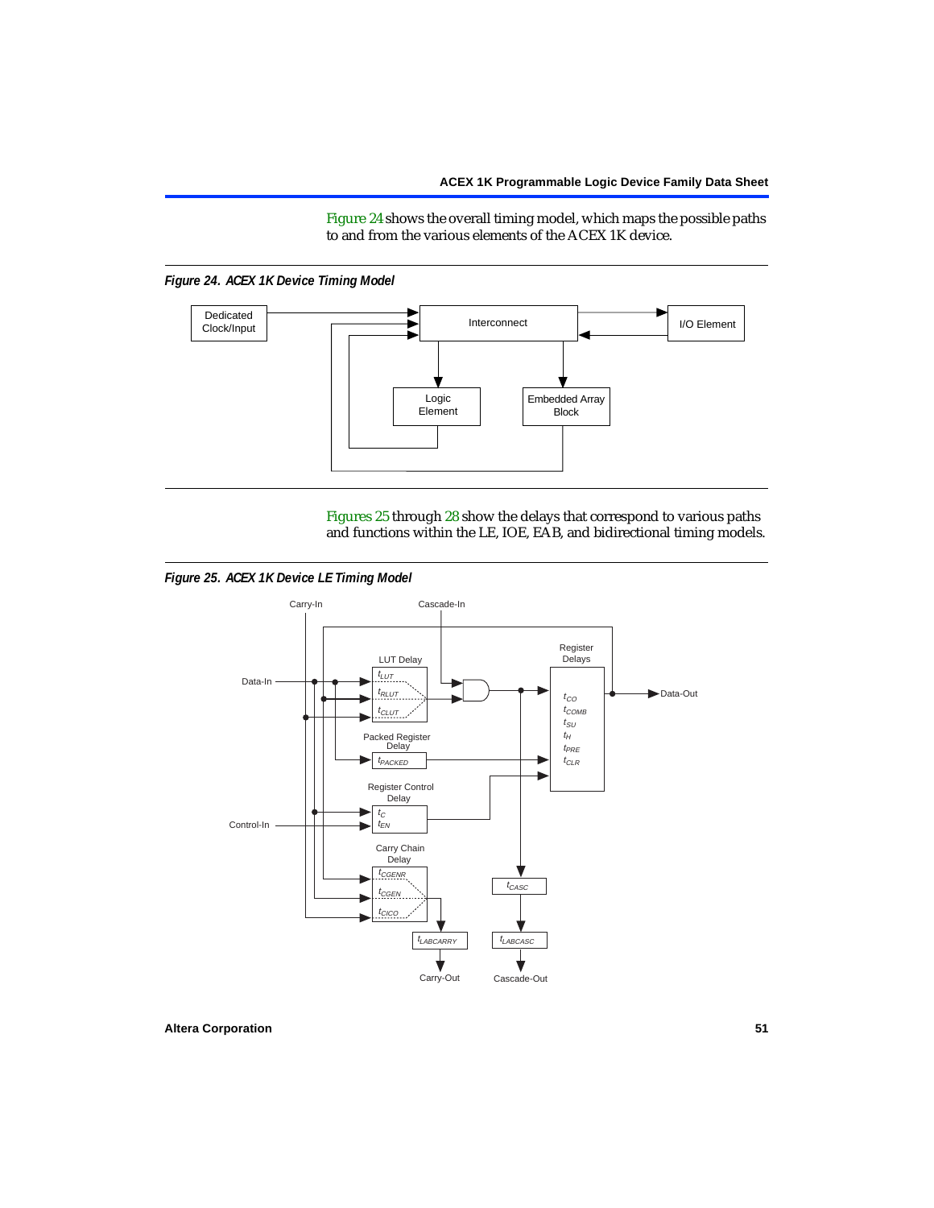Figure 24 shows the overall timing model, which maps the possible paths to and from the various elements of the ACEX 1K device.

*Figure 24. ACEX 1K Device Timing Model*

Dedicated Clock/Input

Interconnect

I/O Element

Logic Element

Embedded Array Block

Figures 25 through 28 show the delays that correspond to various paths and functions within the LE, IOE, EAB, and bidirectional timing models.

*Figure 25. ACEX 1K Device LE Timing Model*

Carry-In

Cascade-In

Data-In

Control-In

LUT Delay: $t_{LUT}$, $t_{RLUT}$, $t_{CLUT}$

Packed Register Delay: $t_{PACKED}$

Register Control Delay: $t_C$, $t_{EN}$

Carry Chain Delay: $t_{CGENR}$, $t_{CGEN}$, $t_{CICO}$

Register Delays: $t_{CO}$, $t_{COMB}$, $t_{SU}$, $t_H$, $t_{PRE}$, $t_{CLR}$

Data-Out

$t_{CASC}$

$t_{LABCARRY}$

$t_{LABCASC}$

Carry-Out

Cascade-Out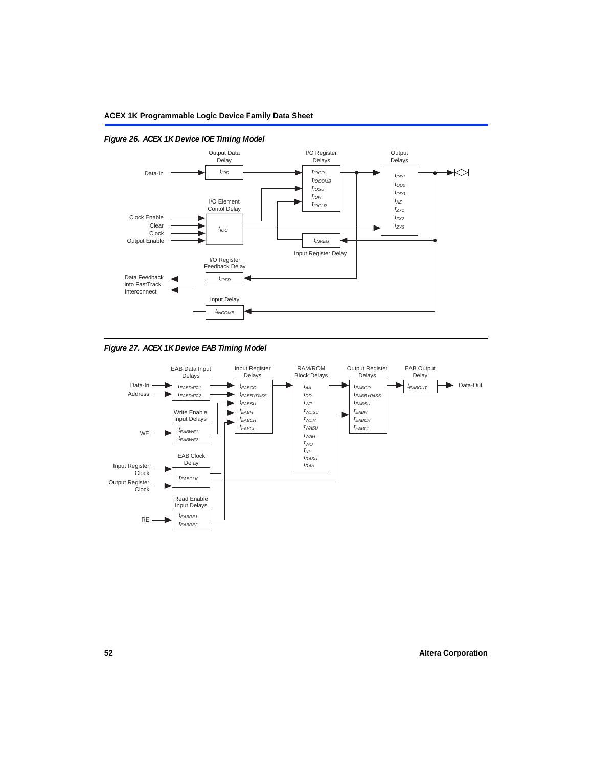*Figure 26. ACEX 1K Device IOE Timing Model*

*Figure 27. ACEX 1K Device EAB Timing Model*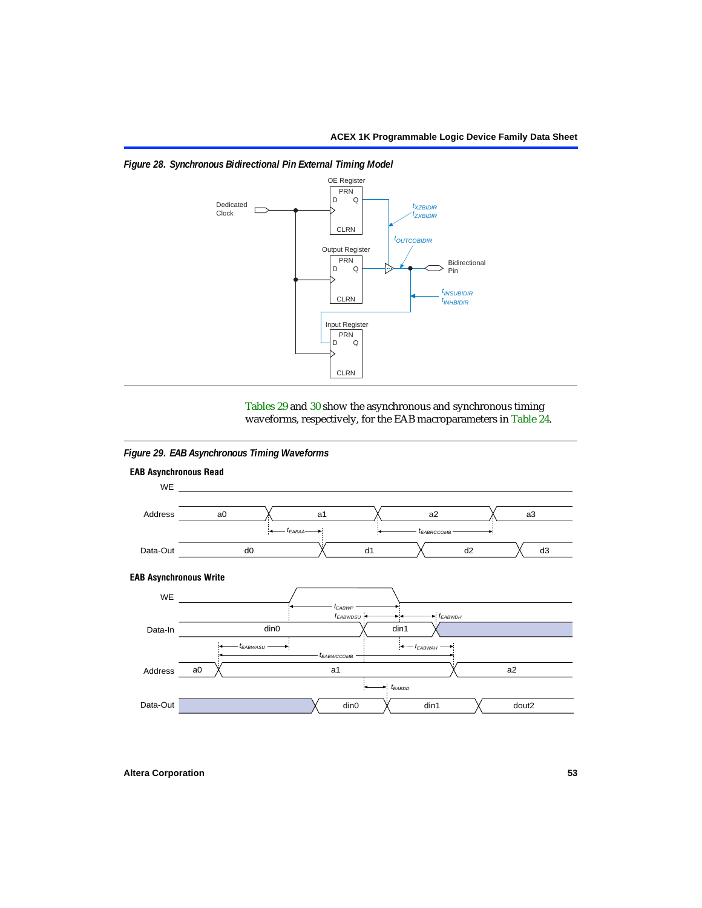*Figure 28. Synchronous Bidirectional Pin External Timing Model*

Tables 29 and 30 show the asynchronous and synchronous timing waveforms, respectively, for the EAB macroparameters in Table 24.

*Figure 29. EAB Asynchronous Timing Waveforms*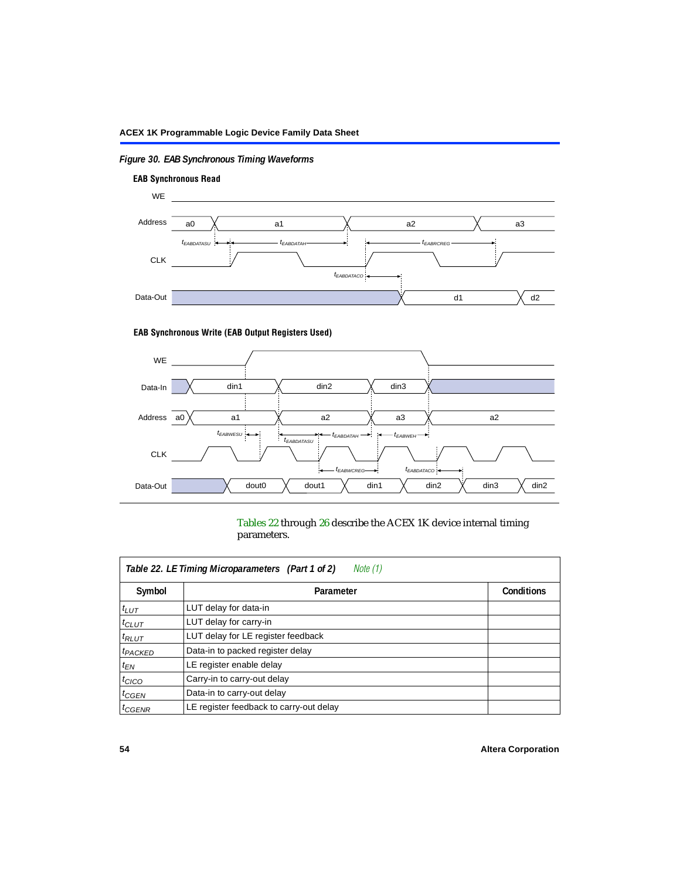*Figure 30. EAB Synchronous Timing Waveforms*

**EAB Synchronous Read**

**EAB Synchronous Write (EAB Output Registers Used)**

Tables 22 through 26 describe the ACEX 1K device internal timing parameters.

| *Table 22. LE Timing Microparameters (Part 1 of 2) Note (1)* | | |
|---|---|---|
| **Symbol** | **Parameter** | **Conditions** |
| $t_{LUT}$ | LUT delay for data-in | |
| $t_{CLUT}$ | LUT delay for carry-in | |
| $t_{RLUT}$ | LUT delay for LE register feedback | |
| $t_{PACKED}$ | Data-in to packed register delay | |
| $t_{EN}$ | LE register enable delay | |
| $t_{CICO}$ | Carry-in to carry-out delay | |
| $t_{CGEN}$ | Data-in to carry-out delay | |
| $t_{CGENR}$ | LE register feedback to carry-out delay | |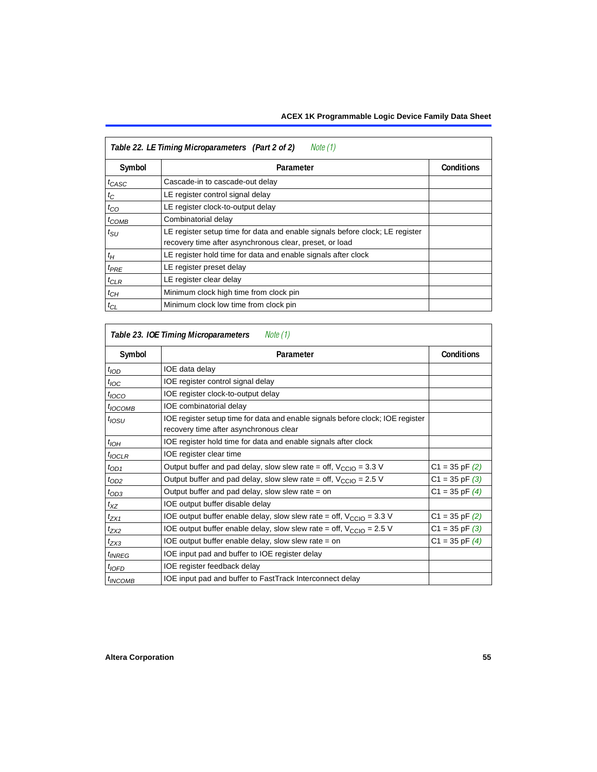**Table 22. LE Timing Microparameters (Part 2 of 2)** *Note (1)*

| Symbol | Parameter | Conditions |
|---|---|---|
| $t_{CASC}$ | Cascade-in to cascade-out delay | |
| $t_{C}$ | LE register control signal delay | |
| $t_{CO}$ | LE register clock-to-output delay | |
| $t_{COMB}$ | Combinatorial delay | |
| $t_{SU}$ | LE register setup time for data and enable signals before clock; LE register recovery time after asynchronous clear, preset, or load | |
| $t_{H}$ | LE register hold time for data and enable signals after clock | |
| $t_{PRE}$ | LE register preset delay | |
| $t_{CLR}$ | LE register clear delay | |
| $t_{CH}$ | Minimum clock high time from clock pin | |
| $t_{CL}$ | Minimum clock low time from clock pin | |

**Table 23. IOE Timing Microparameters** *Note (1)*

| Symbol | Parameter | Conditions |
|---|---|---|
| $t_{IOD}$ | IOE data delay | |
| $t_{IOC}$ | IOE register control signal delay | |
| $t_{IOCO}$ | IOE register clock-to-output delay | |
| $t_{IOCOMB}$ | IOE combinatorial delay | |
| $t_{IOSU}$ | IOE register setup time for data and enable signals before clock; IOE register recovery time after asynchronous clear | |
| $t_{IOH}$ | IOE register hold time for data and enable signals after clock | |
| $t_{IOCLR}$ | IOE register clear time | |
| $t_{OD1}$ | Output buffer and pad delay, slow slew rate = off, $V_{CCIO}$ = 3.3 V | C1 = 35 pF *(2)* |
| $t_{OD2}$ | Output buffer and pad delay, slow slew rate = off, $V_{CCIO}$ = 2.5 V | C1 = 35 pF *(3)* |
| $t_{OD3}$ | Output buffer and pad delay, slow slew rate = on | C1 = 35 pF *(4)* |
| $t_{XZ}$ | IOE output buffer disable delay | |
| $t_{ZX1}$ | IOE output buffer enable delay, slow slew rate = off, $V_{CCIO}$ = 3.3 V | C1 = 35 pF *(2)* |
| $t_{ZX2}$ | IOE output buffer enable delay, slow slew rate = off, $V_{CCIO}$ = 2.5 V | C1 = 35 pF *(3)* |
| $t_{ZX3}$ | IOE output buffer enable delay, slow slew rate = on | C1 = 35 pF *(4)* |
| $t_{INREG}$ | IOE input pad and buffer to IOE register delay | |
| $t_{IOFD}$ | IOE register feedback delay | |
| $t_{INCOMB}$ | IOE input pad and buffer to FastTrack Interconnect delay | |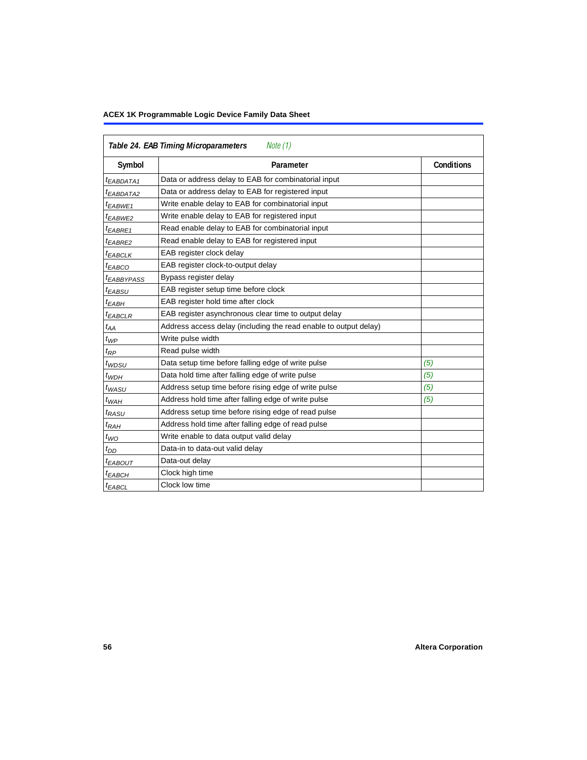**Table 24. EAB Timing Microparameters** *Note (1)*

| Symbol | Parameter | Conditions |
|---|---|---|
| $t_{EABDATA1}$ | Data or address delay to EAB for combinatorial input | |
| $t_{EABDATA2}$ | Data or address delay to EAB for registered input | |
| $t_{EABWE1}$ | Write enable delay to EAB for combinatorial input | |
| $t_{EABWE2}$ | Write enable delay to EAB for registered input | |
| $t_{EABRE1}$ | Read enable delay to EAB for combinatorial input | |
| $t_{EABRE2}$ | Read enable delay to EAB for registered input | |
| $t_{EABCLK}$ | EAB register clock delay | |
| $t_{EABCO}$ | EAB register clock-to-output delay | |
| $t_{EABBYPASS}$ | Bypass register delay | |
| $t_{EABSU}$ | EAB register setup time before clock | |
| $t_{EABH}$ | EAB register hold time after clock | |
| $t_{EABCLR}$ | EAB register asynchronous clear time to output delay | |
| $t_{AA}$ | Address access delay (including the read enable to output delay) | |
| $t_{WP}$ | Write pulse width | |
| $t_{RP}$ | Read pulse width | |
| $t_{WDSU}$ | Data setup time before falling edge of write pulse | *(5)* |
| $t_{WDH}$ | Data hold time after falling edge of write pulse | *(5)* |
| $t_{WASU}$ | Address setup time before rising edge of write pulse | *(5)* |
| $t_{WAH}$ | Address hold time after falling edge of write pulse | *(5)* |
| $t_{RASU}$ | Address setup time before rising edge of read pulse | |
| $t_{RAH}$ | Address hold time after falling edge of read pulse | |
| $t_{WO}$ | Write enable to data output valid delay | |
| $t_{DD}$ | Data-in to data-out valid delay | |
| $t_{EABOUT}$ | Data-out delay | |
| $t_{EABCH}$ | Clock high time | |
| $t_{EABCL}$ | Clock low time | |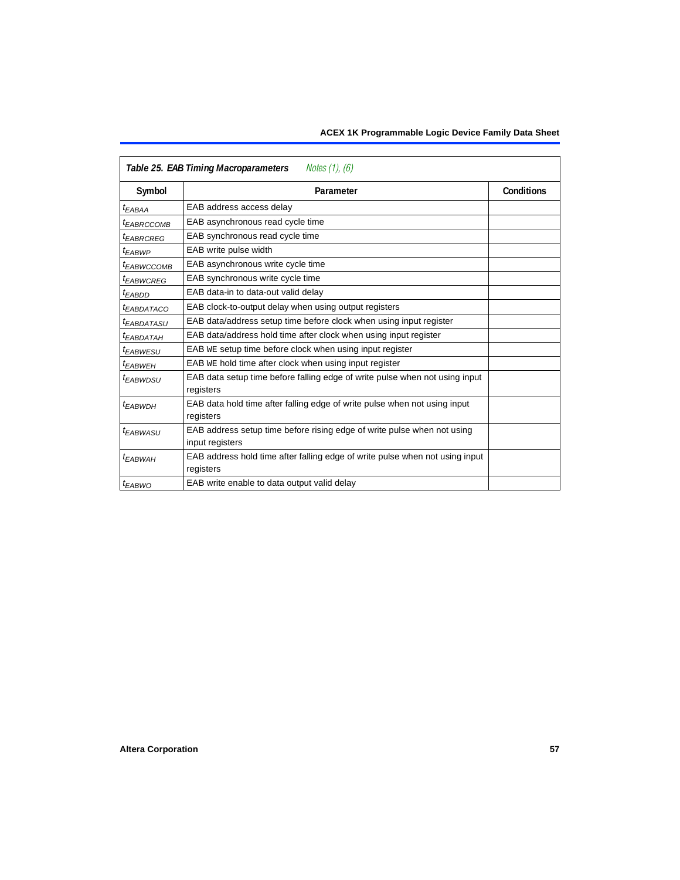**Table 25. EAB Timing Macroparameters** *Notes (1), (6)*

| Symbol | Parameter | Conditions |
|---|---|---|
| $t_{EABAA}$ | EAB address access delay | |
| $t_{EABRCCOMB}$ | EAB asynchronous read cycle time | |
| $t_{EABRCREG}$ | EAB synchronous read cycle time | |
| $t_{EABWP}$ | EAB write pulse width | |
| $t_{EABWCCOMB}$ | EAB asynchronous write cycle time | |
| $t_{EABWCREG}$ | EAB synchronous write cycle time | |
| $t_{EABDD}$ | EAB data-in to data-out valid delay | |
| $t_{EABDATACO}$ | EAB clock-to-output delay when using output registers | |
| $t_{EABDATASU}$ | EAB data/address setup time before clock when using input register | |
| $t_{EABDATAH}$ | EAB data/address hold time after clock when using input register | |
| $t_{EABWESU}$ | EAB WE setup time before clock when using input register | |
| $t_{EABWEH}$ | EAB WE hold time after clock when using input register | |
| $t_{EABWDSU}$ | EAB data setup time before falling edge of write pulse when not using input registers | |
| $t_{EABWDH}$ | EAB data hold time after falling edge of write pulse when not using input registers | |
| $t_{EABWASU}$ | EAB address setup time before rising edge of write pulse when not using input registers | |
| $t_{EABWAH}$ | EAB address hold time after falling edge of write pulse when not using input registers | |
| $t_{EABWO}$ | EAB write enable to data output valid delay | |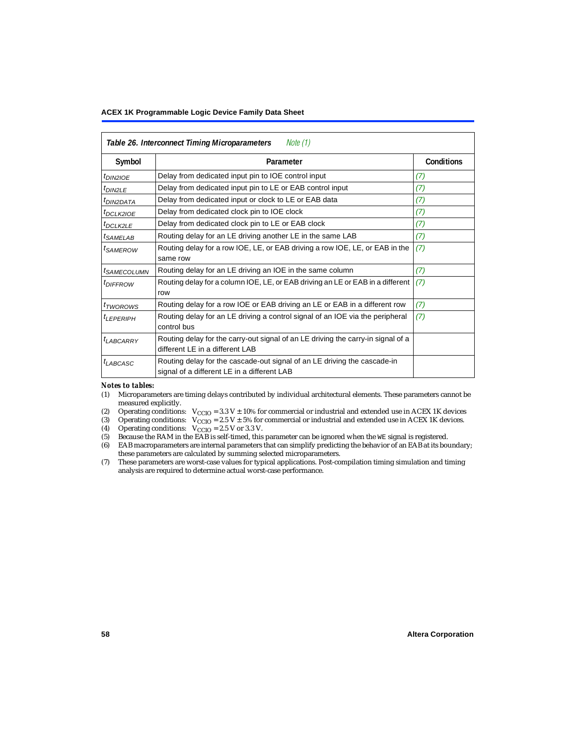**Table 26. Interconnect Timing Microparameters** *Note (1)*

| Symbol | Parameter | Conditions |
|---|---|---|
| $t_{DIN2IOE}$ | Delay from dedicated input pin to IOE control input | (7) |
| $t_{DIN2LE}$ | Delay from dedicated input pin to LE or EAB control input | (7) |
| $t_{DIN2DATA}$ | Delay from dedicated input or clock to LE or EAB data | (7) |
| $t_{DCLK2IOE}$ | Delay from dedicated clock pin to IOE clock | (7) |
| $t_{DCLK2LE}$ | Delay from dedicated clock pin to LE or EAB clock | (7) |
| $t_{SAMELAB}$ | Routing delay for an LE driving another LE in the same LAB | (7) |
| $t_{SAMEROW}$ | Routing delay for a row IOE, LE, or EAB driving a row IOE, LE, or EAB in the same row | (7) |
| $t_{SAMECOLUMN}$ | Routing delay for an LE driving an IOE in the same column | (7) |
| $t_{DIFFROW}$ | Routing delay for a column IOE, LE, or EAB driving an LE or EAB in a different row | (7) |
| $t_{TWOROWS}$ | Routing delay for a row IOE or EAB driving an LE or EAB in a different row | (7) |
| $t_{LEPERIPH}$ | Routing delay for an LE driving a control signal of an IOE via the peripheral control bus | (7) |
| $t_{LABCARRY}$ | Routing delay for the carry-out signal of an LE driving the carry-in signal of a different LE in a different LAB | |
| $t_{LABCASC}$ | Routing delay for the cascade-out signal of an LE driving the cascade-in signal of a different LE in a different LAB | |

*Notes to tables:*

(1) Microparameters are timing delays contributed by individual architectural elements. These parameters cannot be measured explicitly.
(2) Operating conditions: $V_{CCIO}$ = 3.3 V ± 10% for commercial or industrial and extended use in ACEX 1K devices
(3) Operating conditions: $V_{CCIO}$ = 2.5 V ± 5% for commercial or industrial and extended use in ACEX 1K devices.
(4) Operating conditions: $V_{CCIO}$ = 2.5 V or 3.3 V.
(5) Because the RAM in the EAB is self-timed, this parameter can be ignored when the WE signal is registered.
(6) EAB macroparameters are internal parameters that can simplify predicting the behavior of an EAB at its boundary; these parameters are calculated by summing selected microparameters.
(7) These parameters are worst-case values for typical applications. Post-compilation timing simulation and timing analysis are required to determine actual worst-case performance.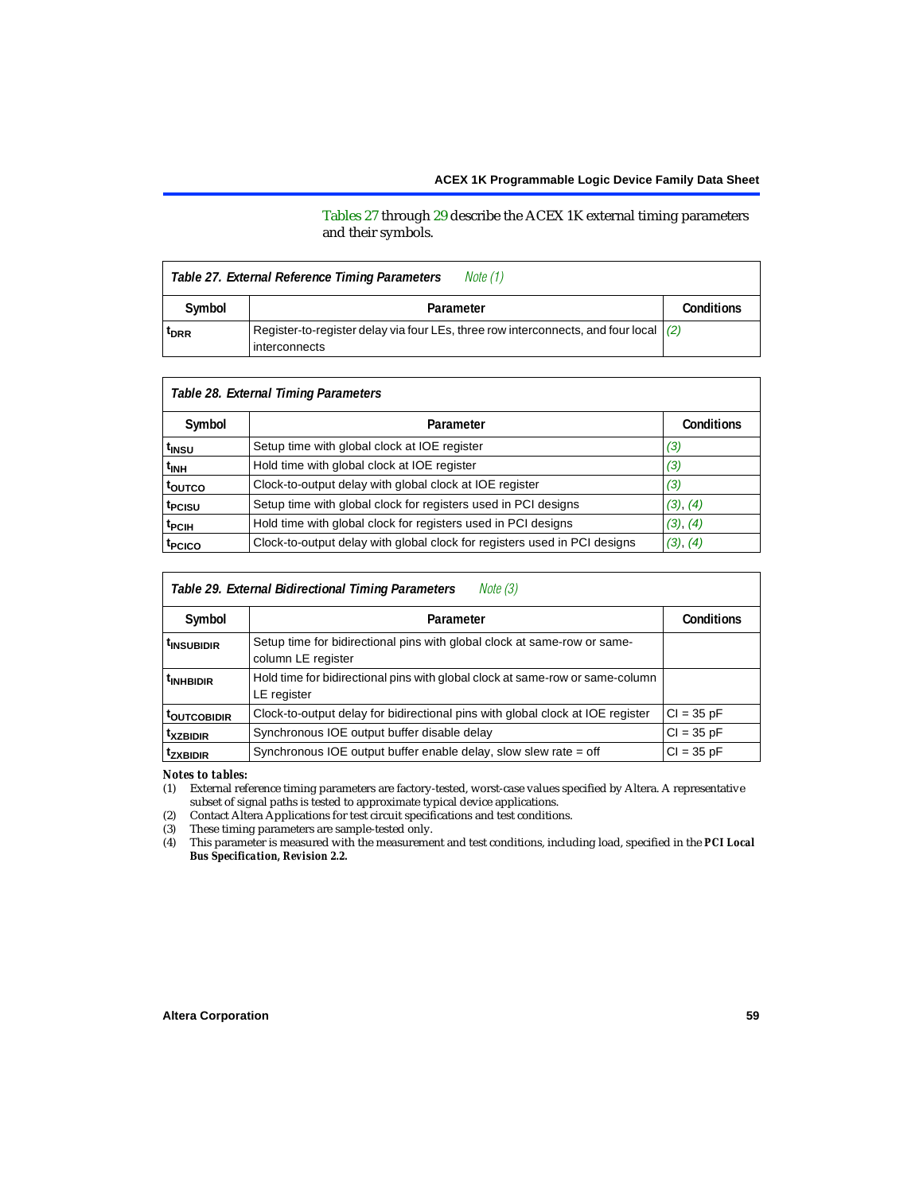Tables 27 through 29 describe the ACEX 1K external timing parameters and their symbols.

| *Table 27. External Reference Timing Parameters* *Note (1)* | | |
|---|---|---|
| **Symbol** | **Parameter** | **Conditions** |
| $t_{DRR}$ | Register-to-register delay via four LEs, three row interconnects, and four local interconnects | (2) |

| *Table 28. External Timing Parameters* | | |
|---|---|---|
| **Symbol** | **Parameter** | **Conditions** |
| $t_{INSU}$ | Setup time with global clock at IOE register | (3) |
| $t_{INH}$ | Hold time with global clock at IOE register | (3) |
| $t_{OUTCO}$ | Clock-to-output delay with global clock at IOE register | (3) |
| $t_{PCISU}$ | Setup time with global clock for registers used in PCI designs | (3), (4) |
| $t_{PCIH}$ | Hold time with global clock for registers used in PCI designs | (3), (4) |
| $t_{PCICO}$ | Clock-to-output delay with global clock for registers used in PCI designs | (3), (4) |

| *Table 29. External Bidirectional Timing Parameters* *Note (3)* | | |
|---|---|---|
| **Symbol** | **Parameter** | **Conditions** |
| $t_{INSUBIDIR}$ | Setup time for bidirectional pins with global clock at same-row or same-column LE register | |
| $t_{INHBIDIR}$ | Hold time for bidirectional pins with global clock at same-row or same-column LE register | |
| $t_{OUTCOBIDIR}$ | Clock-to-output delay for bidirectional pins with global clock at IOE register | CI = 35 pF |
| $t_{XZBIDIR}$ | Synchronous IOE output buffer disable delay | CI = 35 pF |
| $t_{ZXBIDIR}$ | Synchronous IOE output buffer enable delay, slow slew rate = off | CI = 35 pF |

*Notes to tables:*

(1) External reference timing parameters are factory-tested, worst-case values specified by Altera. A representative subset of signal paths is tested to approximate typical device applications.

(2) Contact Altera Applications for test circuit specifications and test conditions.

(3) These timing parameters are sample-tested only.

(4) This parameter is measured with the measurement and test conditions, including load, specified in the ***PCI Local Bus Specification, Revision 2.2.***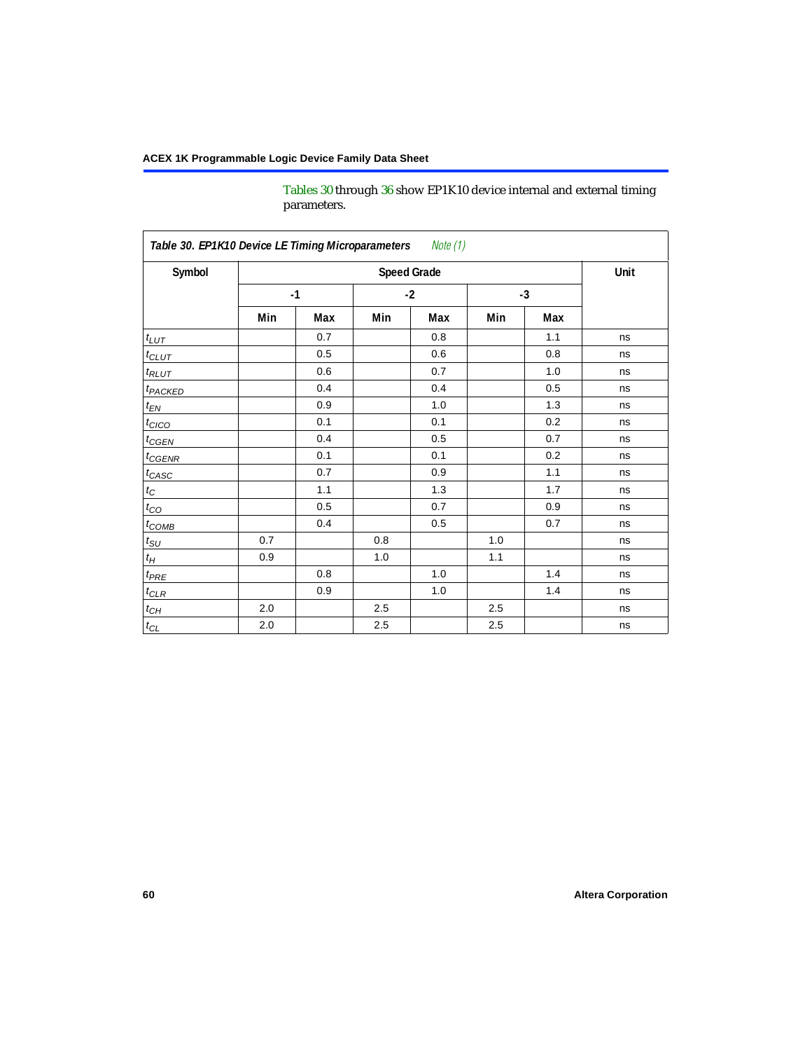Tables 30 through 36 show EP1K10 device internal and external timing parameters.

| *Table 30. EP1K10 Device LE Timing Microparameters* *Note (1)* | | | | | | | |
|---|---|---|---|---|---|---|---|
| **Symbol** | **Speed Grade** | | | | | | **Unit** |
| | **-1** | | **-2** | | **-3** | | |
| | **Min** | **Max** | **Min** | **Max** | **Min** | **Max** | |
| $t_{LUT}$ | | 0.7 | | 0.8 | | 1.1 | ns |
| $t_{CLUT}$ | | 0.5 | | 0.6 | | 0.8 | ns |
| $t_{RLUT}$ | | 0.6 | | 0.7 | | 1.0 | ns |
| $t_{PACKED}$ | | 0.4 | | 0.4 | | 0.5 | ns |
| $t_{EN}$ | | 0.9 | | 1.0 | | 1.3 | ns |
| $t_{CICO}$ | | 0.1 | | 0.1 | | 0.2 | ns |
| $t_{CGEN}$ | | 0.4 | | 0.5 | | 0.7 | ns |
| $t_{CGENR}$ | | 0.1 | | 0.1 | | 0.2 | ns |
| $t_{CASC}$ | | 0.7 | | 0.9 | | 1.1 | ns |
| $t_{C}$ | | 1.1 | | 1.3 | | 1.7 | ns |
| $t_{CO}$ | | 0.5 | | 0.7 | | 0.9 | ns |
| $t_{COMB}$ | | 0.4 | | 0.5 | | 0.7 | ns |
| $t_{SU}$ | 0.7 | | 0.8 | | 1.0 | | ns |
| $t_{H}$ | 0.9 | | 1.0 | | 1.1 | | ns |
| $t_{PRE}$ | | 0.8 | | 1.0 | | 1.4 | ns |
| $t_{CLR}$ | | 0.9 | | 1.0 | | 1.4 | ns |
| $t_{CH}$ | 2.0 | | 2.5 | | 2.5 | | ns |
| $t_{CL}$ | 2.0 | | 2.5 | | 2.5 | | ns |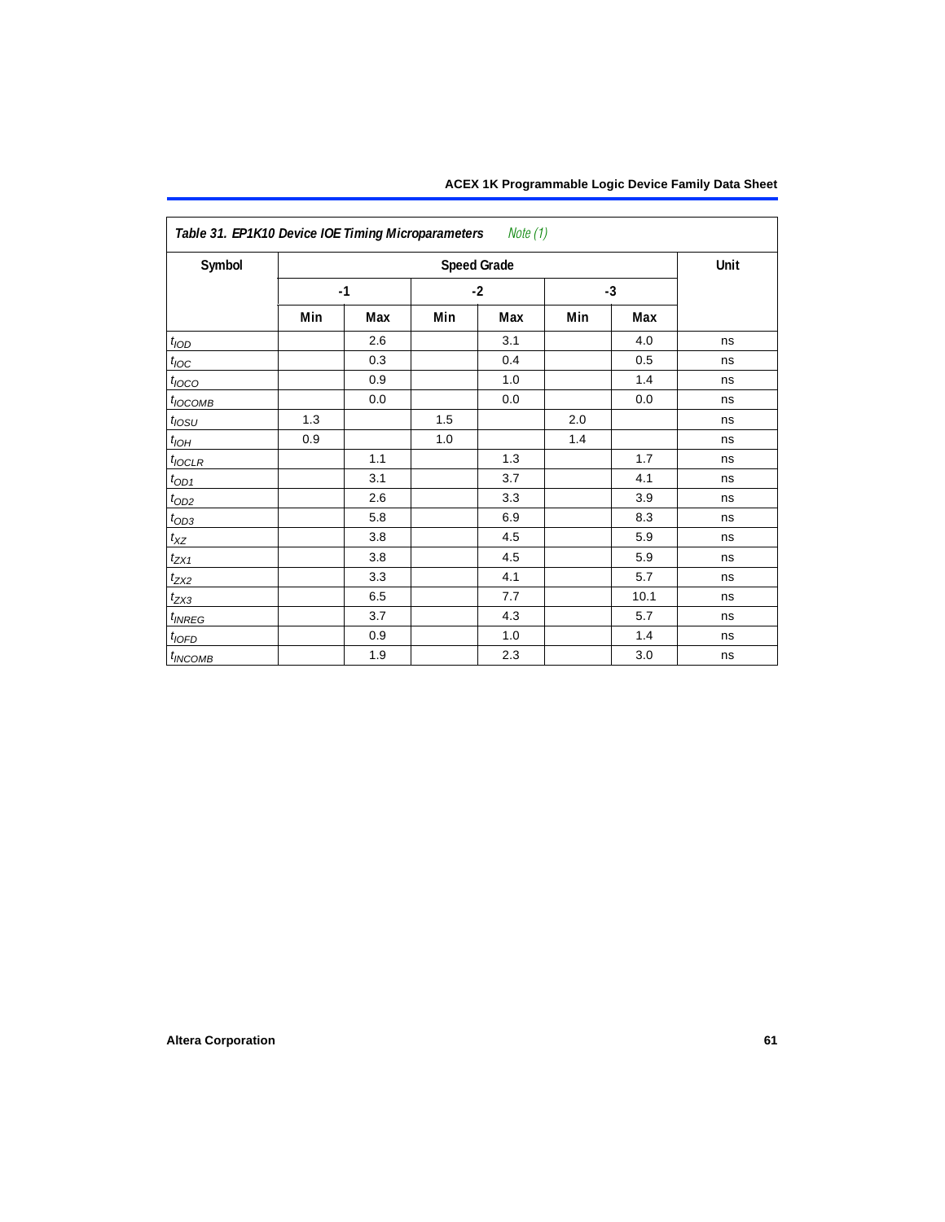| Table 31. EP1K10 Device IOE Timing Microparameters *Note (1)* | | | | | | | |
|---|---|---|---|---|---|---|---|
| Symbol | Speed Grade | | | | | | Unit |
| | -1 | | -2 | | -3 | | |
| | Min | Max | Min | Max | Min | Max | |
| $t_{IOD}$ | | 2.6 | | 3.1 | | 4.0 | ns |
| $t_{IOC}$ | | 0.3 | | 0.4 | | 0.5 | ns |
| $t_{IOCO}$ | | 0.9 | | 1.0 | | 1.4 | ns |
| $t_{IOCOMB}$ | | 0.0 | | 0.0 | | 0.0 | ns |
| $t_{IOSU}$ | 1.3 | | 1.5 | | 2.0 | | ns |
| $t_{IOH}$ | 0.9 | | 1.0 | | 1.4 | | ns |
| $t_{IOCLR}$ | | 1.1 | | 1.3 | | 1.7 | ns |
| $t_{OD1}$ | | 3.1 | | 3.7 | | 4.1 | ns |
| $t_{OD2}$ | | 2.6 | | 3.3 | | 3.9 | ns |
| $t_{OD3}$ | | 5.8 | | 6.9 | | 8.3 | ns |
| $t_{XZ}$ | | 3.8 | | 4.5 | | 5.9 | ns |
| $t_{ZX1}$ | | 3.8 | | 4.5 | | 5.9 | ns |
| $t_{ZX2}$ | | 3.3 | | 4.1 | | 5.7 | ns |
| $t_{ZX3}$ | | 6.5 | | 7.7 | | 10.1 | ns |
| $t_{INREG}$ | | 3.7 | | 4.3 | | 5.7 | ns |
| $t_{IOFD}$ | | 0.9 | | 1.0 | | 1.4 | ns |
| $t_{INCOMB}$ | | 1.9 | | 2.3 | | 3.0 | ns |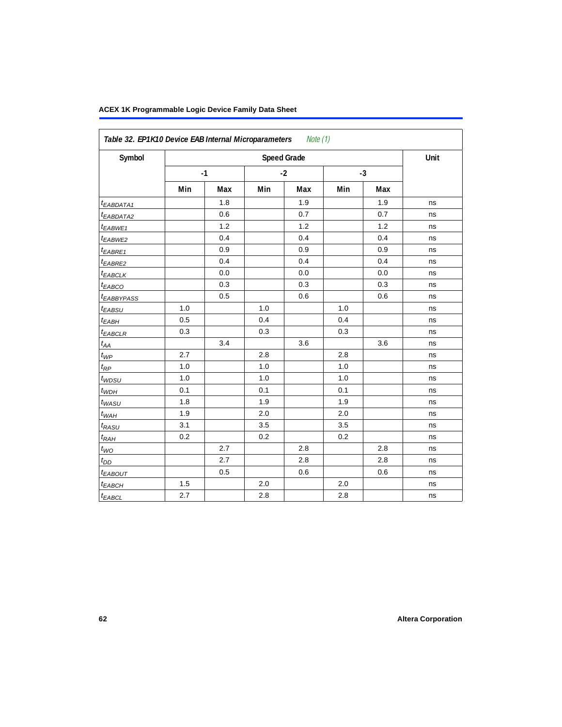**Table 32. EP1K10 Device EAB Internal Microparameters** *Note (1)*

| Symbol | Speed Grade | | | | | | Unit |
|---|---|---|---|---|---|---|---|
| | -1 | | -2 | | -3 | | |
| | Min | Max | Min | Max | Min | Max | |
| $t_{EABDATA1}$ | | 1.8 | | 1.9 | | 1.9 | ns |
| $t_{EABDATA2}$ | | 0.6 | | 0.7 | | 0.7 | ns |
| $t_{EABWE1}$ | | 1.2 | | 1.2 | | 1.2 | ns |
| $t_{EABWE2}$ | | 0.4 | | 0.4 | | 0.4 | ns |
| $t_{EABRE1}$ | | 0.9 | | 0.9 | | 0.9 | ns |
| $t_{EABRE2}$ | | 0.4 | | 0.4 | | 0.4 | ns |
| $t_{EABCLK}$ | | 0.0 | | 0.0 | | 0.0 | ns |
| $t_{EABCO}$ | | 0.3 | | 0.3 | | 0.3 | ns |
| $t_{EABBYPASS}$ | | 0.5 | | 0.6 | | 0.6 | ns |
| $t_{EABSU}$ | 1.0 | | 1.0 | | 1.0 | | ns |
| $t_{EABH}$ | 0.5 | | 0.4 | | 0.4 | | ns |
| $t_{EABCLR}$ | 0.3 | | 0.3 | | 0.3 | | ns |
| $t_{AA}$ | | 3.4 | | 3.6 | | 3.6 | ns |
| $t_{WP}$ | 2.7 | | 2.8 | | 2.8 | | ns |
| $t_{RP}$ | 1.0 | | 1.0 | | 1.0 | | ns |
| $t_{WDSU}$ | 1.0 | | 1.0 | | 1.0 | | ns |
| $t_{WDH}$ | 0.1 | | 0.1 | | 0.1 | | ns |
| $t_{WASU}$ | 1.8 | | 1.9 | | 1.9 | | ns |
| $t_{WAH}$ | 1.9 | | 2.0 | | 2.0 | | ns |
| $t_{RASU}$ | 3.1 | | 3.5 | | 3.5 | | ns |
| $t_{RAH}$ | 0.2 | | 0.2 | | 0.2 | | ns |
| $t_{WO}$ | | 2.7 | | 2.8 | | 2.8 | ns |
| $t_{DD}$ | | 2.7 | | 2.8 | | 2.8 | ns |
| $t_{EABOUT}$ | | 0.5 | | 0.6 | | 0.6 | ns |
| $t_{EABCH}$ | 1.5 | | 2.0 | | 2.0 | | ns |
| $t_{EABCL}$ | 2.7 | | 2.8 | | 2.8 | | ns |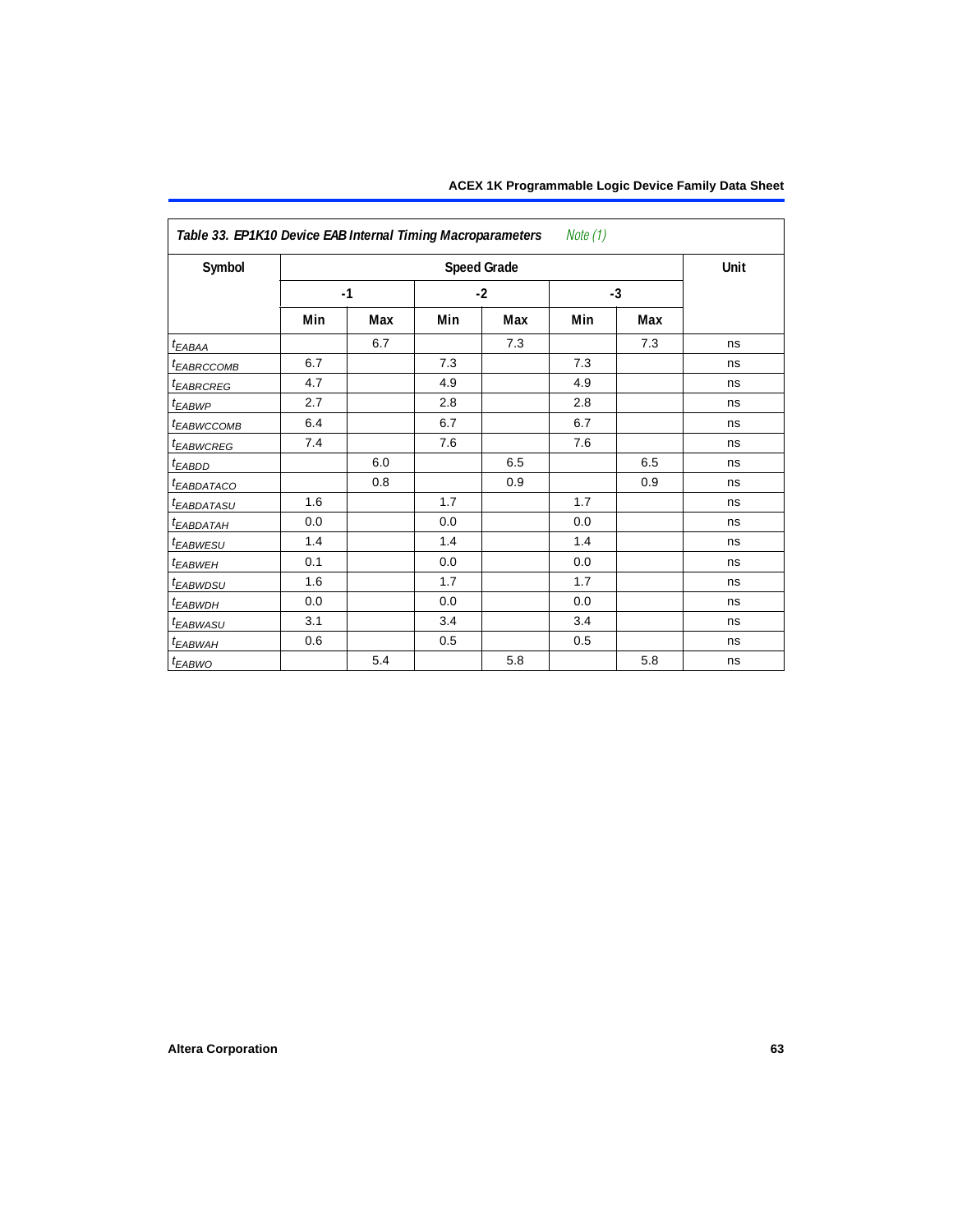**Table 33. EP1K10 Device EAB Internal Timing Macroparameters** *Note (1)*

| Symbol | Speed Grade | | | | | | Unit |
|---|---|---|---|---|---|---|---|
| | -1 | | -2 | | -3 | | |
| | Min | Max | Min | Max | Min | Max | |
| $t_{EABAA}$ | | 6.7 | | 7.3 | | 7.3 | ns |
| $t_{EABRCCOMB}$ | 6.7 | | 7.3 | | 7.3 | | ns |
| $t_{EABRCREG}$ | 4.7 | | 4.9 | | 4.9 | | ns |
| $t_{EABWP}$ | 2.7 | | 2.8 | | 2.8 | | ns |
| $t_{EABWCCOMB}$ | 6.4 | | 6.7 | | 6.7 | | ns |
| $t_{EABWCREG}$ | 7.4 | | 7.6 | | 7.6 | | ns |
| $t_{EABDD}$ | | 6.0 | | 6.5 | | 6.5 | ns |
| $t_{EABDATACO}$ | | 0.8 | | 0.9 | | 0.9 | ns |
| $t_{EABDATASU}$ | 1.6 | | 1.7 | | 1.7 | | ns |
| $t_{EABDATAH}$ | 0.0 | | 0.0 | | 0.0 | | ns |
| $t_{EABWESU}$ | 1.4 | | 1.4 | | 1.4 | | ns |
| $t_{EABWEH}$ | 0.1 | | 0.0 | | 0.0 | | ns |
| $t_{EABWDSU}$ | 1.6 | | 1.7 | | 1.7 | | ns |
| $t_{EABWDH}$ | 0.0 | | 0.0 | | 0.0 | | ns |
| $t_{EABWASU}$ | 3.1 | | 3.4 | | 3.4 | | ns |
| $t_{EABWAH}$ | 0.6 | | 0.5 | | 0.5 | | ns |
| $t_{EABWO}$ | | 5.4 | | 5.8 | | 5.8 | ns |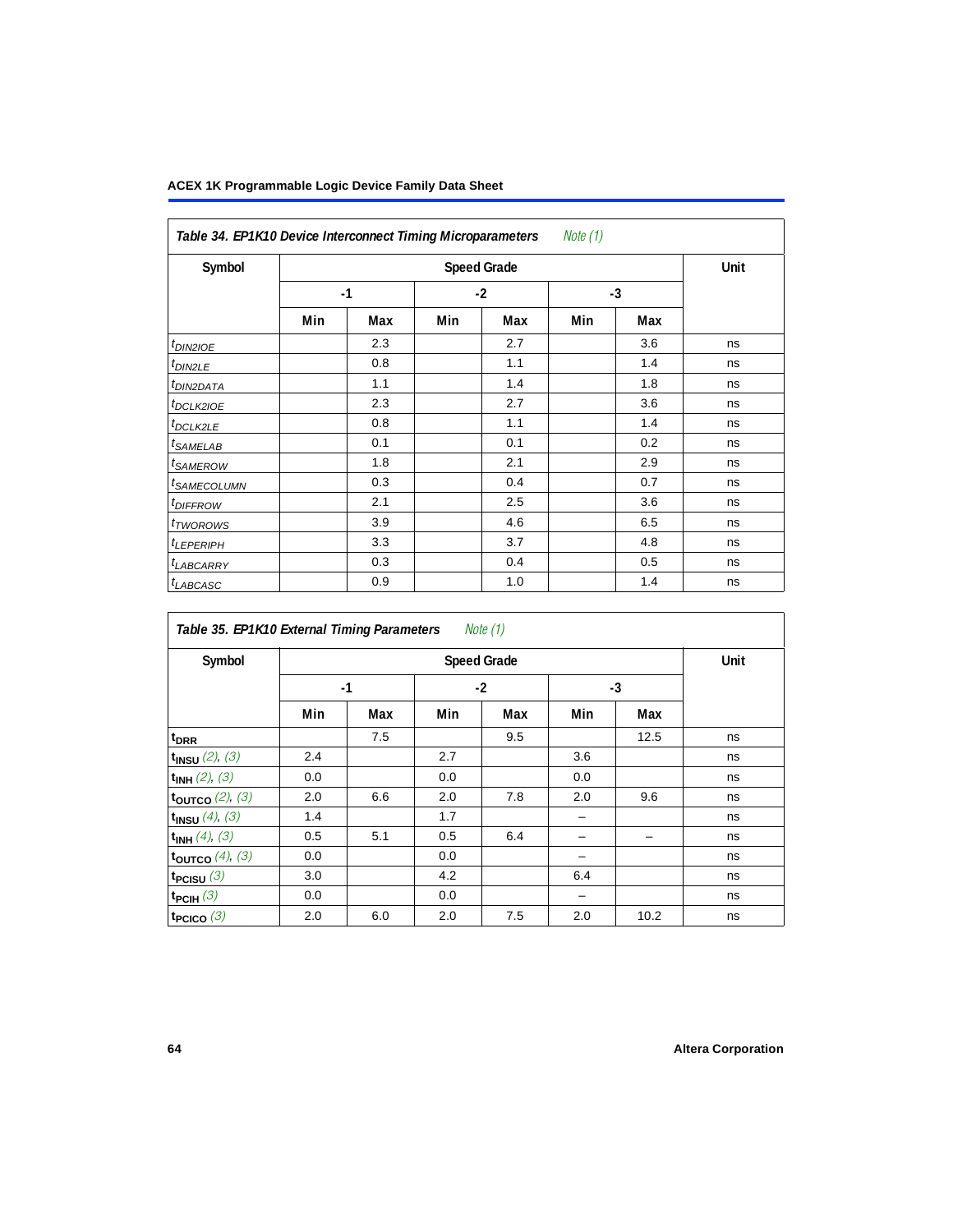**Table 34. EP1K10 Device Interconnect Timing Microparameters** *Note (1)*

| Symbol | Speed Grade | | | | | | Unit |
|---|---|---|---|---|---|---|---|
| | -1 | | -2 | | -3 | | |
| | Min | Max | Min | Max | Min | Max | |
| $t_{DIN2IOE}$ | | 2.3 | | 2.7 | | 3.6 | ns |
| $t_{DIN2LE}$ | | 0.8 | | 1.1 | | 1.4 | ns |
| $t_{DIN2DATA}$ | | 1.1 | | 1.4 | | 1.8 | ns |
| $t_{DCLK2IOE}$ | | 2.3 | | 2.7 | | 3.6 | ns |
| $t_{DCLK2LE}$ | | 0.8 | | 1.1 | | 1.4 | ns |
| $t_{SAMELAB}$ | | 0.1 | | 0.1 | | 0.2 | ns |
| $t_{SAMEROW}$ | | 1.8 | | 2.1 | | 2.9 | ns |
| $t_{SAMECOLUMN}$ | | 0.3 | | 0.4 | | 0.7 | ns |
| $t_{DIFFROW}$ | | 2.1 | | 2.5 | | 3.6 | ns |
| $t_{TWOROWS}$ | | 3.9 | | 4.6 | | 6.5 | ns |
| $t_{LEPERIPH}$ | | 3.3 | | 3.7 | | 4.8 | ns |
| $t_{LABCARRY}$ | | 0.3 | | 0.4 | | 0.5 | ns |
| $t_{LABCASC}$ | | 0.9 | | 1.0 | | 1.4 | ns |

**Table 35. EP1K10 External Timing Parameters** *Note (1)*

| Symbol | Speed Grade | | | | | | Unit |
|---|---|---|---|---|---|---|---|
| | -1 | | -2 | | -3 | | |
| | Min | Max | Min | Max | Min | Max | |
| $t_{DRR}$ | | 7.5 | | 9.5 | | 12.5 | ns |
| $t_{INSU}$ *(2), (3)* | 2.4 | | 2.7 | | 3.6 | | ns |
| $t_{INH}$ *(2), (3)* | 0.0 | | 0.0 | | 0.0 | | ns |
| $t_{OUTCO}$ *(2), (3)* | 2.0 | 6.6 | 2.0 | 7.8 | 2.0 | 9.6 | ns |
| $t_{INSU}$ *(4), (3)* | 1.4 | | 1.7 | | – | | ns |
| $t_{INH}$ *(4), (3)* | 0.5 | 5.1 | 0.5 | 6.4 | – | – | ns |
| $t_{OUTCO}$ *(4), (3)* | 0.0 | | 0.0 | | – | | ns |
| $t_{PCISU}$ *(3)* | 3.0 | | 4.2 | | 6.4 | | ns |
| $t_{PCIH}$ *(3)* | 0.0 | | 0.0 | | – | | ns |
| $t_{PCICO}$ *(3)* | 2.0 | 6.0 | 2.0 | 7.5 | 2.0 | 10.2 | ns |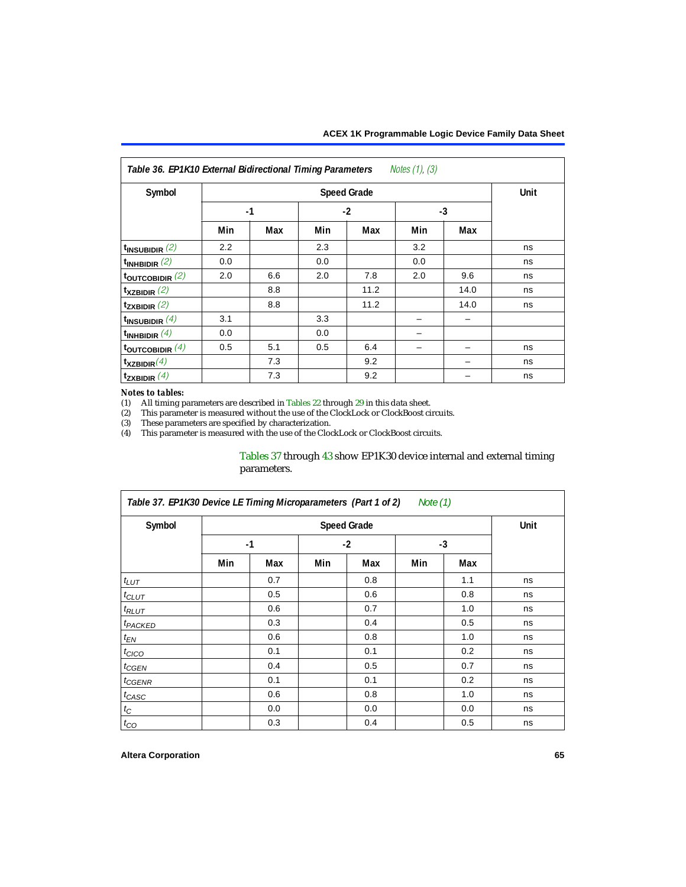**Table 36. EP1K10 External Bidirectional Timing Parameters** *Notes (1), (3)*

| Symbol | Speed Grade | | | | | | Unit |
|---|---|---|---|---|---|---|---|
| | -1 | | -2 | | -3 | | |
| | Min | Max | Min | Max | Min | Max | |
| $t_{INSUBIDIR}$ *(2)* | 2.2 | | 2.3 | | 3.2 | | ns |
| $t_{INHBIDIR}$ *(2)* | 0.0 | | 0.0 | | 0.0 | | ns |
| $t_{OUTCOBIDIR}$ *(2)* | 2.0 | 6.6 | 2.0 | 7.8 | 2.0 | 9.6 | ns |
| $t_{XZBIDIR}$ *(2)* | | 8.8 | | 11.2 | | 14.0 | ns |
| $t_{ZXBIDIR}$ *(2)* | | 8.8 | | 11.2 | | 14.0 | ns |
| $t_{INSUBIDIR}$ *(4)* | 3.1 | | 3.3 | | – | – | |
| $t_{INHBIDIR}$ *(4)* | 0.0 | | 0.0 | | – | | |
| $t_{OUTCOBIDIR}$ *(4)* | 0.5 | 5.1 | 0.5 | 6.4 | – | – | ns |
| $t_{XZBIDIR}$ *(4)* | | 7.3 | | 9.2 | | – | ns |
| $t_{ZXBIDIR}$ *(4)* | | 7.3 | | 9.2 | | – | ns |

*Notes to tables:*

(1) All timing parameters are described in Tables 22 through 29 in this data sheet.

(2) This parameter is measured without the use of the ClockLock or ClockBoost circuits.

(3) These parameters are specified by characterization.

(4) This parameter is measured with the use of the ClockLock or ClockBoost circuits.

Tables 37 through 43 show EP1K30 device internal and external timing parameters.

**Table 37. EP1K30 Device LE Timing Microparameters (Part 1 of 2)** *Note (1)*

| Symbol | Speed Grade | | | | | | Unit |
|---|---|---|---|---|---|---|---|
| | -1 | | -2 | | -3 | | |
| | Min | Max | Min | Max | Min | Max | |
| $t_{LUT}$ | | 0.7 | | 0.8 | | 1.1 | ns |
| $t_{CLUT}$ | | 0.5 | | 0.6 | | 0.8 | ns |
| $t_{RLUT}$ | | 0.6 | | 0.7 | | 1.0 | ns |
| $t_{PACKED}$ | | 0.3 | | 0.4 | | 0.5 | ns |
| $t_{EN}$ | | 0.6 | | 0.8 | | 1.0 | ns |
| $t_{CICO}$ | | 0.1 | | 0.1 | | 0.2 | ns |
| $t_{CGEN}$ | | 0.4 | | 0.5 | | 0.7 | ns |
| $t_{CGENR}$ | | 0.1 | | 0.1 | | 0.2 | ns |
| $t_{CASC}$ | | 0.6 | | 0.8 | | 1.0 | ns |
| $t_{C}$ | | 0.0 | | 0.0 | | 0.0 | ns |
| $t_{CO}$ | | 0.3 | | 0.4 | | 0.5 | ns |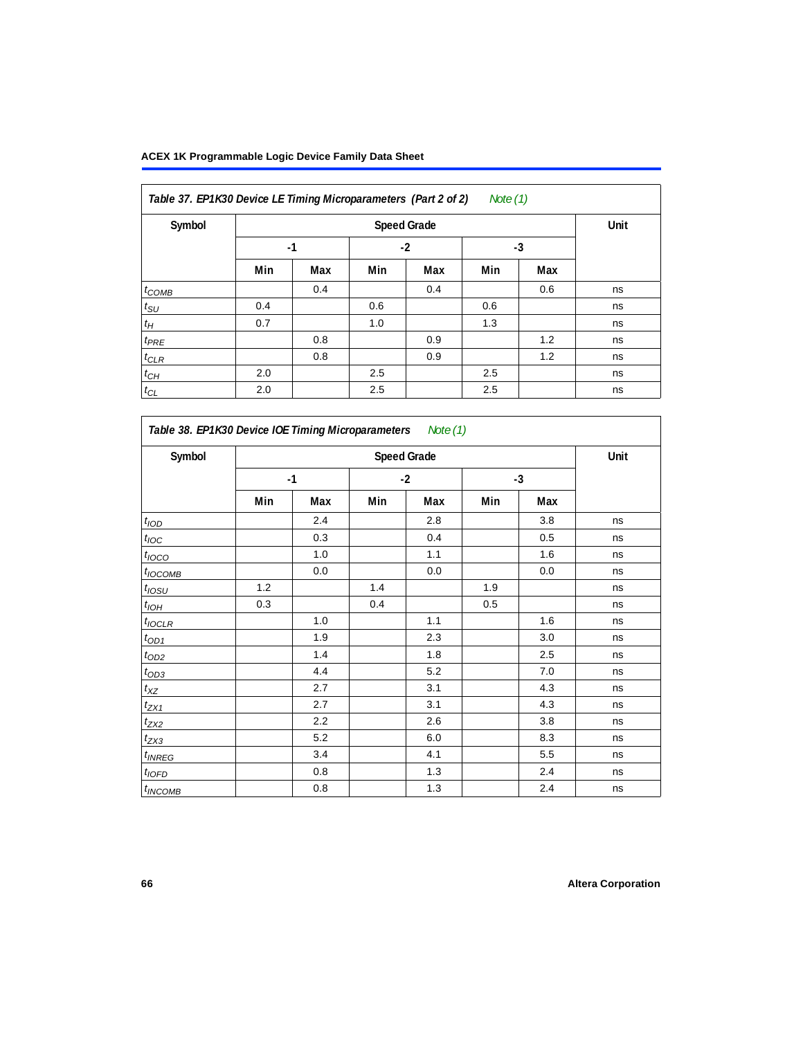**Table 37. EP1K30 Device LE Timing Microparameters (Part 2 of 2)** *Note (1)*

| Symbol | Speed Grade | | | | | | Unit |
|---|---|---|---|---|---|---|---|
| | -1 | | -2 | | -3 | | |
| | Min | Max | Min | Max | Min | Max | |
| $t_{COMB}$ | | 0.4 | | 0.4 | | 0.6 | ns |
| $t_{SU}$ | 0.4 | | 0.6 | | 0.6 | | ns |
| $t_H$ | 0.7 | | 1.0 | | 1.3 | | ns |
| $t_{PRE}$ | | 0.8 | | 0.9 | | 1.2 | ns |
| $t_{CLR}$ | | 0.8 | | 0.9 | | 1.2 | ns |
| $t_{CH}$ | 2.0 | | 2.5 | | 2.5 | | ns |
| $t_{CL}$ | 2.0 | | 2.5 | | 2.5 | | ns |

**Table 38. EP1K30 Device IOE Timing Microparameters** *Note (1)*

| Symbol | Speed Grade | | | | | | Unit |
|---|---|---|---|---|---|---|---|
| | -1 | | -2 | | -3 | | |
| | Min | Max | Min | Max | Min | Max | |
| $t_{IOD}$ | | 2.4 | | 2.8 | | 3.8 | ns |
| $t_{IOC}$ | | 0.3 | | 0.4 | | 0.5 | ns |
| $t_{IOCO}$ | | 1.0 | | 1.1 | | 1.6 | ns |
| $t_{IOCOMB}$ | | 0.0 | | 0.0 | | 0.0 | ns |
| $t_{IOSU}$ | 1.2 | | 1.4 | | 1.9 | | ns |
| $t_{IOH}$ | 0.3 | | 0.4 | | 0.5 | | ns |
| $t_{IOCLR}$ | | 1.0 | | 1.1 | | 1.6 | ns |
| $t_{OD1}$ | | 1.9 | | 2.3 | | 3.0 | ns |
| $t_{OD2}$ | | 1.4 | | 1.8 | | 2.5 | ns |
| $t_{OD3}$ | | 4.4 | | 5.2 | | 7.0 | ns |
| $t_{XZ}$ | | 2.7 | | 3.1 | | 4.3 | ns |
| $t_{ZX1}$ | | 2.7 | | 3.1 | | 4.3 | ns |
| $t_{ZX2}$ | | 2.2 | | 2.6 | | 3.8 | ns |
| $t_{ZX3}$ | | 5.2 | | 6.0 | | 8.3 | ns |
| $t_{INREG}$ | | 3.4 | | 4.1 | | 5.5 | ns |
| $t_{IOFD}$ | | 0.8 | | 1.3 | | 2.4 | ns |
| $t_{INCOMB}$ | | 0.8 | | 1.3 | | 2.4 | ns |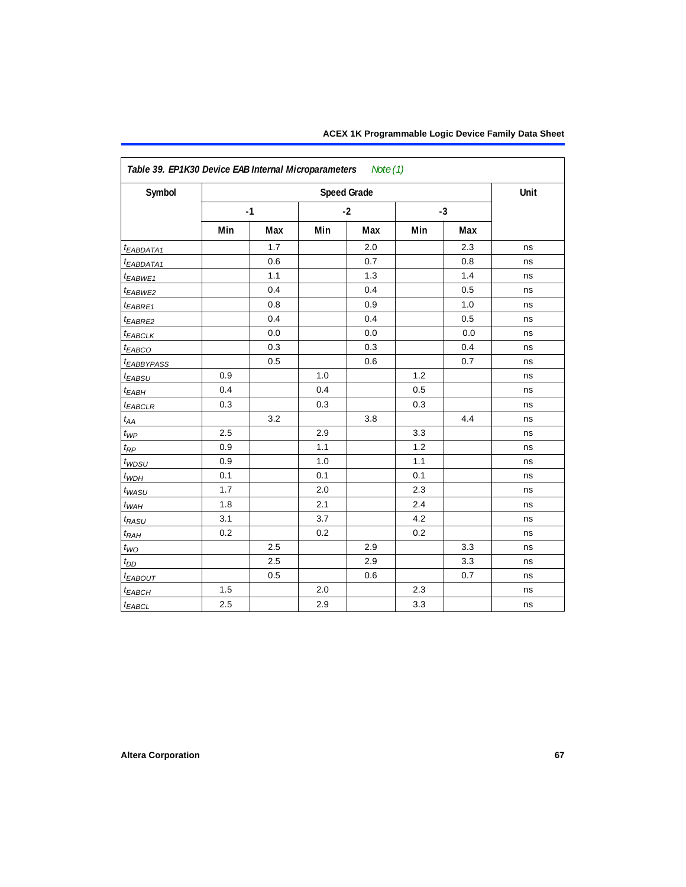**Table 39. EP1K30 Device EAB Internal Microparameters** *Note (1)*

| Symbol | Speed Grade | | | | | | Unit |
|---|---|---|---|---|---|---|---|
| | -1 | | -2 | | -3 | | |
| | Min | Max | Min | Max | Min | Max | |
| $t_{EABDATA1}$ | | 1.7 | | 2.0 | | 2.3 | ns |
| $t_{EABDATA1}$ | | 0.6 | | 0.7 | | 0.8 | ns |
| $t_{EABWE1}$ | | 1.1 | | 1.3 | | 1.4 | ns |
| $t_{EABWE2}$ | | 0.4 | | 0.4 | | 0.5 | ns |
| $t_{EABRE1}$ | | 0.8 | | 0.9 | | 1.0 | ns |
| $t_{EABRE2}$ | | 0.4 | | 0.4 | | 0.5 | ns |
| $t_{EABCLK}$ | | 0.0 | | 0.0 | | 0.0 | ns |
| $t_{EABCO}$ | | 0.3 | | 0.3 | | 0.4 | ns |
| $t_{EABBYPASS}$ | | 0.5 | | 0.6 | | 0.7 | ns |
| $t_{EABSU}$ | 0.9 | | 1.0 | | 1.2 | | ns |
| $t_{EABH}$ | 0.4 | | 0.4 | | 0.5 | | ns |
| $t_{EABCLR}$ | 0.3 | | 0.3 | | 0.3 | | ns |
| $t_{AA}$ | | 3.2 | | 3.8 | | 4.4 | ns |
| $t_{WP}$ | 2.5 | | 2.9 | | 3.3 | | ns |
| $t_{RP}$ | 0.9 | | 1.1 | | 1.2 | | ns |
| $t_{WDSU}$ | 0.9 | | 1.0 | | 1.1 | | ns |
| $t_{WDH}$ | 0.1 | | 0.1 | | 0.1 | | ns |
| $t_{WASU}$ | 1.7 | | 2.0 | | 2.3 | | ns |
| $t_{WAH}$ | 1.8 | | 2.1 | | 2.4 | | ns |
| $t_{RASU}$ | 3.1 | | 3.7 | | 4.2 | | ns |
| $t_{RAH}$ | 0.2 | | 0.2 | | 0.2 | | ns |
| $t_{WO}$ | | 2.5 | | 2.9 | | 3.3 | ns |
| $t_{DD}$ | | 2.5 | | 2.9 | | 3.3 | ns |
| $t_{EABOUT}$ | | 0.5 | | 0.6 | | 0.7 | ns |
| $t_{EABCH}$ | 1.5 | | 2.0 | | 2.3 | | ns |
| $t_{EABCL}$ | 2.5 | | 2.9 | | 3.3 | | ns |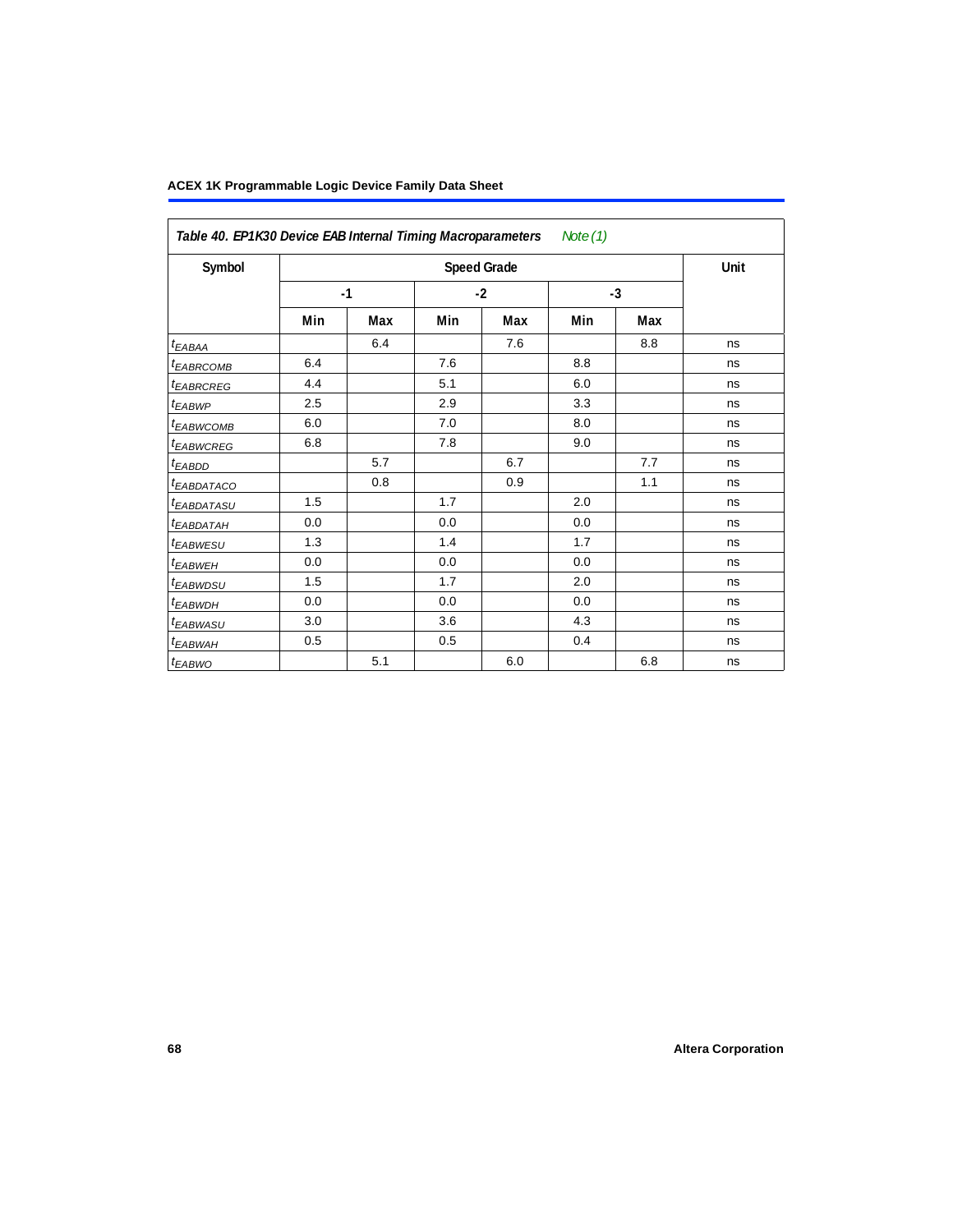| Table 40. EP1K30 Device EAB Internal Timing Macroparameters *Note (1)* | | | | | | | |
|---|---|---|---|---|---|---|---|
| **Symbol** | **Speed Grade** | | | | | | **Unit** |
| | **-1** | | **-2** | | **-3** | | |
| | **Min** | **Max** | **Min** | **Max** | **Min** | **Max** | |
| $t_{EABAA}$ | | 6.4 | | 7.6 | | 8.8 | ns |
| $t_{EABRCOMB}$ | 6.4 | | 7.6 | | 8.8 | | ns |
| $t_{EABRCREG}$ | 4.4 | | 5.1 | | 6.0 | | ns |
| $t_{EABWP}$ | 2.5 | | 2.9 | | 3.3 | | ns |
| $t_{EABWCOMB}$ | 6.0 | | 7.0 | | 8.0 | | ns |
| $t_{EABWCREG}$ | 6.8 | | 7.8 | | 9.0 | | ns |
| $t_{EABDD}$ | | 5.7 | | 6.7 | | 7.7 | ns |
| $t_{EABDATACO}$ | | 0.8 | | 0.9 | | 1.1 | ns |
| $t_{EABDATASU}$ | 1.5 | | 1.7 | | 2.0 | | ns |
| $t_{EABDATAH}$ | 0.0 | | 0.0 | | 0.0 | | ns |
| $t_{EABWESU}$ | 1.3 | | 1.4 | | 1.7 | | ns |
| $t_{EABWEH}$ | 0.0 | | 0.0 | | 0.0 | | ns |
| $t_{EABWDSU}$ | 1.5 | | 1.7 | | 2.0 | | ns |
| $t_{EABWDH}$ | 0.0 | | 0.0 | | 0.0 | | ns |
| $t_{EABWASU}$ | 3.0 | | 3.6 | | 4.3 | | ns |
| $t_{EABWAH}$ | 0.5 | | 0.5 | | 0.4 | | ns |
| $t_{EABWO}$ | | 5.1 | | 6.0 | | 6.8 | ns |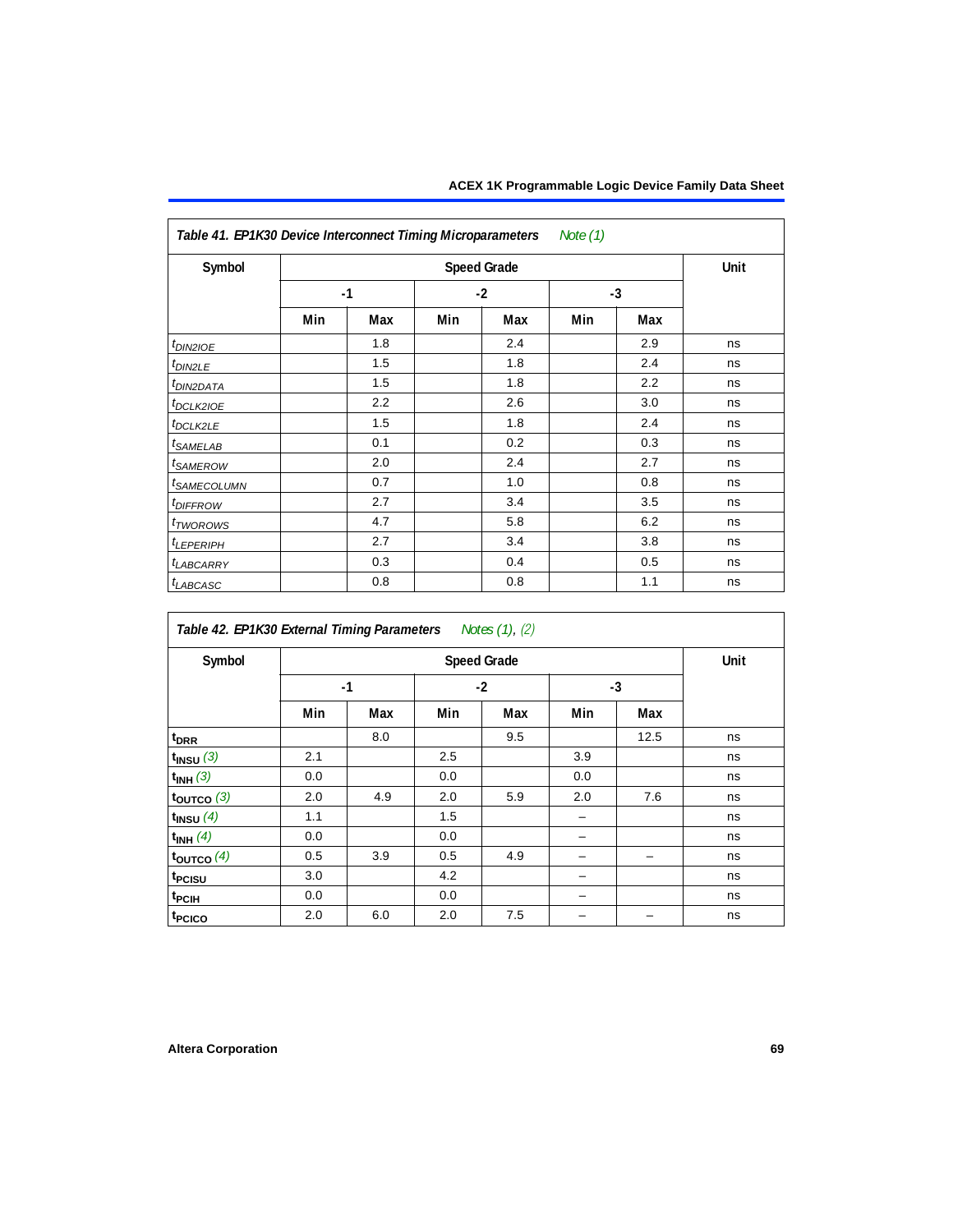| Table 41. EP1K30 Device Interconnect Timing Microparameters *Note (1)* | | | | | | | |
|---|---|---|---|---|---|---|---|
| Symbol | Speed Grade | | | | | | Unit |
| | -1 | | -2 | | -3 | | |
| | Min | Max | Min | Max | Min | Max | |
| $t_{DIN2IOE}$ | | 1.8 | | 2.4 | | 2.9 | ns |
| $t_{DIN2LE}$ | | 1.5 | | 1.8 | | 2.4 | ns |
| $t_{DIN2DATA}$ | | 1.5 | | 1.8 | | 2.2 | ns |
| $t_{DCLK2IOE}$ | | 2.2 | | 2.6 | | 3.0 | ns |
| $t_{DCLK2LE}$ | | 1.5 | | 1.8 | | 2.4 | ns |
| $t_{SAMELAB}$ | | 0.1 | | 0.2 | | 0.3 | ns |
| $t_{SAMEROW}$ | | 2.0 | | 2.4 | | 2.7 | ns |
| $t_{SAMECOLUMN}$ | | 0.7 | | 1.0 | | 0.8 | ns |
| $t_{DIFFROW}$ | | 2.7 | | 3.4 | | 3.5 | ns |
| $t_{TWOROWS}$ | | 4.7 | | 5.8 | | 6.2 | ns |
| $t_{LEPERIPH}$ | | 2.7 | | 3.4 | | 3.8 | ns |
| $t_{LABCARRY}$ | | 0.3 | | 0.4 | | 0.5 | ns |
| $t_{LABCASC}$ | | 0.8 | | 0.8 | | 1.1 | ns |

| Table 42. EP1K30 External Timing Parameters *Notes (1), (2)* | | | | | | | |
|---|---|---|---|---|---|---|---|
| Symbol | Speed Grade | | | | | | Unit |
| | -1 | | -2 | | -3 | | |
| | Min | Max | Min | Max | Min | Max | |
| $t_{DRR}$ | | 8.0 | | 9.5 | | 12.5 | ns |
| $t_{INSU}$ *(3)* | 2.1 | | 2.5 | | 3.9 | | ns |
| $t_{INH}$ *(3)* | 0.0 | | 0.0 | | 0.0 | | ns |
| $t_{OUTCO}$ *(3)* | 2.0 | 4.9 | 2.0 | 5.9 | 2.0 | 7.6 | ns |
| $t_{INSU}$ *(4)* | 1.1 | | 1.5 | | – | | ns |
| $t_{INH}$ *(4)* | 0.0 | | 0.0 | | – | | ns |
| $t_{OUTCO}$ *(4)* | 0.5 | 3.9 | 0.5 | 4.9 | – | – | ns |
| $t_{PCISU}$ | 3.0 | | 4.2 | | – | | ns |
| $t_{PCIH}$ | 0.0 | | 0.0 | | – | | ns |
| $t_{PCICO}$ | 2.0 | 6.0 | 2.0 | 7.5 | – | – | ns |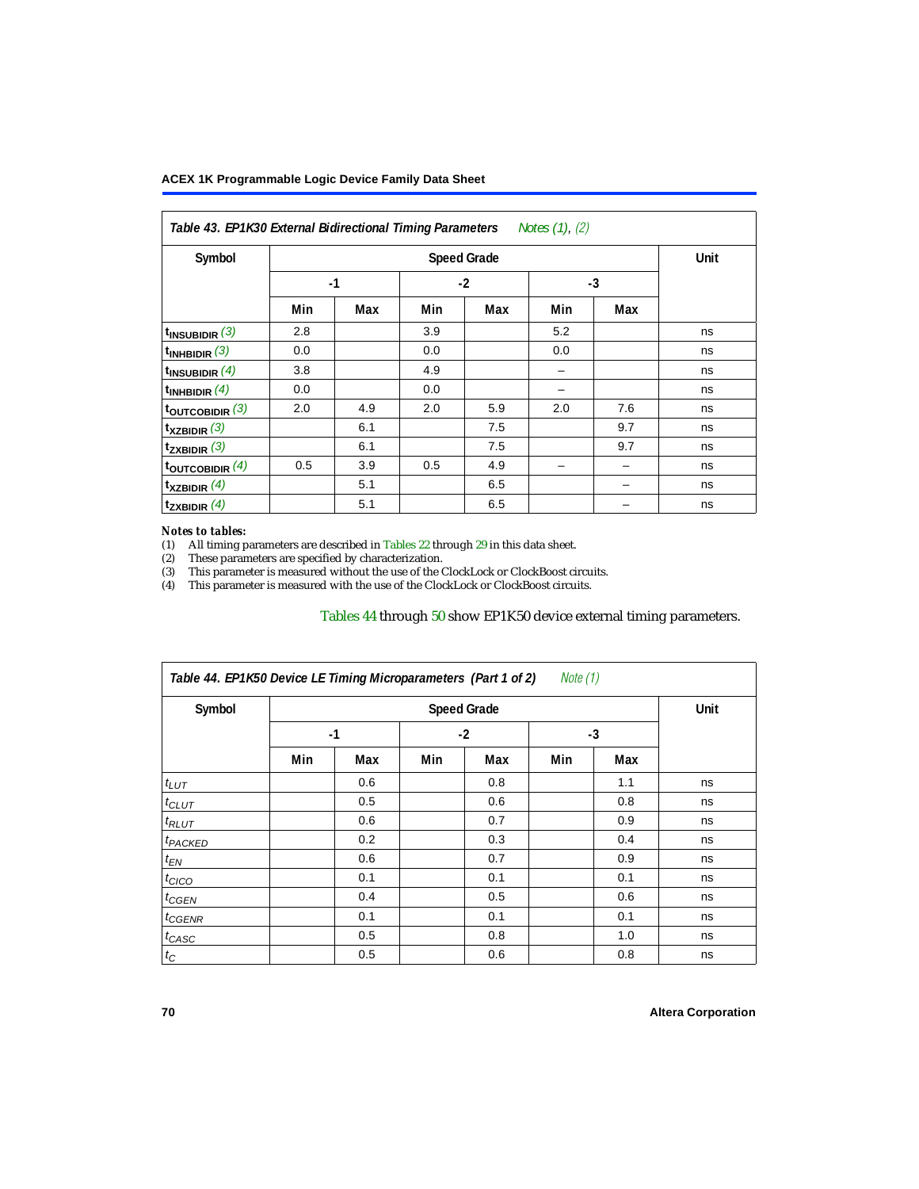Table 43. EP1K30 External Bidirectional Timing Parameters *Notes (1), (2)*

| Symbol | Speed Grade | | | | | | Unit |
|---|---|---|---|---|---|---|---|
| | -1 | | -2 | | -3 | | |
| | Min | Max | Min | Max | Min | Max | |
| $t_{INSUBIDIR}$ (3) | 2.8 | | 3.9 | | 5.2 | | ns |
| $t_{INHBIDIR}$ (3) | 0.0 | | 0.0 | | 0.0 | | ns |
| $t_{INSUBIDIR}$ (4) | 3.8 | | 4.9 | | – | | ns |
| $t_{INHBIDIR}$ (4) | 0.0 | | 0.0 | | – | | ns |
| $t_{OUTCOBIDIR}$ (3) | 2.0 | 4.9 | 2.0 | 5.9 | 2.0 | 7.6 | ns |
| $t_{XZBIDIR}$ (3) | | 6.1 | | 7.5 | | 9.7 | ns |
| $t_{ZXBIDIR}$ (3) | | 6.1 | | 7.5 | | 9.7 | ns |
| $t_{OUTCOBIDIR}$ (4) | 0.5 | 3.9 | 0.5 | 4.9 | – | – | ns |
| $t_{XZBIDIR}$ (4) | | 5.1 | | 6.5 | | – | ns |
| $t_{ZXBIDIR}$ (4) | | 5.1 | | 6.5 | | – | ns |

*Notes to tables:*

(1) All timing parameters are described in Tables 22 through 29 in this data sheet.
(2) These parameters are specified by characterization.
(3) This parameter is measured without the use of the ClockLock or ClockBoost circuits.
(4) This parameter is measured with the use of the ClockLock or ClockBoost circuits.

Tables 44 through 50 show EP1K50 device external timing parameters.

Table 44. EP1K50 Device LE Timing Microparameters (Part 1 of 2) *Note (1)*

| Symbol | Speed Grade | | | | | | Unit |
|---|---|---|---|---|---|---|---|
| | -1 | | -2 | | -3 | | |
| | Min | Max | Min | Max | Min | Max | |
| $t_{LUT}$ | | 0.6 | | 0.8 | | 1.1 | ns |
| $t_{CLUT}$ | | 0.5 | | 0.6 | | 0.8 | ns |
| $t_{RLUT}$ | | 0.6 | | 0.7 | | 0.9 | ns |
| $t_{PACKED}$ | | 0.2 | | 0.3 | | 0.4 | ns |
| $t_{EN}$ | | 0.6 | | 0.7 | | 0.9 | ns |
| $t_{CICO}$ | | 0.1 | | 0.1 | | 0.1 | ns |
| $t_{CGEN}$ | | 0.4 | | 0.5 | | 0.6 | ns |
| $t_{CGENR}$ | | 0.1 | | 0.1 | | 0.1 | ns |
| $t_{CASC}$ | | 0.5 | | 0.8 | | 1.0 | ns |
| $t_{C}$ | | 0.5 | | 0.6 | | 0.8 | ns |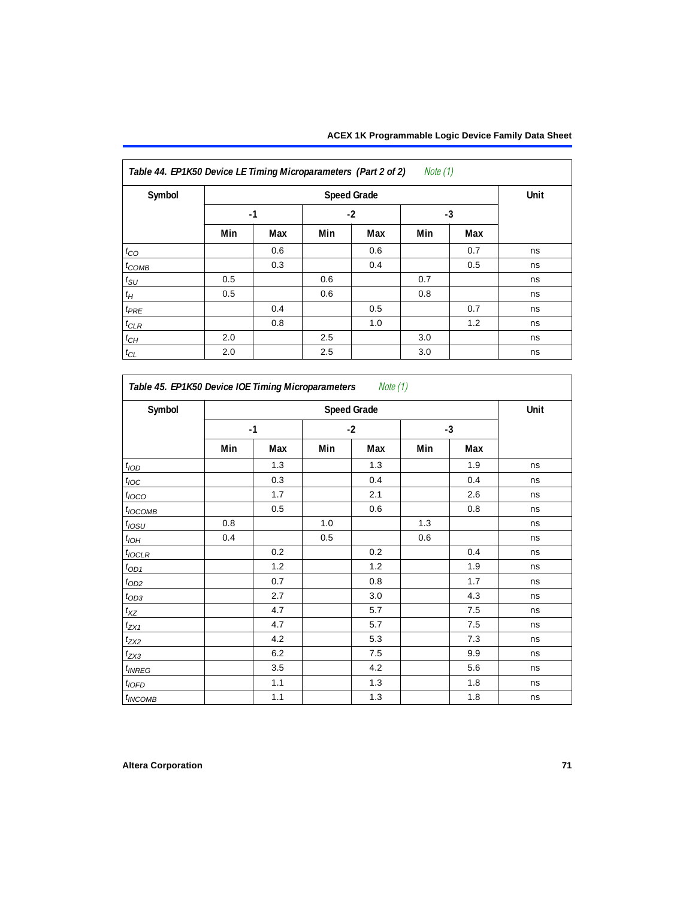**Table 44. EP1K50 Device LE Timing Microparameters (Part 2 of 2)** *Note (1)*

| Symbol | Speed Grade | | | | | | Unit |
|---|---|---|---|---|---|---|---|
| | -1 | | -2 | | -3 | | |
| | Min | Max | Min | Max | Min | Max | |
| $t_{CO}$ | | 0.6 | | 0.6 | | 0.7 | ns |
| $t_{COMB}$ | | 0.3 | | 0.4 | | 0.5 | ns |
| $t_{SU}$ | 0.5 | | 0.6 | | 0.7 | | ns |
| $t_{H}$ | 0.5 | | 0.6 | | 0.8 | | ns |
| $t_{PRE}$ | | 0.4 | | 0.5 | | 0.7 | ns |
| $t_{CLR}$ | | 0.8 | | 1.0 | | 1.2 | ns |
| $t_{CH}$ | 2.0 | | 2.5 | | 3.0 | | ns |
| $t_{CL}$ | 2.0 | | 2.5 | | 3.0 | | ns |

**Table 45. EP1K50 Device IOE Timing Microparameters** *Note (1)*

| Symbol | Speed Grade | | | | | | Unit |
|---|---|---|---|---|---|---|---|
| | -1 | | -2 | | -3 | | |
| | Min | Max | Min | Max | Min | Max | |
| $t_{IOD}$ | | 1.3 | | 1.3 | | 1.9 | ns |
| $t_{IOC}$ | | 0.3 | | 0.4 | | 0.4 | ns |
| $t_{IOCO}$ | | 1.7 | | 2.1 | | 2.6 | ns |
| $t_{IOCOMB}$ | | 0.5 | | 0.6 | | 0.8 | ns |
| $t_{IOSU}$ | 0.8 | | 1.0 | | 1.3 | | ns |
| $t_{IOH}$ | 0.4 | | 0.5 | | 0.6 | | ns |
| $t_{IOCLR}$ | | 0.2 | | 0.2 | | 0.4 | ns |
| $t_{OD1}$ | | 1.2 | | 1.2 | | 1.9 | ns |
| $t_{OD2}$ | | 0.7 | | 0.8 | | 1.7 | ns |
| $t_{OD3}$ | | 2.7 | | 3.0 | | 4.3 | ns |
| $t_{XZ}$ | | 4.7 | | 5.7 | | 7.5 | ns |
| $t_{ZX1}$ | | 4.7 | | 5.7 | | 7.5 | ns |
| $t_{ZX2}$ | | 4.2 | | 5.3 | | 7.3 | ns |
| $t_{ZX3}$ | | 6.2 | | 7.5 | | 9.9 | ns |
| $t_{INREG}$ | | 3.5 | | 4.2 | | 5.6 | ns |
| $t_{IOFD}$ | | 1.1 | | 1.3 | | 1.8 | ns |
| $t_{INCOMB}$ | | 1.1 | | 1.3 | | 1.8 | ns |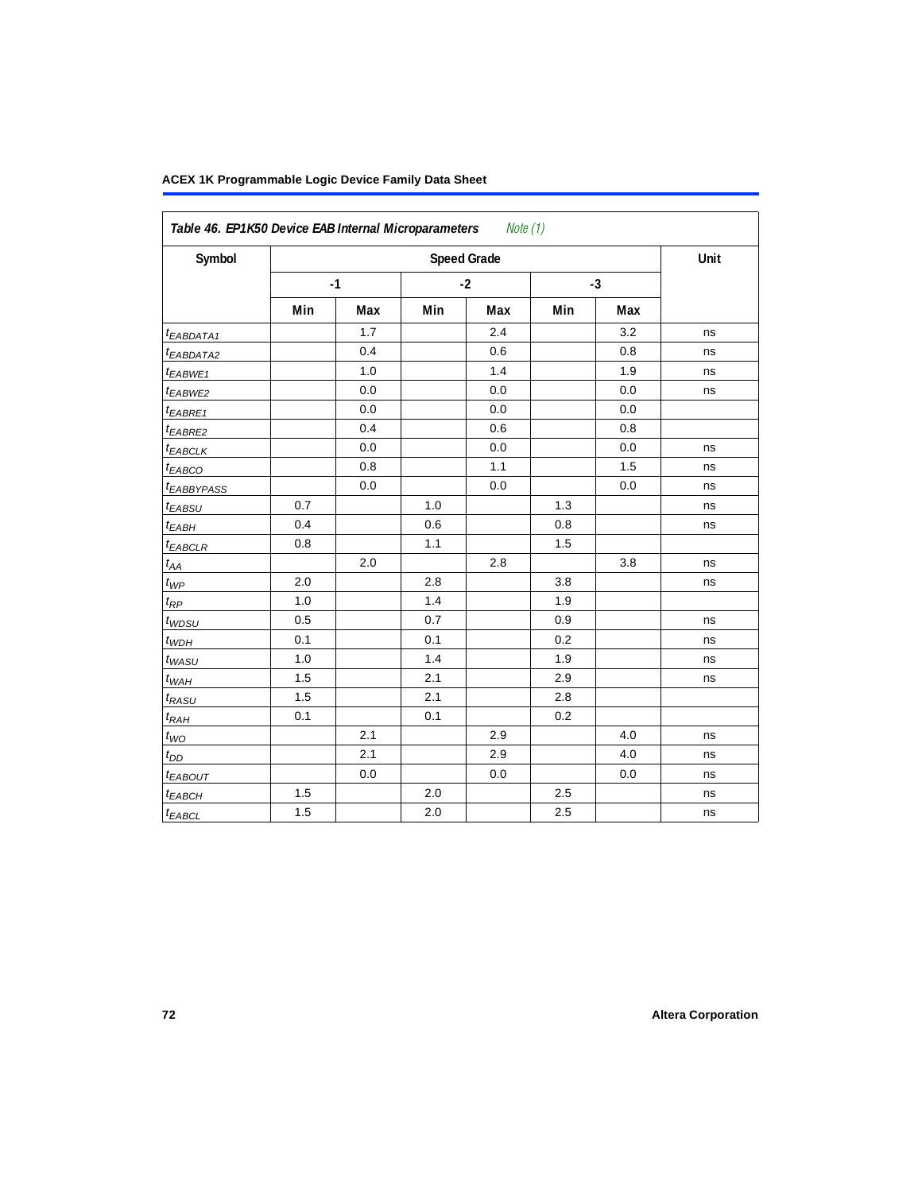| Table 46. EP1K50 Device EAB Internal Microparameters *Note (1)* | | | | | | | |
|---|---|---|---|---|---|---|---|
| Symbol | Speed Grade | | | | | | Unit |
| | -1 | | -2 | | -3 | | |
| | Min | Max | Min | Max | Min | Max | |
| $t_{EABDATA1}$ | | 1.7 | | 2.4 | | 3.2 | ns |
| $t_{EABDATA2}$ | | 0.4 | | 0.6 | | 0.8 | ns |
| $t_{EABWE1}$ | | 1.0 | | 1.4 | | 1.9 | ns |
| $t_{EABWE2}$ | | 0.0 | | 0.0 | | 0.0 | ns |
| $t_{EABRE1}$ | | 0.0 | | 0.0 | | 0.0 | |
| $t_{EABRE2}$ | | 0.4 | | 0.6 | | 0.8 | |
| $t_{EABCLK}$ | | 0.0 | | 0.0 | | 0.0 | ns |
| $t_{EABCO}$ | | 0.8 | | 1.1 | | 1.5 | ns |
| $t_{EABBYPASS}$ | | 0.0 | | 0.0 | | 0.0 | ns |
| $t_{EABSU}$ | 0.7 | | 1.0 | | 1.3 | | ns |
| $t_{EABH}$ | 0.4 | | 0.6 | | 0.8 | | ns |
| $t_{EABCLR}$ | 0.8 | | 1.1 | | 1.5 | | |
| $t_{AA}$ | | 2.0 | | 2.8 | | 3.8 | ns |
| $t_{WP}$ | 2.0 | | 2.8 | | 3.8 | | ns |
| $t_{RP}$ | 1.0 | | 1.4 | | 1.9 | | |
| $t_{WDSU}$ | 0.5 | | 0.7 | | 0.9 | | ns |
| $t_{WDH}$ | 0.1 | | 0.1 | | 0.2 | | ns |
| $t_{WASU}$ | 1.0 | | 1.4 | | 1.9 | | ns |
| $t_{WAH}$ | 1.5 | | 2.1 | | 2.9 | | ns |
| $t_{RASU}$ | 1.5 | | 2.1 | | 2.8 | | |
| $t_{RAH}$ | 0.1 | | 0.1 | | 0.2 | | |
| $t_{WO}$ | | 2.1 | | 2.9 | | 4.0 | ns |
| $t_{DD}$ | | 2.1 | | 2.9 | | 4.0 | ns |
| $t_{EABOUT}$ | | 0.0 | | 0.0 | | 0.0 | ns |
| $t_{EABCH}$ | 1.5 | | 2.0 | | 2.5 | | ns |
| $t_{EABCL}$ | 1.5 | | 2.0 | | 2.5 | | ns |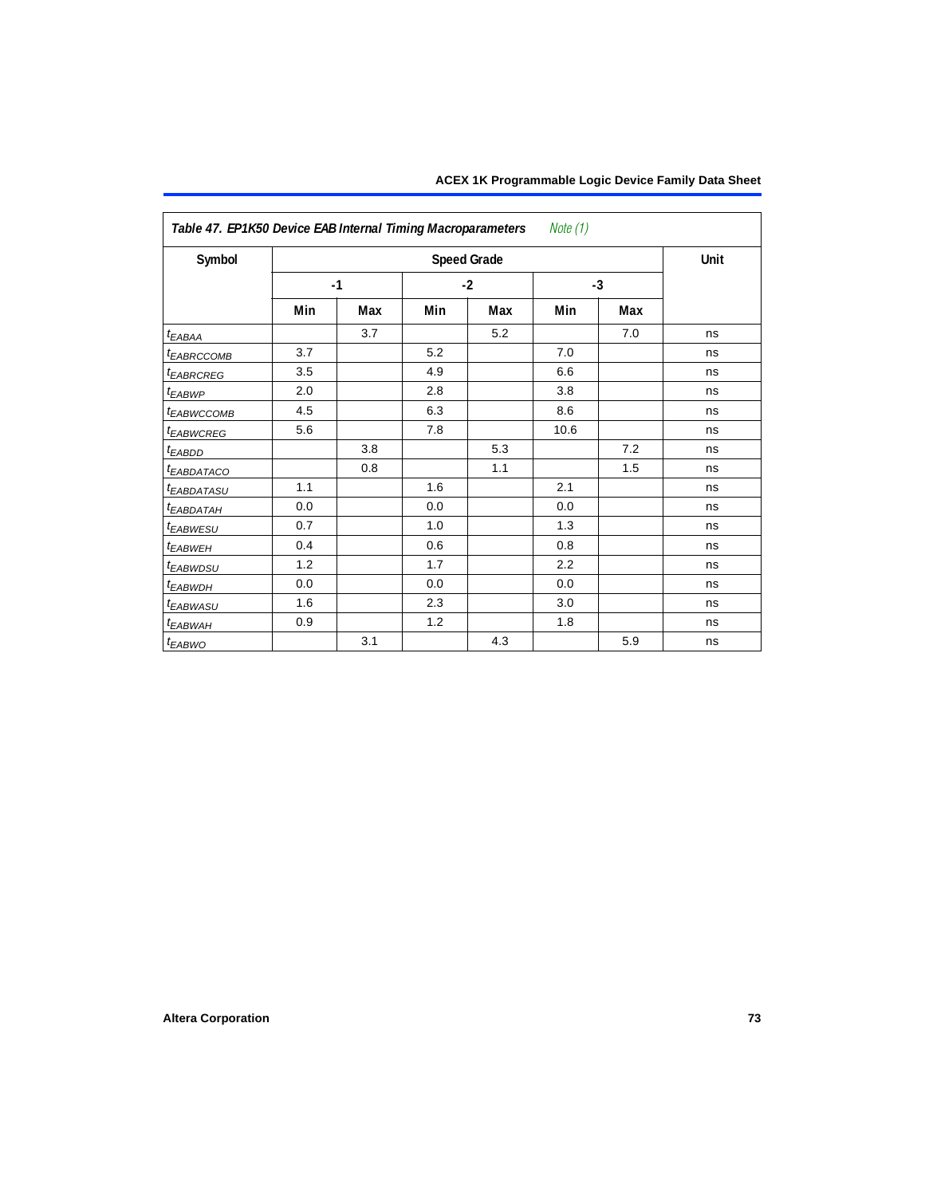| Table 47. EP1K50 Device EAB Internal Timing Macroparameters *Note (1)* | | | | | | | |
|---|---|---|---|---|---|---|---|
| Symbol | Speed Grade | | | | | | Unit |
| | -1 | | -2 | | -3 | | |
| | Min | Max | Min | Max | Min | Max | |
| $t_{EABAA}$ | | 3.7 | | 5.2 | | 7.0 | ns |
| $t_{EABRCCOMB}$ | 3.7 | | 5.2 | | 7.0 | | ns |
| $t_{EABRCREG}$ | 3.5 | | 4.9 | | 6.6 | | ns |
| $t_{EABWP}$ | 2.0 | | 2.8 | | 3.8 | | ns |
| $t_{EABWCCOMB}$ | 4.5 | | 6.3 | | 8.6 | | ns |
| $t_{EABWCREG}$ | 5.6 | | 7.8 | | 10.6 | | ns |
| $t_{EABDD}$ | | 3.8 | | 5.3 | | 7.2 | ns |
| $t_{EABDATACO}$ | | 0.8 | | 1.1 | | 1.5 | ns |
| $t_{EABDATASU}$ | 1.1 | | 1.6 | | 2.1 | | ns |
| $t_{EABDATAH}$ | 0.0 | | 0.0 | | 0.0 | | ns |
| $t_{EABWESU}$ | 0.7 | | 1.0 | | 1.3 | | ns |
| $t_{EABWEH}$ | 0.4 | | 0.6 | | 0.8 | | ns |
| $t_{EABWDSU}$ | 1.2 | | 1.7 | | 2.2 | | ns |
| $t_{EABWDH}$ | 0.0 | | 0.0 | | 0.0 | | ns |
| $t_{EABWASU}$ | 1.6 | | 2.3 | | 3.0 | | ns |
| $t_{EABWAH}$ | 0.9 | | 1.2 | | 1.8 | | ns |
| $t_{EABWO}$ | | 3.1 | | 4.3 | | 5.9 | ns |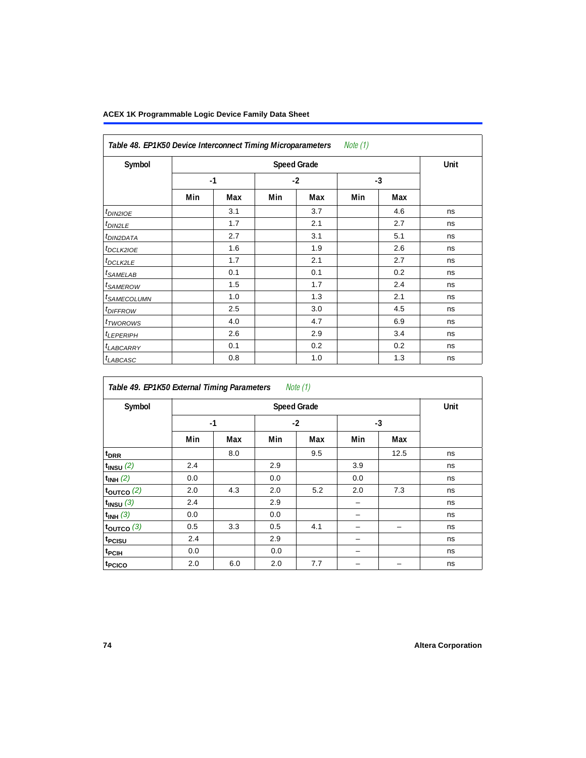**Table 48. EP1K50 Device Interconnect Timing Microparameters** *Note (1)*

| Symbol | Speed Grade | | | | | | Unit |
|---|---|---|---|---|---|---|---|
| | -1 | | -2 | | -3 | | |
| | Min | Max | Min | Max | Min | Max | |
| $t_{DIN2IOE}$ | | 3.1 | | 3.7 | | 4.6 | ns |
| $t_{DIN2LE}$ | | 1.7 | | 2.1 | | 2.7 | ns |
| $t_{DIN2DATA}$ | | 2.7 | | 3.1 | | 5.1 | ns |
| $t_{DCLK2IOE}$ | | 1.6 | | 1.9 | | 2.6 | ns |
| $t_{DCLK2LE}$ | | 1.7 | | 2.1 | | 2.7 | ns |
| $t_{SAMELAB}$ | | 0.1 | | 0.1 | | 0.2 | ns |
| $t_{SAMEROW}$ | | 1.5 | | 1.7 | | 2.4 | ns |
| $t_{SAMECOLUMN}$ | | 1.0 | | 1.3 | | 2.1 | ns |
| $t_{DIFFROW}$ | | 2.5 | | 3.0 | | 4.5 | ns |
| $t_{TWOROWS}$ | | 4.0 | | 4.7 | | 6.9 | ns |
| $t_{LEPERIPH}$ | | 2.6 | | 2.9 | | 3.4 | ns |
| $t_{LABCARRY}$ | | 0.1 | | 0.2 | | 0.2 | ns |
| $t_{LABCASC}$ | | 0.8 | | 1.0 | | 1.3 | ns |

**Table 49. EP1K50 External Timing Parameters** *Note (1)*

| Symbol | Speed Grade | | | | | | Unit |
|---|---|---|---|---|---|---|---|
| | -1 | | -2 | | -3 | | |
| | Min | Max | Min | Max | Min | Max | |
| $t_{DRR}$ | | 8.0 | | 9.5 | | 12.5 | ns |
| $t_{INSU}$ *(2)* | 2.4 | | 2.9 | | 3.9 | | ns |
| $t_{INH}$ *(2)* | 0.0 | | 0.0 | | 0.0 | | ns |
| $t_{OUTCO}$ *(2)* | 2.0 | 4.3 | 2.0 | 5.2 | 2.0 | 7.3 | ns |
| $t_{INSU}$ *(3)* | 2.4 | | 2.9 | | – | | ns |
| $t_{INH}$ *(3)* | 0.0 | | 0.0 | | – | | ns |
| $t_{OUTCO}$ *(3)* | 0.5 | 3.3 | 0.5 | 4.1 | – | – | ns |
| $t_{PCISU}$ | 2.4 | | 2.9 | | – | | ns |
| $t_{PCIH}$ | 0.0 | | 0.0 | | – | | ns |
| $t_{PCICO}$ | 2.0 | 6.0 | 2.0 | 7.7 | – | – | ns |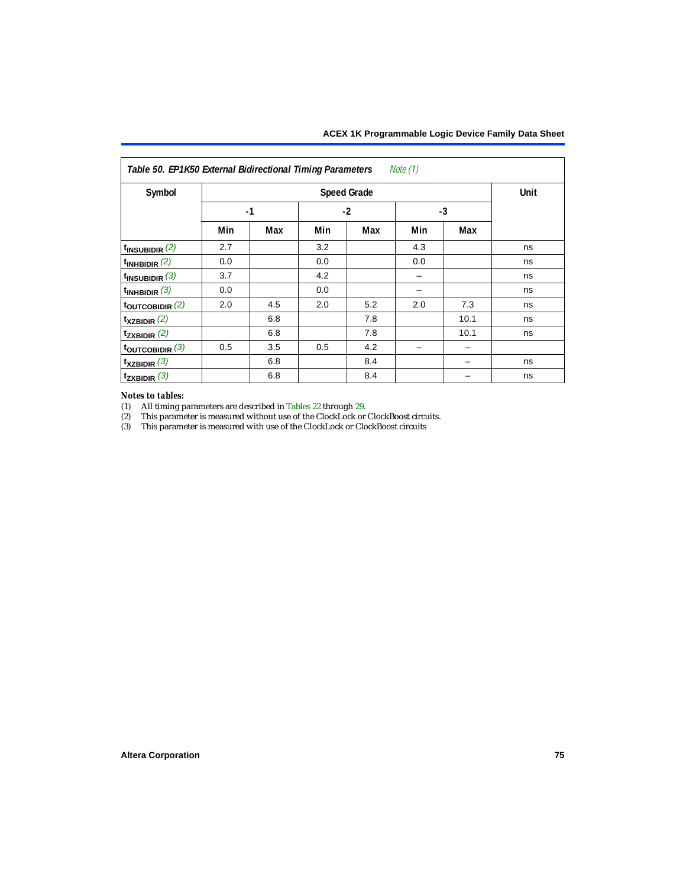**Table 50. EP1K50 External Bidirectional Timing Parameters** *Note (1)*

| Symbol | Speed Grade | | | | | | Unit |
|---|---|---|---|---|---|---|---|
| | -1 | | -2 | | -3 | | |
| | Min | Max | Min | Max | Min | Max | |
| $t_{INSUBIDIR}$ (2) | 2.7 | | 3.2 | | 4.3 | | ns |
| $t_{INHBIDIR}$ (2) | 0.0 | | 0.0 | | 0.0 | | ns |
| $t_{INSUBIDIR}$ (3) | 3.7 | | 4.2 | | – | | ns |
| $t_{INHBIDIR}$ (3) | 0.0 | | 0.0 | | – | | ns |
| $t_{OUTCOBIDIR}$ (2) | 2.0 | 4.5 | 2.0 | 5.2 | 2.0 | 7.3 | ns |
| $t_{XZBIDIR}$ (2) | | 6.8 | | 7.8 | | 10.1 | ns |
| $t_{ZXBIDIR}$ (2) | | 6.8 | | 7.8 | | 10.1 | ns |
| $t_{OUTCOBIDIR}$ (3) | 0.5 | 3.5 | 0.5 | 4.2 | – | – | |
| $t_{XZBIDIR}$ (3) | | 6.8 | | 8.4 | | – | ns |
| $t_{ZXBIDIR}$ (3) | | 6.8 | | 8.4 | | – | ns |

*Notes to tables:*

(1) All timing parameters are described in Tables 22 through 29.
(2) This parameter is measured without use of the ClockLock or ClockBoost circuits.
(3) This parameter is measured with use of the ClockLock or ClockBoost circuits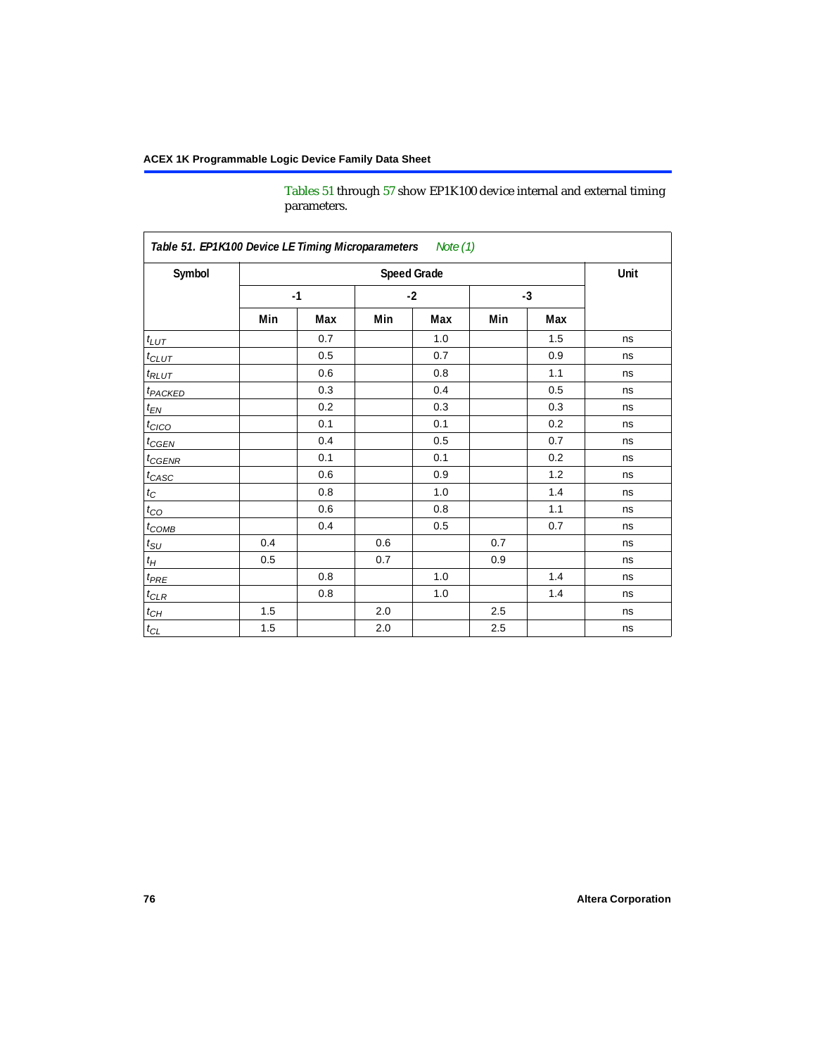Tables 51 through 57 show EP1K100 device internal and external timing parameters.

| Table 51. EP1K100 Device LE Timing Microparameters *Note (1)* | | | | | | | |
|---|---|---|---|---|---|---|---|
| Symbol | Speed Grade | | | | | | Unit |
| | -1 | | -2 | | -3 | | |
| | Min | Max | Min | Max | Min | Max | |
| $t_{LUT}$ | | 0.7 | | 1.0 | | 1.5 | ns |
| $t_{CLUT}$ | | 0.5 | | 0.7 | | 0.9 | ns |
| $t_{RLUT}$ | | 0.6 | | 0.8 | | 1.1 | ns |
| $t_{PACKED}$ | | 0.3 | | 0.4 | | 0.5 | ns |
| $t_{EN}$ | | 0.2 | | 0.3 | | 0.3 | ns |
| $t_{CICO}$ | | 0.1 | | 0.1 | | 0.2 | ns |
| $t_{CGEN}$ | | 0.4 | | 0.5 | | 0.7 | ns |
| $t_{CGENR}$ | | 0.1 | | 0.1 | | 0.2 | ns |
| $t_{CASC}$ | | 0.6 | | 0.9 | | 1.2 | ns |
| $t_{C}$ | | 0.8 | | 1.0 | | 1.4 | ns |
| $t_{CO}$ | | 0.6 | | 0.8 | | 1.1 | ns |
| $t_{COMB}$ | | 0.4 | | 0.5 | | 0.7 | ns |
| $t_{SU}$ | 0.4 | | 0.6 | | 0.7 | | ns |
| $t_{H}$ | 0.5 | | 0.7 | | 0.9 | | ns |
| $t_{PRE}$ | | 0.8 | | 1.0 | | 1.4 | ns |
| $t_{CLR}$ | | 0.8 | | 1.0 | | 1.4 | ns |
| $t_{CH}$ | 1.5 | | 2.0 | | 2.5 | | ns |
| $t_{CL}$ | 1.5 | | 2.0 | | 2.5 | | ns |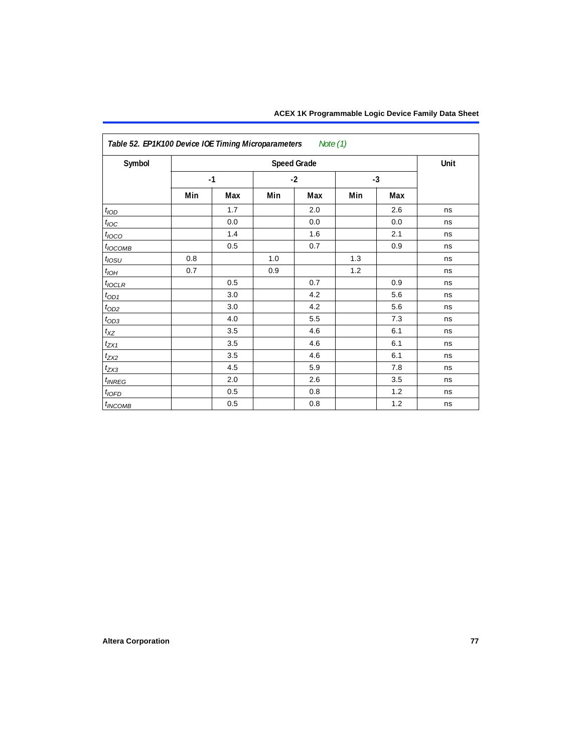**Table 52. EP1K100 Device IOE Timing Microparameters** *Note (1)*

| Symbol | Speed Grade | | | | | | Unit |
|---|---|---|---|---|---|---|---|
| | -1 | | -2 | | -3 | | |
| | Min | Max | Min | Max | Min | Max | |
| $t_{IOD}$ | | 1.7 | | 2.0 | | 2.6 | ns |
| $t_{IOC}$ | | 0.0 | | 0.0 | | 0.0 | ns |
| $t_{IOCO}$ | | 1.4 | | 1.6 | | 2.1 | ns |
| $t_{IOCOMB}$ | | 0.5 | | 0.7 | | 0.9 | ns |
| $t_{IOSU}$ | 0.8 | | 1.0 | | 1.3 | | ns |
| $t_{IOH}$ | 0.7 | | 0.9 | | 1.2 | | ns |
| $t_{IOCLR}$ | | 0.5 | | 0.7 | | 0.9 | ns |
| $t_{OD1}$ | | 3.0 | | 4.2 | | 5.6 | ns |
| $t_{OD2}$ | | 3.0 | | 4.2 | | 5.6 | ns |
| $t_{OD3}$ | | 4.0 | | 5.5 | | 7.3 | ns |
| $t_{XZ}$ | | 3.5 | | 4.6 | | 6.1 | ns |
| $t_{ZX1}$ | | 3.5 | | 4.6 | | 6.1 | ns |
| $t_{ZX2}$ | | 3.5 | | 4.6 | | 6.1 | ns |
| $t_{ZX3}$ | | 4.5 | | 5.9 | | 7.8 | ns |
| $t_{INREG}$ | | 2.0 | | 2.6 | | 3.5 | ns |
| $t_{IOFD}$ | | 0.5 | | 0.8 | | 1.2 | ns |
| $t_{INCOMB}$ | | 0.5 | | 0.8 | | 1.2 | ns |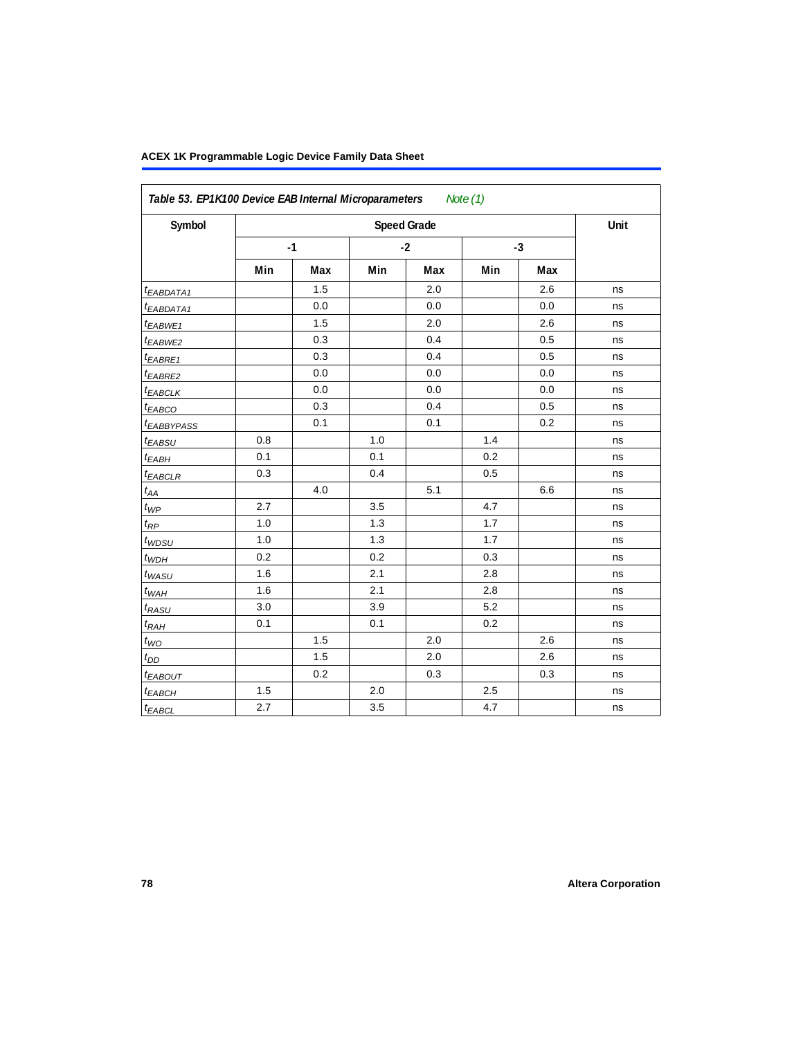| Table 53. EP1K100 Device EAB Internal Microparameters *Note (1)* | | | | | | | |
|---|---|---|---|---|---|---|---|
| **Symbol** | **Speed Grade** | | | | | | **Unit** |
| | **-1** | | **-2** | | **-3** | | |
| | **Min** | **Max** | **Min** | **Max** | **Min** | **Max** | |
| $t_{EABDATA1}$ | | 1.5 | | 2.0 | | 2.6 | ns |
| $t_{EABDATA1}$ | | 0.0 | | 0.0 | | 0.0 | ns |
| $t_{EABWE1}$ | | 1.5 | | 2.0 | | 2.6 | ns |
| $t_{EABWE2}$ | | 0.3 | | 0.4 | | 0.5 | ns |
| $t_{EABRE1}$ | | 0.3 | | 0.4 | | 0.5 | ns |
| $t_{EABRE2}$ | | 0.0 | | 0.0 | | 0.0 | ns |
| $t_{EABCLK}$ | | 0.0 | | 0.0 | | 0.0 | ns |
| $t_{EABCO}$ | | 0.3 | | 0.4 | | 0.5 | ns |
| $t_{EABBYPASS}$ | | 0.1 | | 0.1 | | 0.2 | ns |
| $t_{EABSU}$ | 0.8 | | 1.0 | | 1.4 | | ns |
| $t_{EABH}$ | 0.1 | | 0.1 | | 0.2 | | ns |
| $t_{EABCLR}$ | 0.3 | | 0.4 | | 0.5 | | ns |
| $t_{AA}$ | | 4.0 | | 5.1 | | 6.6 | ns |
| $t_{WP}$ | 2.7 | | 3.5 | | 4.7 | | ns |
| $t_{RP}$ | 1.0 | | 1.3 | | 1.7 | | ns |
| $t_{WDSU}$ | 1.0 | | 1.3 | | 1.7 | | ns |
| $t_{WDH}$ | 0.2 | | 0.2 | | 0.3 | | ns |
| $t_{WASU}$ | 1.6 | | 2.1 | | 2.8 | | ns |
| $t_{WAH}$ | 1.6 | | 2.1 | | 2.8 | | ns |
| $t_{RASU}$ | 3.0 | | 3.9 | | 5.2 | | ns |
| $t_{RAH}$ | 0.1 | | 0.1 | | 0.2 | | ns |
| $t_{WO}$ | | 1.5 | | 2.0 | | 2.6 | ns |
| $t_{DD}$ | | 1.5 | | 2.0 | | 2.6 | ns |
| $t_{EABOUT}$ | | 0.2 | | 0.3 | | 0.3 | ns |
| $t_{EABCH}$ | 1.5 | | 2.0 | | 2.5 | | ns |
| $t_{EABCL}$ | 2.7 | | 3.5 | | 4.7 | | ns |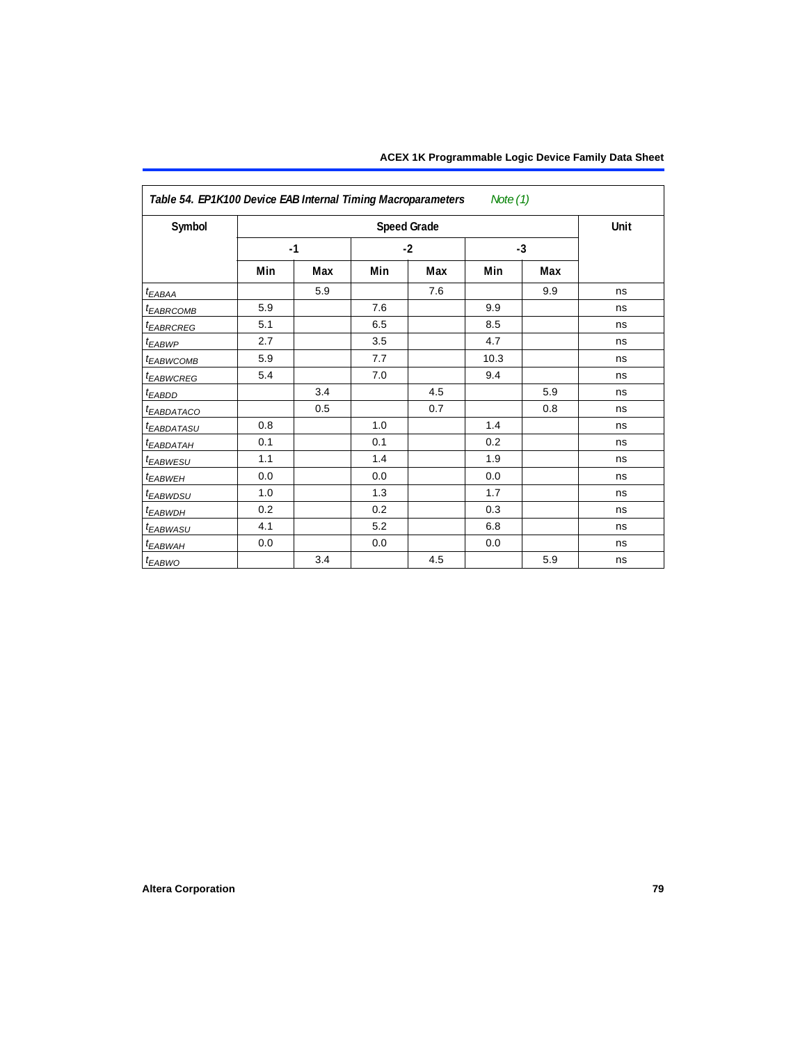| *Table 54. EP1K100 Device EAB Internal Timing Macroparameters* *Note (1)* | | | | | | | |
|---|---|---|---|---|---|---|---|
| Symbol | Speed Grade | | | | | | Unit |
| | -1 | | -2 | | -3 | | |
| | Min | Max | Min | Max | Min | Max | |
| $t_{EABAA}$ | | 5.9 | | 7.6 | | 9.9 | ns |
| $t_{EABRCOMB}$ | 5.9 | | 7.6 | | 9.9 | | ns |
| $t_{EABRCREG}$ | 5.1 | | 6.5 | | 8.5 | | ns |
| $t_{EABWP}$ | 2.7 | | 3.5 | | 4.7 | | ns |
| $t_{EABWCOMB}$ | 5.9 | | 7.7 | | 10.3 | | ns |
| $t_{EABWCREG}$ | 5.4 | | 7.0 | | 9.4 | | ns |
| $t_{EABDD}$ | | 3.4 | | 4.5 | | 5.9 | ns |
| $t_{EABDATACO}$ | | 0.5 | | 0.7 | | 0.8 | ns |
| $t_{EABDATASU}$ | 0.8 | | 1.0 | | 1.4 | | ns |
| $t_{EABDATAH}$ | 0.1 | | 0.1 | | 0.2 | | ns |
| $t_{EABWESU}$ | 1.1 | | 1.4 | | 1.9 | | ns |
| $t_{EABWEH}$ | 0.0 | | 0.0 | | 0.0 | | ns |
| $t_{EABWDSU}$ | 1.0 | | 1.3 | | 1.7 | | ns |
| $t_{EABWDH}$ | 0.2 | | 0.2 | | 0.3 | | ns |
| $t_{EABWASU}$ | 4.1 | | 5.2 | | 6.8 | | ns |
| $t_{EABWAH}$ | 0.0 | | 0.0 | | 0.0 | | ns |
| $t_{EABWO}$ | | 3.4 | | 4.5 | | 5.9 | ns |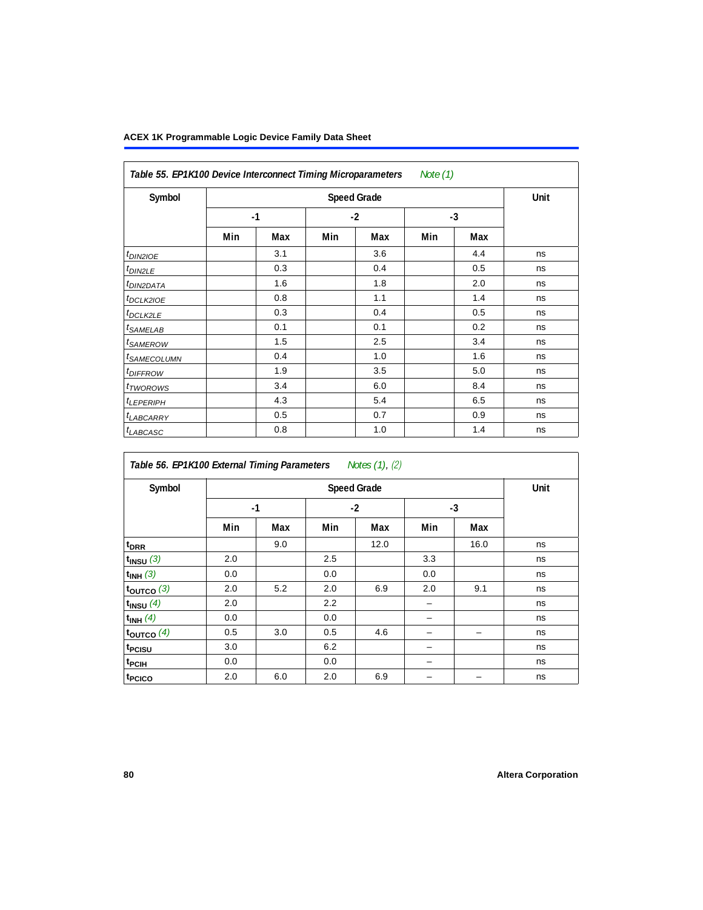**Table 55. EP1K100 Device Interconnect Timing Microparameters** *Note (1)*

| Symbol | Speed Grade | | | | | | Unit |
|---|---|---|---|---|---|---|---|
| | -1 | | -2 | | -3 | | |
| | Min | Max | Min | Max | Min | Max | |
| $t_{DIN2IOE}$ | | 3.1 | | 3.6 | | 4.4 | ns |
| $t_{DIN2LE}$ | | 0.3 | | 0.4 | | 0.5 | ns |
| $t_{DIN2DATA}$ | | 1.6 | | 1.8 | | 2.0 | ns |
| $t_{DCLK2IOE}$ | | 0.8 | | 1.1 | | 1.4 | ns |
| $t_{DCLK2LE}$ | | 0.3 | | 0.4 | | 0.5 | ns |
| $t_{SAMELAB}$ | | 0.1 | | 0.1 | | 0.2 | ns |
| $t_{SAMEROW}$ | | 1.5 | | 2.5 | | 3.4 | ns |
| $t_{SAMECOLUMN}$ | | 0.4 | | 1.0 | | 1.6 | ns |
| $t_{DIFFROW}$ | | 1.9 | | 3.5 | | 5.0 | ns |
| $t_{TWOROWS}$ | | 3.4 | | 6.0 | | 8.4 | ns |
| $t_{LEPERIPH}$ | | 4.3 | | 5.4 | | 6.5 | ns |
| $t_{LABCARRY}$ | | 0.5 | | 0.7 | | 0.9 | ns |
| $t_{LABCASC}$ | | 0.8 | | 1.0 | | 1.4 | ns |

**Table 56. EP1K100 External Timing Parameters** *Notes (1), (2)*

| Symbol | Speed Grade | | | | | | Unit |
|---|---|---|---|---|---|---|---|
| | -1 | | -2 | | -3 | | |
| | Min | Max | Min | Max | Min | Max | |
| $t_{DRR}$ | | 9.0 | | 12.0 | | 16.0 | ns |
| $t_{INSU}$ *(3)* | 2.0 | | 2.5 | | 3.3 | | ns |
| $t_{INH}$ *(3)* | 0.0 | | 0.0 | | 0.0 | | ns |
| $t_{OUTCO}$ *(3)* | 2.0 | 5.2 | 2.0 | 6.9 | 2.0 | 9.1 | ns |
| $t_{INSU}$ *(4)* | 2.0 | | 2.2 | | – | | ns |
| $t_{INH}$ *(4)* | 0.0 | | 0.0 | | – | | ns |
| $t_{OUTCO}$ *(4)* | 0.5 | 3.0 | 0.5 | 4.6 | – | – | ns |
| $t_{PCISU}$ | 3.0 | | 6.2 | | – | | ns |
| $t_{PCIH}$ | 0.0 | | 0.0 | | – | | ns |
| $t_{PCICO}$ | 2.0 | 6.0 | 2.0 | 6.9 | – | – | ns |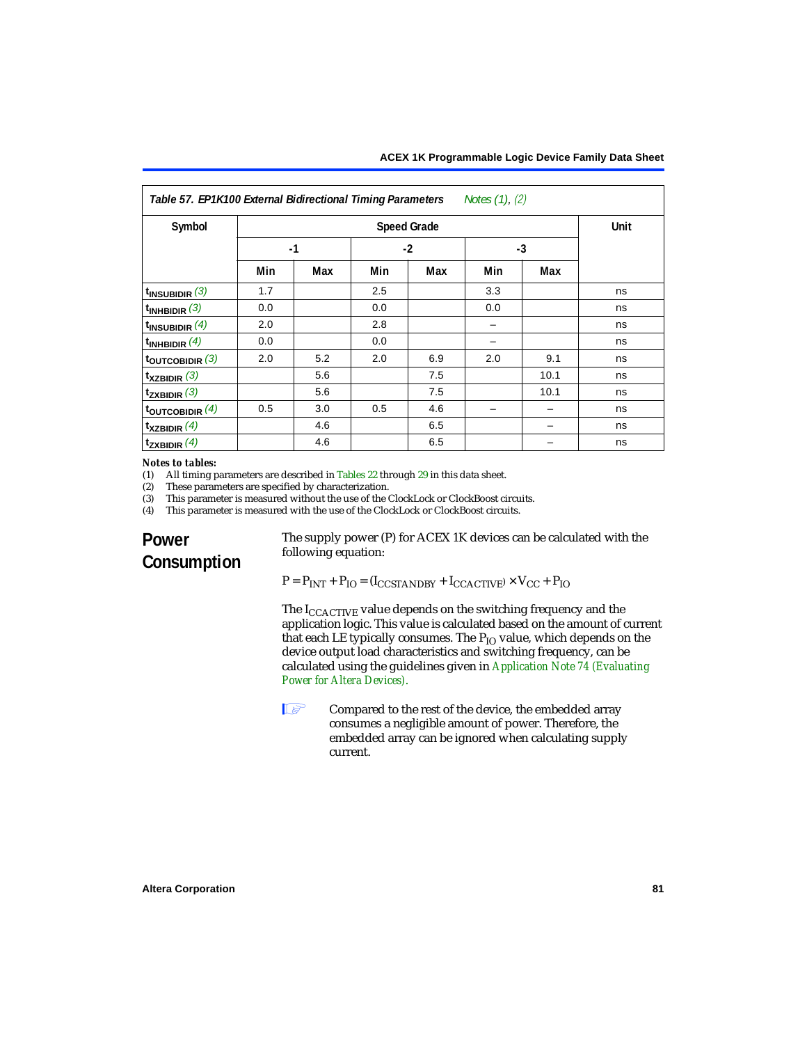**Table 57. EP1K100 External Bidirectional Timing Parameters** *Notes (1), (2)*

| Symbol | Speed Grade | | | | | | Unit |
|---|---|---|---|---|---|---|---|
| | -1 | | -2 | | -3 | | |
| | Min | Max | Min | Max | Min | Max | |
| $t_{INSUBIDIR}$ *(3)* | 1.7 | | 2.5 | | 3.3 | | ns |
| $t_{INHBIDIR}$ *(3)* | 0.0 | | 0.0 | | 0.0 | | ns |
| $t_{INSUBIDIR}$ *(4)* | 2.0 | | 2.8 | | – | | ns |
| $t_{INHBIDIR}$ *(4)* | 0.0 | | 0.0 | | – | | ns |
| $t_{OUTCOBIDIR}$ *(3)* | 2.0 | 5.2 | 2.0 | 6.9 | 2.0 | 9.1 | ns |
| $t_{XZBIDIR}$ *(3)* | | 5.6 | | 7.5 | | 10.1 | ns |
| $t_{ZXBIDIR}$ *(3)* | | 5.6 | | 7.5 | | 10.1 | ns |
| $t_{OUTCOBIDIR}$ *(4)* | 0.5 | 3.0 | 0.5 | 4.6 | – | – | ns |
| $t_{XZBIDIR}$ *(4)* | | 4.6 | | 6.5 | | – | ns |
| $t_{ZXBIDIR}$ *(4)* | | 4.6 | | 6.5 | | – | ns |

***Notes to tables:***

(1) All timing parameters are described in Tables 22 through 29 in this data sheet.
(2) These parameters are specified by characterization.
(3) This parameter is measured without the use of the ClockLock or ClockBoost circuits.
(4) This parameter is measured with the use of the ClockLock or ClockBoost circuits.

## Power Consumption

The supply power (P) for ACEX 1K devices can be calculated with the following equation:

$$P = P_{INT} + P_{IO} = (I_{CCSTANDBY} + I_{CCACTIVE}) \times V_{CC} + P_{IO}$$

The $I_{CCACTIVE}$ value depends on the switching frequency and the application logic. This value is calculated based on the amount of current that each LE typically consumes. The $P_{IO}$ value, which depends on the device output load characteristics and switching frequency, can be calculated using the guidelines given in *Application Note 74 (Evaluating Power for Altera Devices)*.

Compared to the rest of the device, the embedded array consumes a negligible amount of power. Therefore, the embedded array can be ignored when calculating supply current.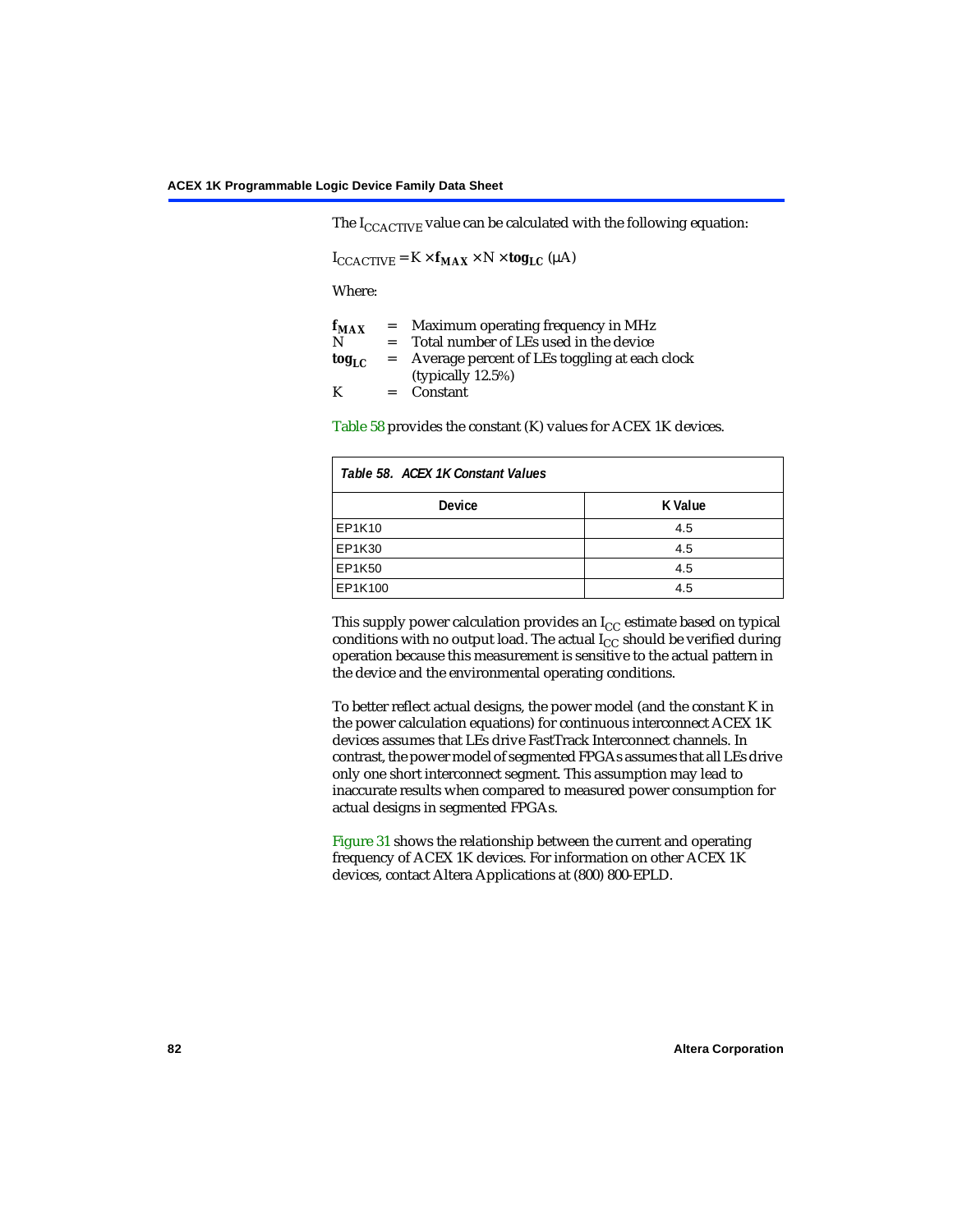The $I_{CCACTIVE}$ value can be calculated with the following equation:

$$I_{CCACTIVE} = K \times \mathbf{f_{MAX}} \times N \times \mathbf{tog_{LC}} \ (\mu A)$$

Where:

$\mathbf{f_{MAX}}$ = Maximum operating frequency in MHz
N = Total number of LEs used in the device
$\mathbf{tog_{LC}}$ = Average percent of LEs toggling at each clock (typically 12.5%)
K = Constant

Table 58 provides the constant (K) values for ACEX 1K devices.

*Table 58. ACEX 1K Constant Values*

| Device | K Value |
|---|---|
| EP1K10 | 4.5 |
| EP1K30 | 4.5 |
| EP1K50 | 4.5 |
| EP1K100 | 4.5 |

This supply power calculation provides an $I_{CC}$ estimate based on typical conditions with no output load. The actual $I_{CC}$ should be verified during operation because this measurement is sensitive to the actual pattern in the device and the environmental operating conditions.

To better reflect actual designs, the power model (and the constant K in the power calculation equations) for continuous interconnect ACEX 1K devices assumes that LEs drive FastTrack Interconnect channels. In contrast, the power model of segmented FPGAs assumes that all LEs drive only one short interconnect segment. This assumption may lead to inaccurate results when compared to measured power consumption for actual designs in segmented FPGAs.

Figure 31 shows the relationship between the current and operating frequency of ACEX 1K devices. For information on other ACEX 1K devices, contact Altera Applications at (800) 800-EPLD.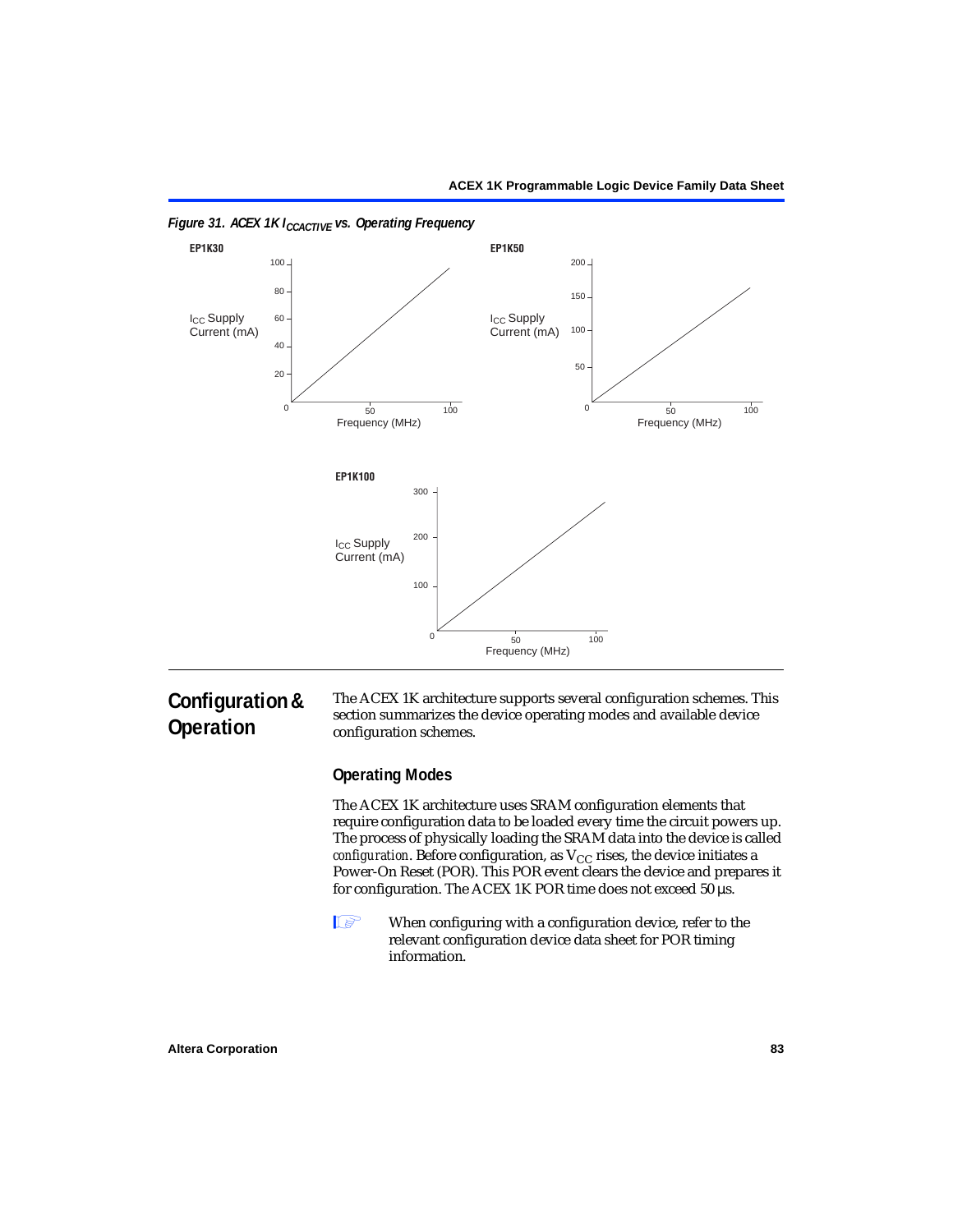*Figure 31. ACEX 1K $I_{CCACTIVE}$ vs. Operating Frequency*

**EP1K30**

$I_{CC}$ Supply Current (mA)

Frequency (MHz)

**EP1K50**

$I_{CC}$ Supply Current (mA)

Frequency (MHz)

**EP1K100**

$I_{CC}$ Supply Current (mA)

Frequency (MHz)

# Configuration & Operation

The ACEX 1K architecture supports several configuration schemes. This section summarizes the device operating modes and available device configuration schemes.

## Operating Modes

The ACEX 1K architecture uses SRAM configuration elements that require configuration data to be loaded every time the circuit powers up. The process of physically loading the SRAM data into the device is called *configuration*. Before configuration, as $V_{CC}$ rises, the device initiates a Power-On Reset (POR). This POR event clears the device and prepares it for configuration. The ACEX 1K POR time does not exceed 50 µs.

When configuring with a configuration device, refer to the relevant configuration device data sheet for POR timing information.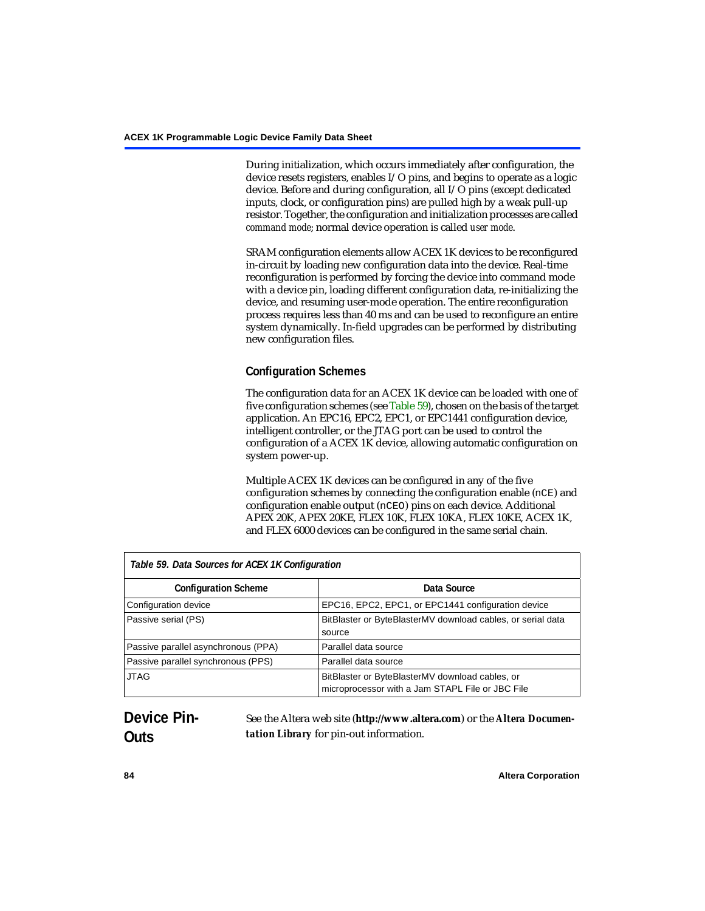During initialization, which occurs immediately after configuration, the device resets registers, enables I/O pins, and begins to operate as a logic device. Before and during configuration, all I/O pins (except dedicated inputs, clock, or configuration pins) are pulled high by a weak pull-up resistor. Together, the configuration and initialization processes are called *command mode*; normal device operation is called *user mode*.

SRAM configuration elements allow ACEX 1K devices to be reconfigured in-circuit by loading new configuration data into the device. Real-time reconfiguration is performed by forcing the device into command mode with a device pin, loading different configuration data, re-initializing the device, and resuming user-mode operation. The entire reconfiguration process requires less than 40 ms and can be used to reconfigure an entire system dynamically. In-field upgrades can be performed by distributing new configuration files.

### Configuration Schemes

The configuration data for an ACEX 1K device can be loaded with one of five configuration schemes (see Table 59), chosen on the basis of the target application. An EPC16, EPC2, EPC1, or EPC1441 configuration device, intelligent controller, or the JTAG port can be used to control the configuration of a ACEX 1K device, allowing automatic configuration on system power-up.

Multiple ACEX 1K devices can be configured in any of the five configuration schemes by connecting the configuration enable (`nCE`) and configuration enable output (`nCEO`) pins on each device. Additional APEX 20K, APEX 20KE, FLEX 10K, FLEX 10KA, FLEX 10KE, ACEX 1K, and FLEX 6000 devices can be configured in the same serial chain.

*Table 59. Data Sources for ACEX 1K Configuration*

| Configuration Scheme | Data Source |
|---|---|
| Configuration device | EPC16, EPC2, EPC1, or EPC1441 configuration device |
| Passive serial (PS) | BitBlaster or ByteBlasterMV download cables, or serial data source |
| Passive parallel asynchronous (PPA) | Parallel data source |
| Passive parallel synchronous (PPS) | Parallel data source |
| JTAG | BitBlaster or ByteBlasterMV download cables, or microprocessor with a Jam STAPL File or JBC File |

## Device Pin-Outs

See the Altera web site (**http://www.altera.com**) or the ***Altera Documentation Library*** for pin-out information.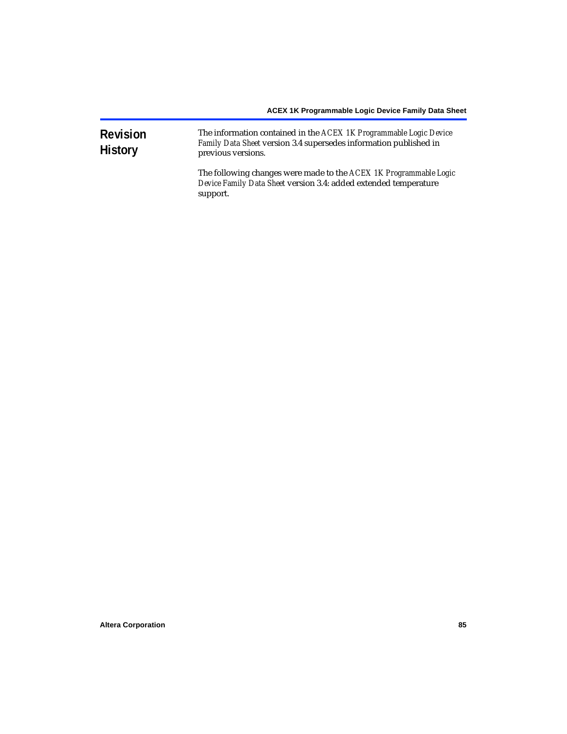## Revision History

The information contained in the *ACEX 1K Programmable Logic Device Family Data Sheet* version 3.4 supersedes information published in previous versions.

The following changes were made to the *ACEX 1K Programmable Logic Device Family Data Sheet* version 3.4: added extended temperature support.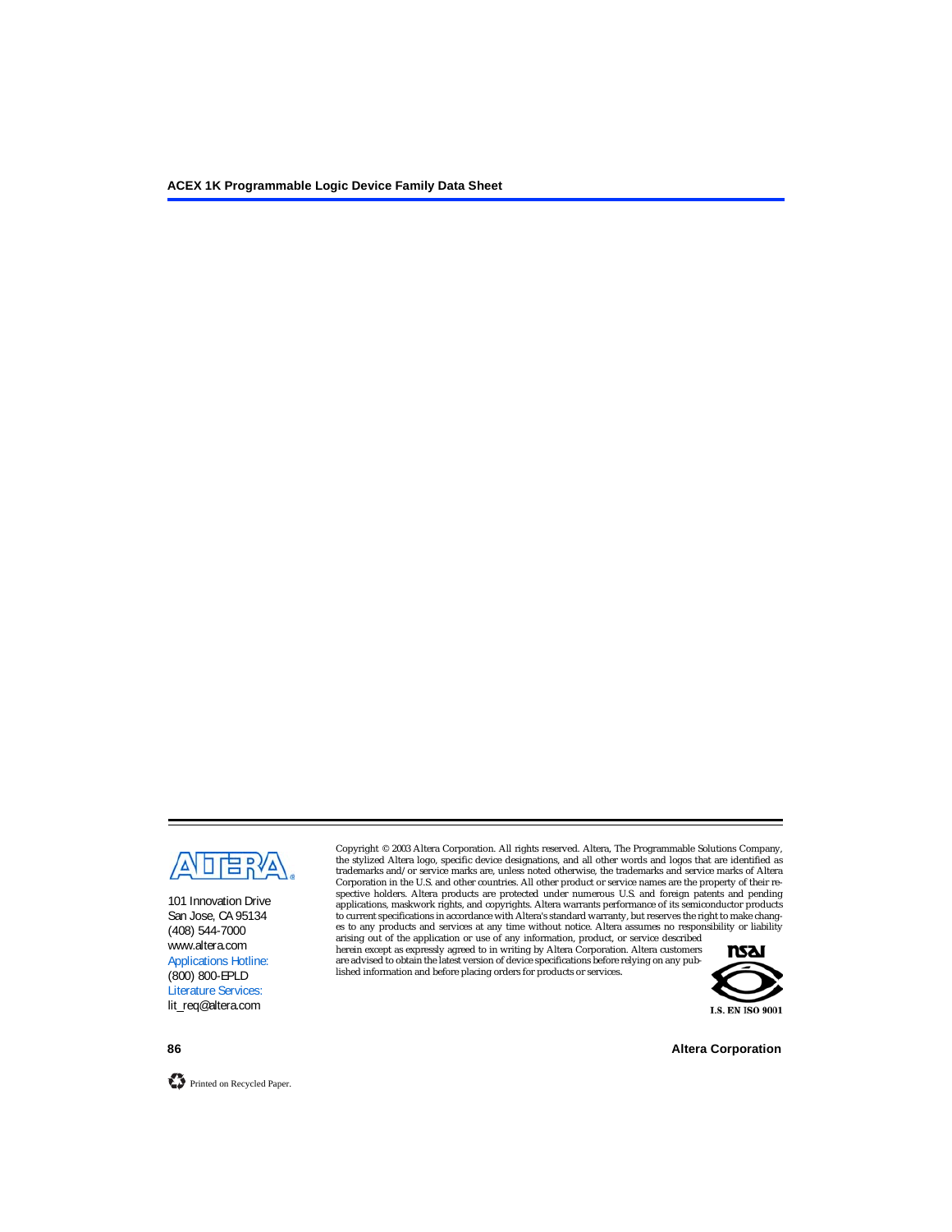101 Innovation Drive
San Jose, CA 95134
(408) 544-7000
www.altera.com
Applications Hotline:
(800) 800-EPLD
Literature Services:
lit_req@altera.com

Copyright © 2003 Altera Corporation. All rights reserved. Altera, The Programmable Solutions Company, the stylized Altera logo, specific device designations, and all other words and logos that are identified as trademarks and/or service marks are, unless noted otherwise, the trademarks and service marks of Altera Corporation in the U.S. and other countries. All other product or service names are the property of their respective holders. Altera products are protected under numerous U.S. and foreign patents and pending applications, maskwork rights, and copyrights. Altera warrants performance of its semiconductor products to current specifications in accordance with Altera's standard warranty, but reserves the right to make changes to any products and services at any time without notice. Altera assumes no responsibility or liability arising out of the application or use of any information, product, or service described herein except as expressly agreed to in writing by Altera Corporation. Altera customers are advised to obtain the latest version of device specifications before relying on any published information and before placing orders for products or services.

I.S. EN ISO 9001

Printed on Recycled Paper.